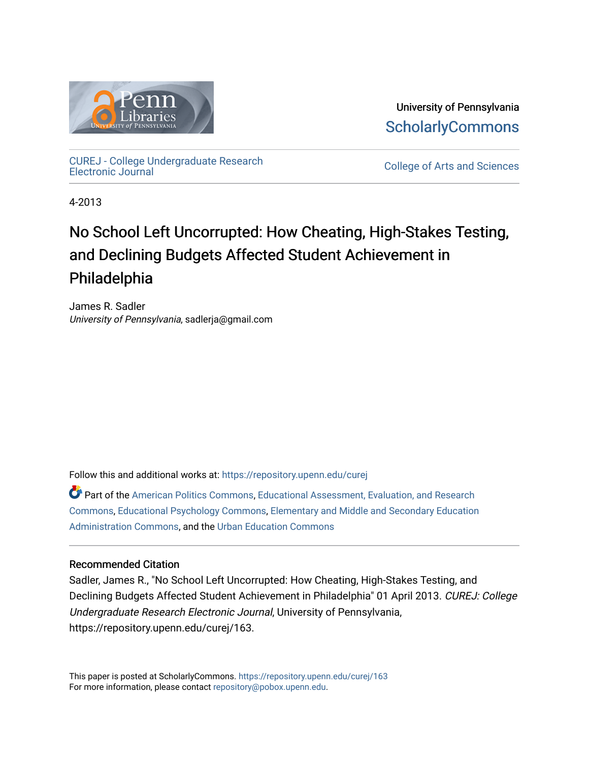University of Pennsylvania
ScholarlyCommons

CUREJ - College Undergraduate Research Electronic Journal

College of Arts and Sciences

4-2013

# No School Left Uncorrupted: How Cheating, High-Stakes Testing, and Declining Budgets Affected Student Achievement in Philadelphia

James R. Sadler
*University of Pennsylvania*, sadlerja@gmail.com

Follow this and additional works at: https://repository.upenn.edu/curej

Part of the American Politics Commons, Educational Assessment, Evaluation, and Research Commons, Educational Psychology Commons, Elementary and Middle and Secondary Education Administration Commons, and the Urban Education Commons

## Recommended Citation

Sadler, James R., "No School Left Uncorrupted: How Cheating, High-Stakes Testing, and Declining Budgets Affected Student Achievement in Philadelphia" 01 April 2013. *CUREJ: College Undergraduate Research Electronic Journal*, University of Pennsylvania, https://repository.upenn.edu/curej/163.

This paper is posted at ScholarlyCommons. https://repository.upenn.edu/curej/163
For more information, please contact repository@pobox.upenn.edu.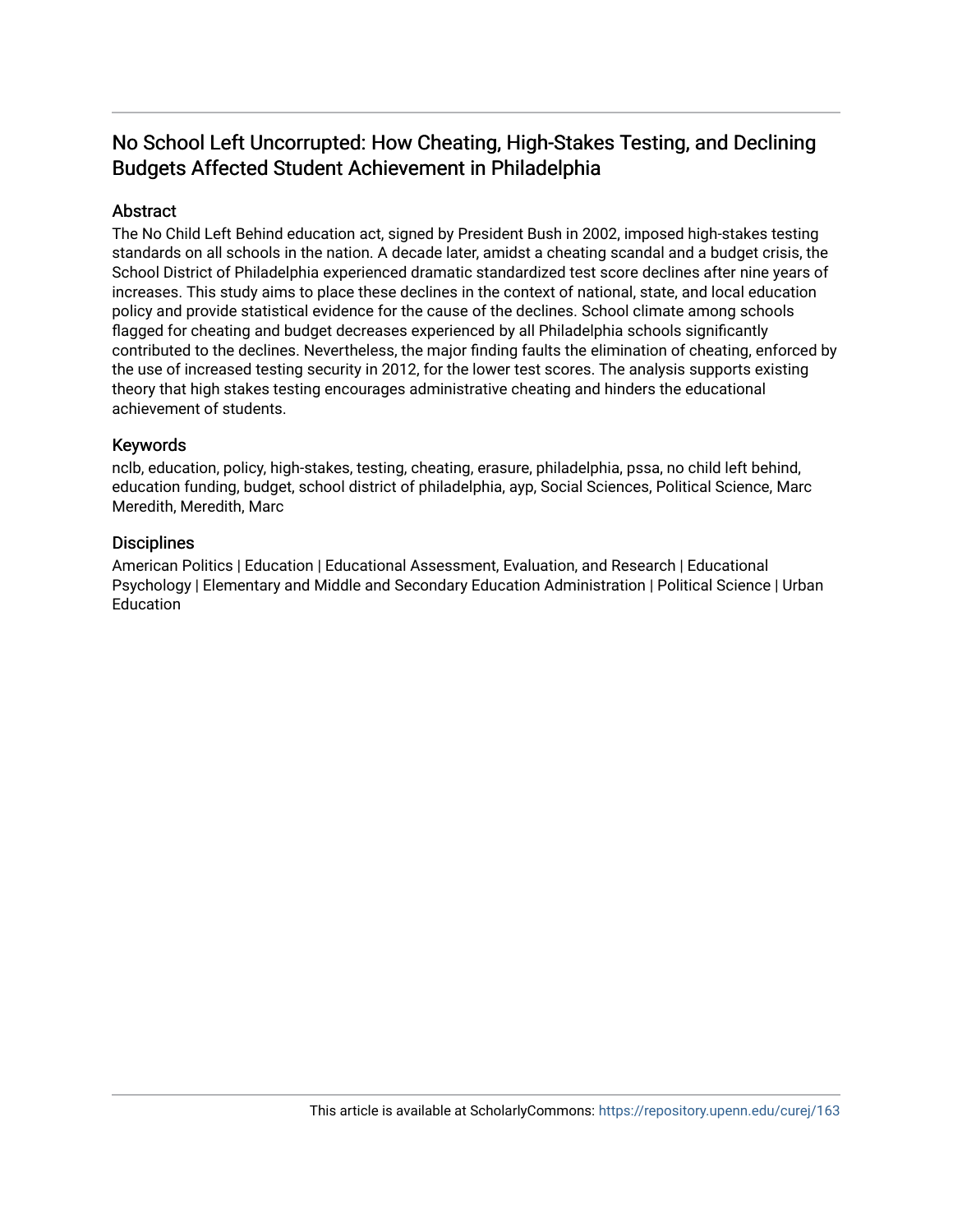# No School Left Uncorrupted: How Cheating, High-Stakes Testing, and Declining Budgets Affected Student Achievement in Philadelphia

## Abstract

The No Child Left Behind education act, signed by President Bush in 2002, imposed high-stakes testing standards on all schools in the nation. A decade later, amidst a cheating scandal and a budget crisis, the School District of Philadelphia experienced dramatic standardized test score declines after nine years of increases. This study aims to place these declines in the context of national, state, and local education policy and provide statistical evidence for the cause of the declines. School climate among schools flagged for cheating and budget decreases experienced by all Philadelphia schools significantly contributed to the declines. Nevertheless, the major finding faults the elimination of cheating, enforced by the use of increased testing security in 2012, for the lower test scores. The analysis supports existing theory that high stakes testing encourages administrative cheating and hinders the educational achievement of students.

## Keywords

nclb, education, policy, high-stakes, testing, cheating, erasure, philadelphia, pssa, no child left behind, education funding, budget, school district of philadelphia, ayp, Social Sciences, Political Science, Marc Meredith, Meredith, Marc

## Disciplines

American Politics | Education | Educational Assessment, Evaluation, and Research | Educational Psychology | Elementary and Middle and Secondary Education Administration | Political Science | Urban Education

This article is available at ScholarlyCommons: https://repository.upenn.edu/curej/163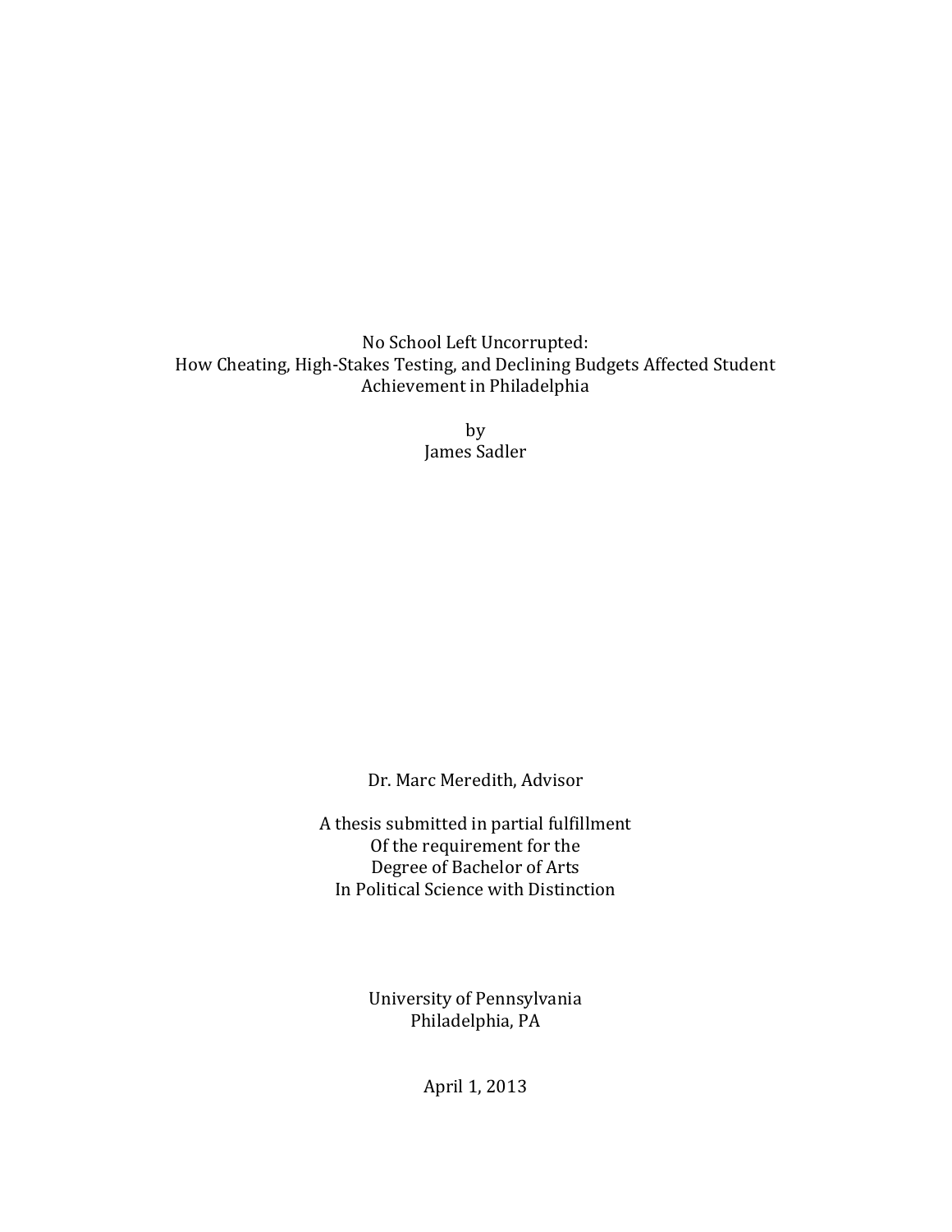# No School Left Uncorrupted:
## How Cheating, High-Stakes Testing, and Declining Budgets Affected Student Achievement in Philadelphia

by
James Sadler

Dr. Marc Meredith, Advisor

A thesis submitted in partial fulfillment
Of the requirement for the
Degree of Bachelor of Arts
In Political Science with Distinction

University of Pennsylvania
Philadelphia, PA

April 1, 2013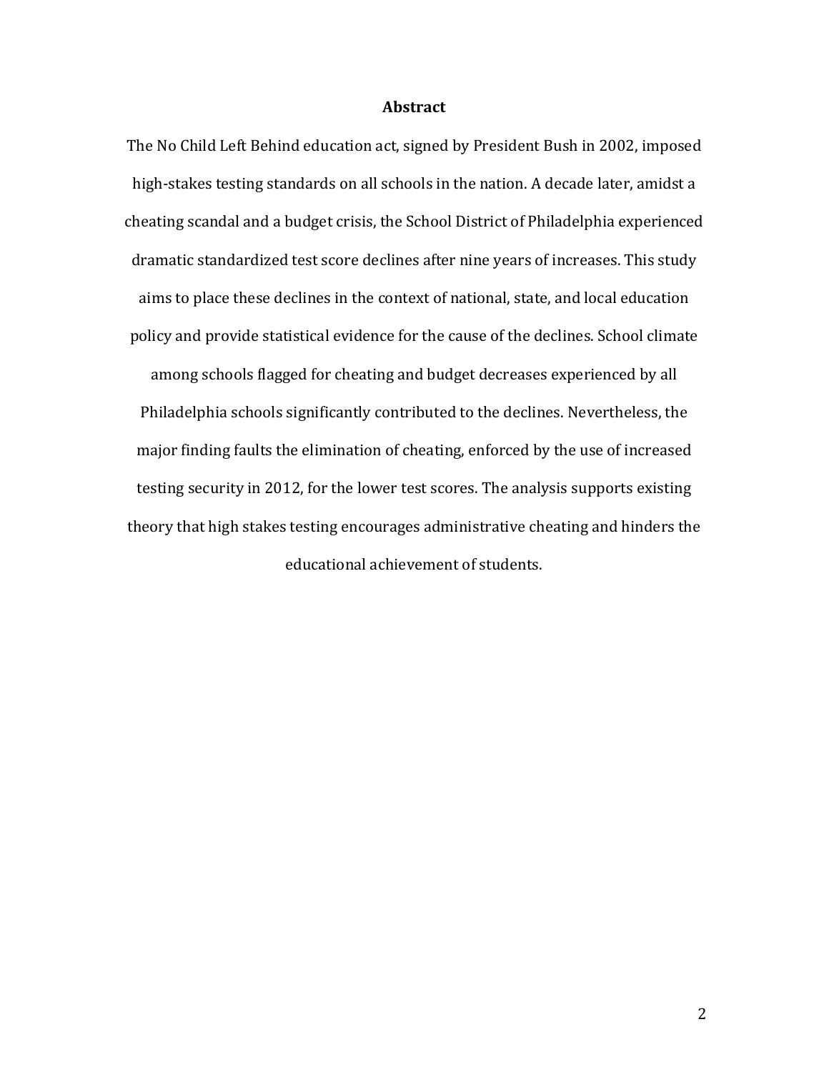## Abstract

The No Child Left Behind education act, signed by President Bush in 2002, imposed high-stakes testing standards on all schools in the nation. A decade later, amidst a cheating scandal and a budget crisis, the School District of Philadelphia experienced dramatic standardized test score declines after nine years of increases. This study aims to place these declines in the context of national, state, and local education policy and provide statistical evidence for the cause of the declines. School climate among schools flagged for cheating and budget decreases experienced by all Philadelphia schools significantly contributed to the declines. Nevertheless, the major finding faults the elimination of cheating, enforced by the use of increased testing security in 2012, for the lower test scores. The analysis supports existing theory that high stakes testing encourages administrative cheating and hinders the educational achievement of students.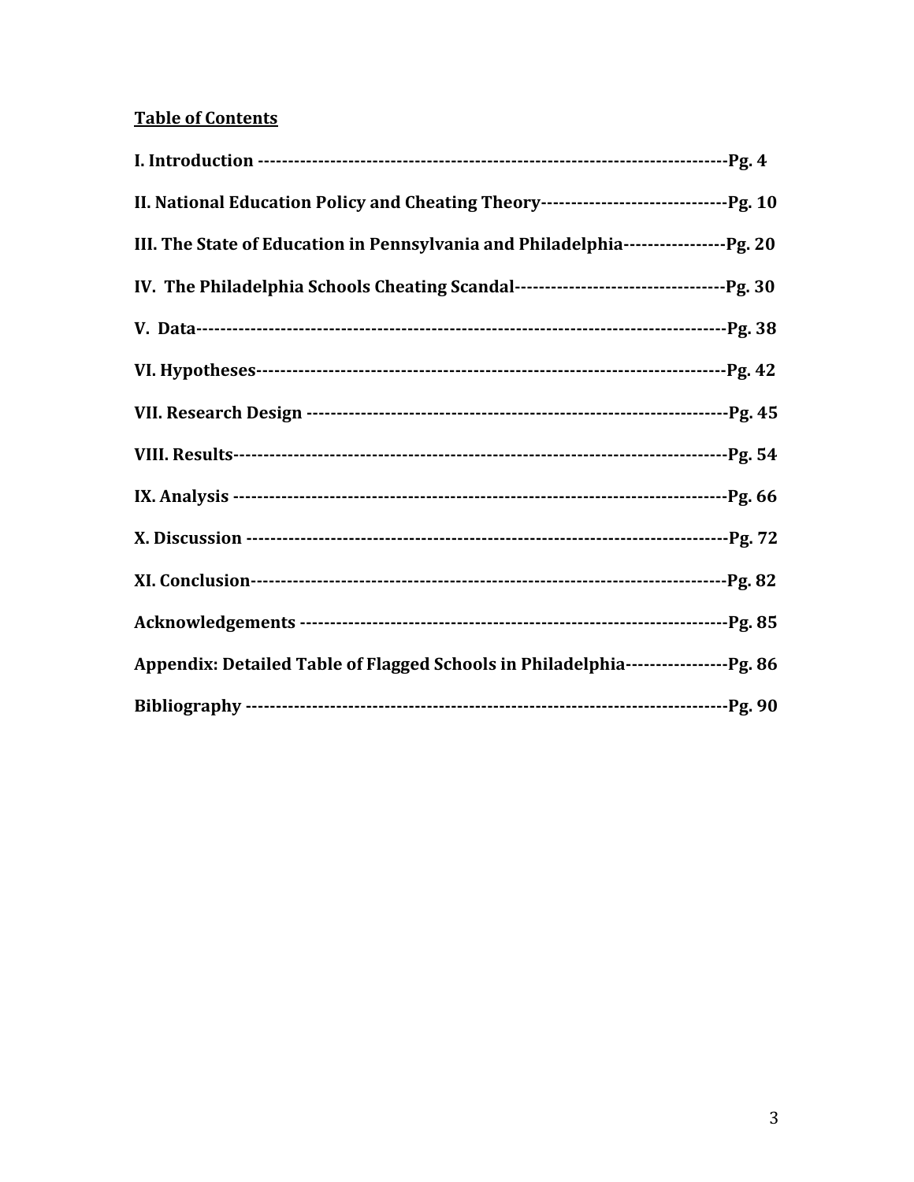**Table of Contents**

**I. Introduction ------------------------------------------------------------------------------Pg. 4**

**II. National Education Policy and Cheating Theory------------------------------Pg. 10**

**III. The State of Education in Pennsylvania and Philadelphia----------------Pg. 20**

**IV. The Philadelphia Schools Cheating Scandal----------------------------------Pg. 30**

**V. Data-------------------------------------------------------------------------------------Pg. 38**

**VI. Hypotheses----------------------------------------------------------------------------Pg. 42**

**VII. Research Design ---------------------------------------------------------------------Pg. 45**

**VIII. Results--------------------------------------------------------------------------------Pg. 54**

**IX. Analysis ---------------------------------------------------------------------------------Pg. 66**

**X. Discussion -------------------------------------------------------------------------------Pg. 72**

**XI. Conclusion------------------------------------------------------------------------------Pg. 82**

**Acknowledgements ---------------------------------------------------------------------Pg. 85**

**Appendix: Detailed Table of Flagged Schools in Philadelphia-----------------Pg. 86**

**Bibliography ------------------------------------------------------------------------------Pg. 90**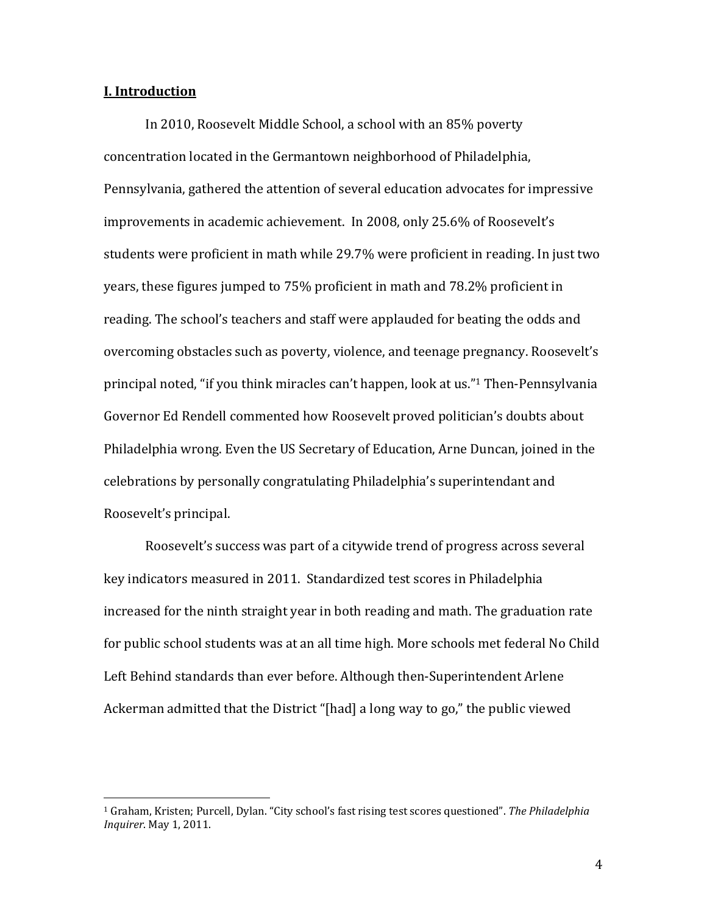## I. Introduction

In 2010, Roosevelt Middle School, a school with an 85% poverty concentration located in the Germantown neighborhood of Philadelphia, Pennsylvania, gathered the attention of several education advocates for impressive improvements in academic achievement. In 2008, only 25.6% of Roosevelt's students were proficient in math while 29.7% were proficient in reading. In just two years, these figures jumped to 75% proficient in math and 78.2% proficient in reading. The school's teachers and staff were applauded for beating the odds and overcoming obstacles such as poverty, violence, and teenage pregnancy. Roosevelt's principal noted, "if you think miracles can't happen, look at us."[1] Then-Pennsylvania Governor Ed Rendell commented how Roosevelt proved politician's doubts about Philadelphia wrong. Even the US Secretary of Education, Arne Duncan, joined in the celebrations by personally congratulating Philadelphia's superintendant and Roosevelt's principal.

Roosevelt's success was part of a citywide trend of progress across several key indicators measured in 2011. Standardized test scores in Philadelphia increased for the ninth straight year in both reading and math. The graduation rate for public school students was at an all time high. More schools met federal No Child Left Behind standards than ever before. Although then-Superintendent Arlene Ackerman admitted that the District "[had] a long way to go," the public viewed

---

[1] Graham, Kristen; Purcell, Dylan. "City school's fast rising test scores questioned". *The Philadelphia Inquirer*. May 1, 2011.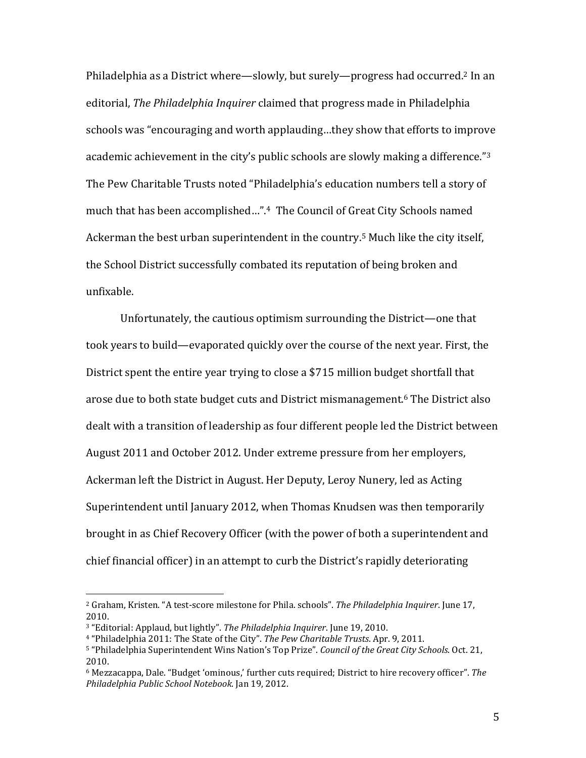Philadelphia as a District where—slowly, but surely—progress had occurred.[2] In an editorial, *The Philadelphia Inquirer* claimed that progress made in Philadelphia schools was "encouraging and worth applauding…they show that efforts to improve academic achievement in the city's public schools are slowly making a difference."[3] The Pew Charitable Trusts noted "Philadelphia's education numbers tell a story of much that has been accomplished…".[4] The Council of Great City Schools named Ackerman the best urban superintendent in the country.[5] Much like the city itself, the School District successfully combated its reputation of being broken and unfixable.

Unfortunately, the cautious optimism surrounding the District—one that took years to build—evaporated quickly over the course of the next year. First, the District spent the entire year trying to close a $715 million budget shortfall that arose due to both state budget cuts and District mismanagement.[6] The District also dealt with a transition of leadership as four different people led the District between August 2011 and October 2012. Under extreme pressure from her employers, Ackerman left the District in August. Her Deputy, Leroy Nunery, led as Acting Superintendent until January 2012, when Thomas Knudsen was then temporarily brought in as Chief Recovery Officer (with the power of both a superintendent and chief financial officer) in an attempt to curb the District's rapidly deteriorating

---

[2] Graham, Kristen. "A test-score milestone for Phila. schools". *The Philadelphia Inquirer*. June 17, 2010.

[3] "Editorial: Applaud, but lightly". *The Philadelphia Inquirer*. June 19, 2010.

[4] "Philadelphia 2011: The State of the City". *The Pew Charitable Trusts*. Apr. 9, 2011.

[5] "Philadelphia Superintendent Wins Nation's Top Prize". *Council of the Great City Schools*. Oct. 21, 2010.

[6] Mezzacappa, Dale. "Budget 'ominous,' further cuts required; District to hire recovery officer". *The Philadelphia Public School Notebook*. Jan 19, 2012.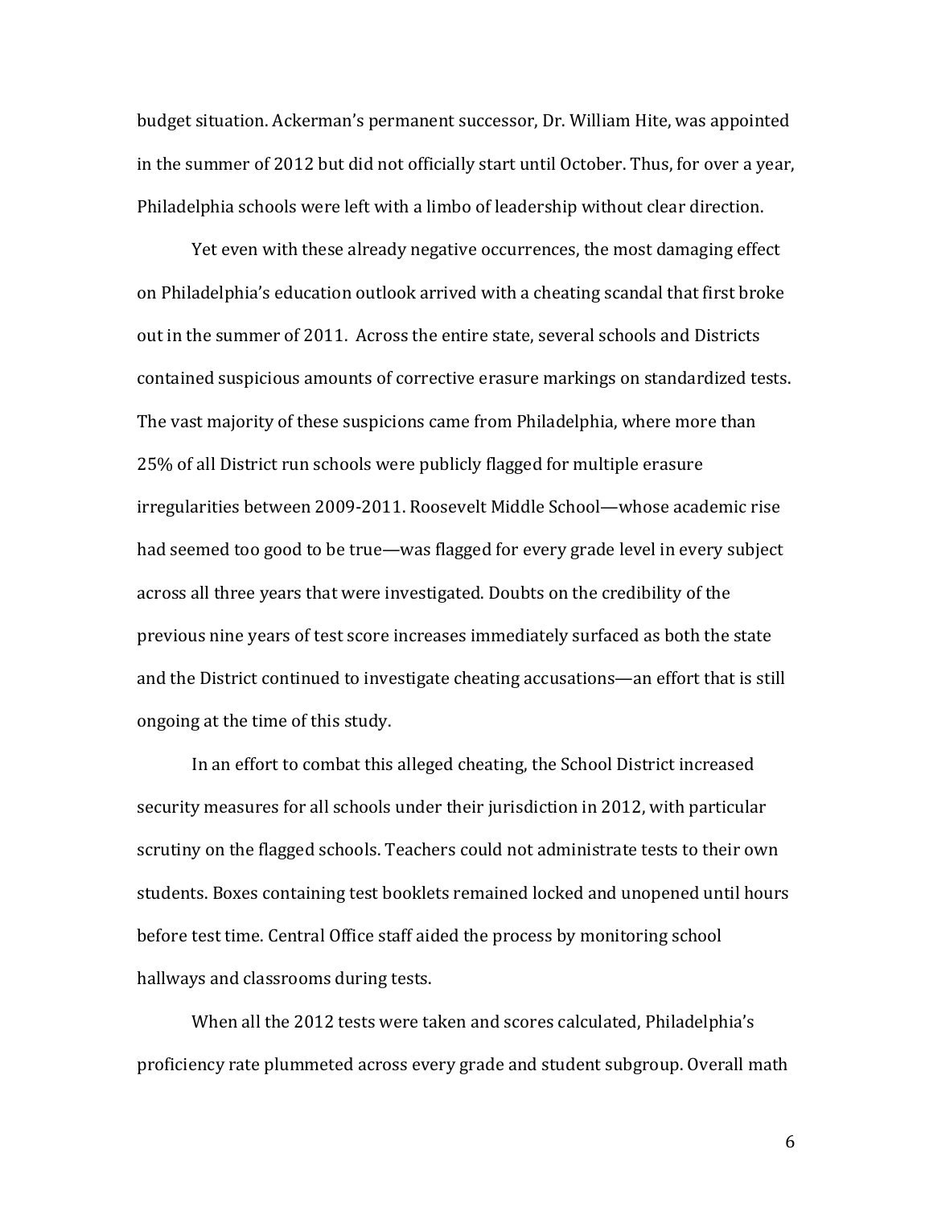budget situation. Ackerman's permanent successor, Dr. William Hite, was appointed in the summer of 2012 but did not officially start until October. Thus, for over a year, Philadelphia schools were left with a limbo of leadership without clear direction.

Yet even with these already negative occurrences, the most damaging effect on Philadelphia's education outlook arrived with a cheating scandal that first broke out in the summer of 2011. Across the entire state, several schools and Districts contained suspicious amounts of corrective erasure markings on standardized tests. The vast majority of these suspicions came from Philadelphia, where more than 25% of all District run schools were publicly flagged for multiple erasure irregularities between 2009-2011. Roosevelt Middle School—whose academic rise had seemed too good to be true—was flagged for every grade level in every subject across all three years that were investigated. Doubts on the credibility of the previous nine years of test score increases immediately surfaced as both the state and the District continued to investigate cheating accusations—an effort that is still ongoing at the time of this study.

In an effort to combat this alleged cheating, the School District increased security measures for all schools under their jurisdiction in 2012, with particular scrutiny on the flagged schools. Teachers could not administrate tests to their own students. Boxes containing test booklets remained locked and unopened until hours before test time. Central Office staff aided the process by monitoring school hallways and classrooms during tests.

When all the 2012 tests were taken and scores calculated, Philadelphia's proficiency rate plummeted across every grade and student subgroup. Overall math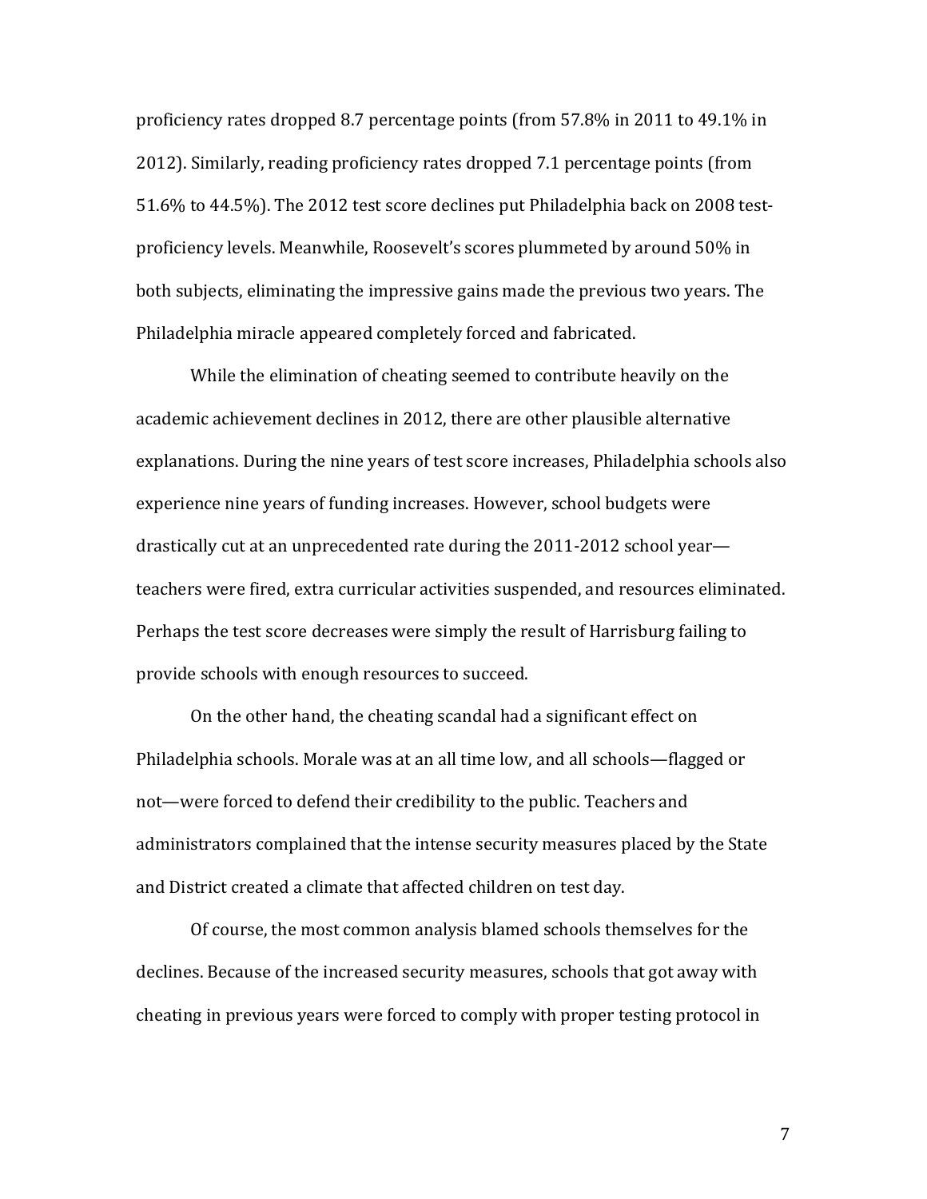proficiency rates dropped 8.7 percentage points (from 57.8% in 2011 to 49.1% in 2012). Similarly, reading proficiency rates dropped 7.1 percentage points (from 51.6% to 44.5%). The 2012 test score declines put Philadelphia back on 2008 test-proficiency levels. Meanwhile, Roosevelt's scores plummeted by around 50% in both subjects, eliminating the impressive gains made the previous two years. The Philadelphia miracle appeared completely forced and fabricated.

While the elimination of cheating seemed to contribute heavily on the academic achievement declines in 2012, there are other plausible alternative explanations. During the nine years of test score increases, Philadelphia schools also experience nine years of funding increases. However, school budgets were drastically cut at an unprecedented rate during the 2011-2012 school year—teachers were fired, extra curricular activities suspended, and resources eliminated. Perhaps the test score decreases were simply the result of Harrisburg failing to provide schools with enough resources to succeed.

On the other hand, the cheating scandal had a significant effect on Philadelphia schools. Morale was at an all time low, and all schools—flagged or not—were forced to defend their credibility to the public. Teachers and administrators complained that the intense security measures placed by the State and District created a climate that affected children on test day.

Of course, the most common analysis blamed schools themselves for the declines. Because of the increased security measures, schools that got away with cheating in previous years were forced to comply with proper testing protocol in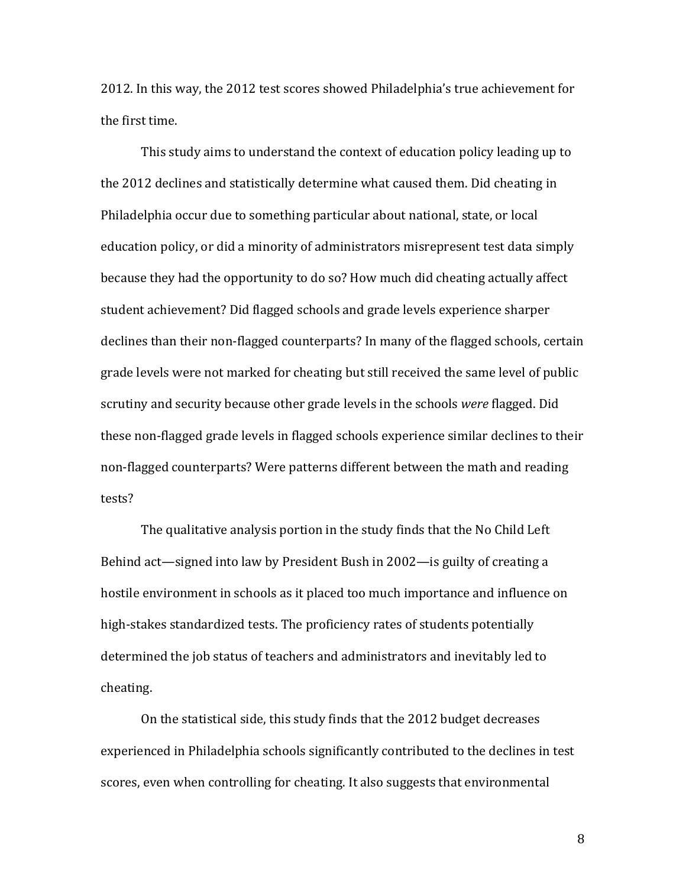2012. In this way, the 2012 test scores showed Philadelphia's true achievement for the first time.

This study aims to understand the context of education policy leading up to the 2012 declines and statistically determine what caused them. Did cheating in Philadelphia occur due to something particular about national, state, or local education policy, or did a minority of administrators misrepresent test data simply because they had the opportunity to do so? How much did cheating actually affect student achievement? Did flagged schools and grade levels experience sharper declines than their non-flagged counterparts? In many of the flagged schools, certain grade levels were not marked for cheating but still received the same level of public scrutiny and security because other grade levels in the schools *were* flagged. Did these non-flagged grade levels in flagged schools experience similar declines to their non-flagged counterparts? Were patterns different between the math and reading tests?

The qualitative analysis portion in the study finds that the No Child Left Behind act—signed into law by President Bush in 2002—is guilty of creating a hostile environment in schools as it placed too much importance and influence on high-stakes standardized tests. The proficiency rates of students potentially determined the job status of teachers and administrators and inevitably led to cheating.

On the statistical side, this study finds that the 2012 budget decreases experienced in Philadelphia schools significantly contributed to the declines in test scores, even when controlling for cheating. It also suggests that environmental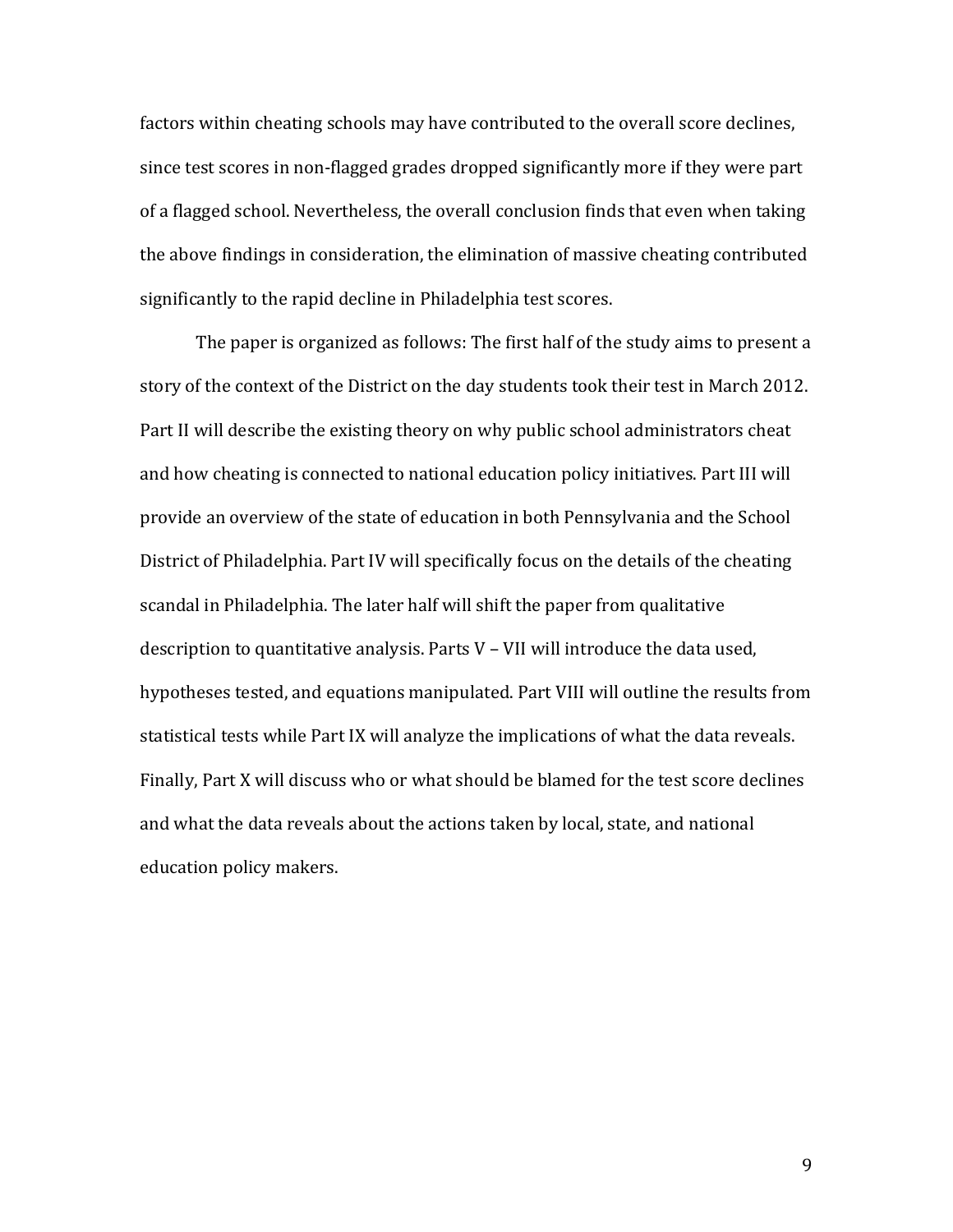factors within cheating schools may have contributed to the overall score declines, since test scores in non-flagged grades dropped significantly more if they were part of a flagged school. Nevertheless, the overall conclusion finds that even when taking the above findings in consideration, the elimination of massive cheating contributed significantly to the rapid decline in Philadelphia test scores.

The paper is organized as follows: The first half of the study aims to present a story of the context of the District on the day students took their test in March 2012. Part II will describe the existing theory on why public school administrators cheat and how cheating is connected to national education policy initiatives. Part III will provide an overview of the state of education in both Pennsylvania and the School District of Philadelphia. Part IV will specifically focus on the details of the cheating scandal in Philadelphia. The later half will shift the paper from qualitative description to quantitative analysis. Parts V – VII will introduce the data used, hypotheses tested, and equations manipulated. Part VIII will outline the results from statistical tests while Part IX will analyze the implications of what the data reveals. Finally, Part X will discuss who or what should be blamed for the test score declines and what the data reveals about the actions taken by local, state, and national education policy makers.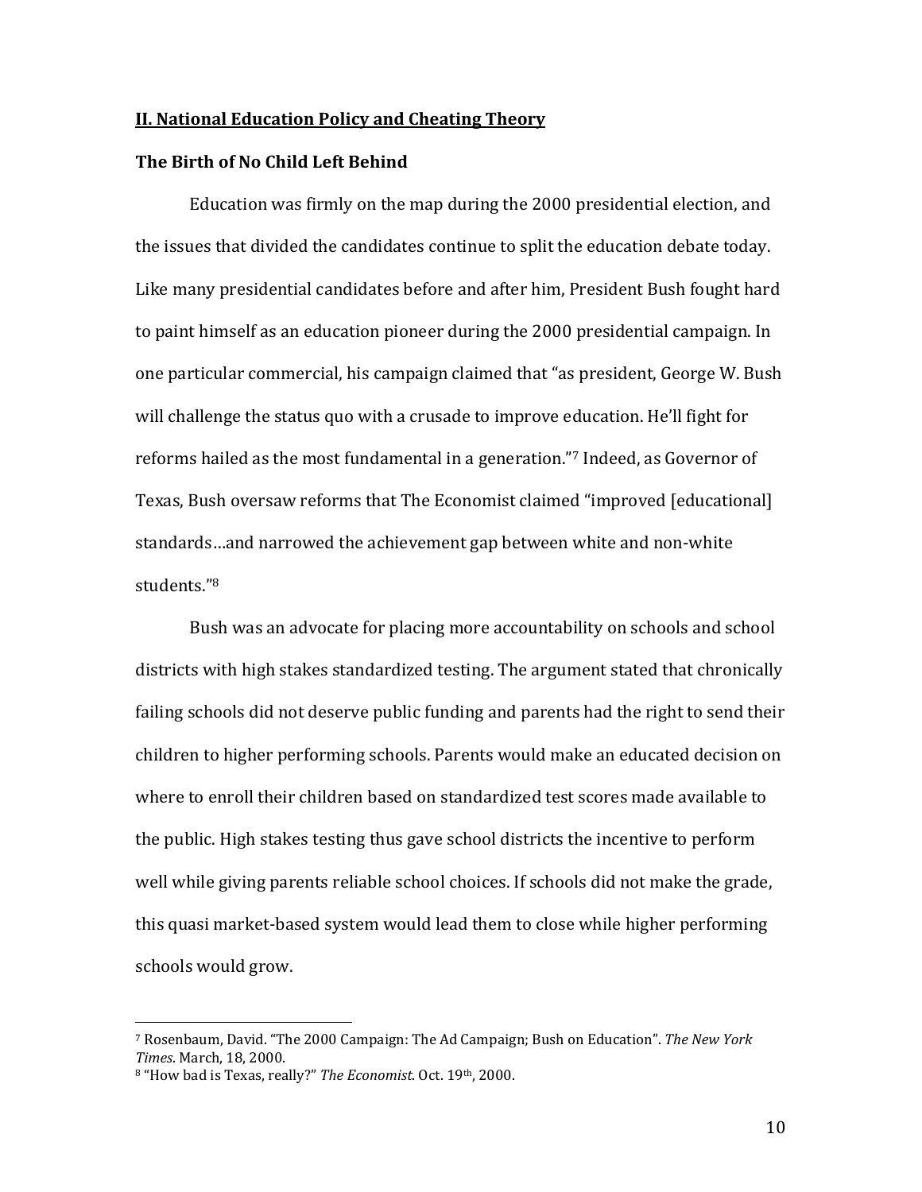## II. National Education Policy and Cheating Theory

### The Birth of No Child Left Behind

Education was firmly on the map during the 2000 presidential election, and the issues that divided the candidates continue to split the education debate today. Like many presidential candidates before and after him, President Bush fought hard to paint himself as an education pioneer during the 2000 presidential campaign. In one particular commercial, his campaign claimed that "as president, George W. Bush will challenge the status quo with a crusade to improve education. He'll fight for reforms hailed as the most fundamental in a generation."[7] Indeed, as Governor of Texas, Bush oversaw reforms that The Economist claimed "improved [educational] standards…and narrowed the achievement gap between white and non-white students."[8]

Bush was an advocate for placing more accountability on schools and school districts with high stakes standardized testing. The argument stated that chronically failing schools did not deserve public funding and parents had the right to send their children to higher performing schools. Parents would make an educated decision on where to enroll their children based on standardized test scores made available to the public. High stakes testing thus gave school districts the incentive to perform well while giving parents reliable school choices. If schools did not make the grade, this quasi market-based system would lead them to close while higher performing schools would grow.

---

[7] Rosenbaum, David. "The 2000 Campaign: The Ad Campaign; Bush on Education". *The New York Times*. March, 18, 2000.

[8] "How bad is Texas, really?" *The Economist*. Oct. 19th, 2000.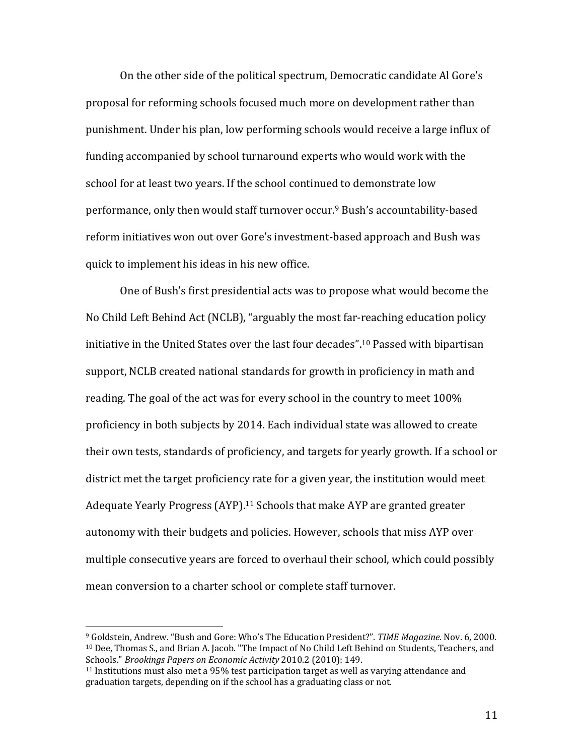On the other side of the political spectrum, Democratic candidate Al Gore's proposal for reforming schools focused much more on development rather than punishment. Under his plan, low performing schools would receive a large influx of funding accompanied by school turnaround experts who would work with the school for at least two years. If the school continued to demonstrate low performance, only then would staff turnover occur.[9] Bush's accountability-based reform initiatives won out over Gore's investment-based approach and Bush was quick to implement his ideas in his new office.

One of Bush's first presidential acts was to propose what would become the No Child Left Behind Act (NCLB), "arguably the most far-reaching education policy initiative in the United States over the last four decades".[10] Passed with bipartisan support, NCLB created national standards for growth in proficiency in math and reading. The goal of the act was for every school in the country to meet 100% proficiency in both subjects by 2014. Each individual state was allowed to create their own tests, standards of proficiency, and targets for yearly growth. If a school or district met the target proficiency rate for a given year, the institution would meet Adequate Yearly Progress (AYP).[11] Schools that make AYP are granted greater autonomy with their budgets and policies. However, schools that miss AYP over multiple consecutive years are forced to overhaul their school, which could possibly mean conversion to a charter school or complete staff turnover.

---

[9] Goldstein, Andrew. "Bush and Gore: Who's The Education President?". *TIME Magazine*. Nov. 6, 2000.

[10] Dee, Thomas S., and Brian A. Jacob. "The Impact of No Child Left Behind on Students, Teachers, and Schools." *Brookings Papers on Economic Activity* 2010.2 (2010): 149.

[11] Institutions must also met a 95% test participation target as well as varying attendance and graduation targets, depending on if the school has a graduating class or not.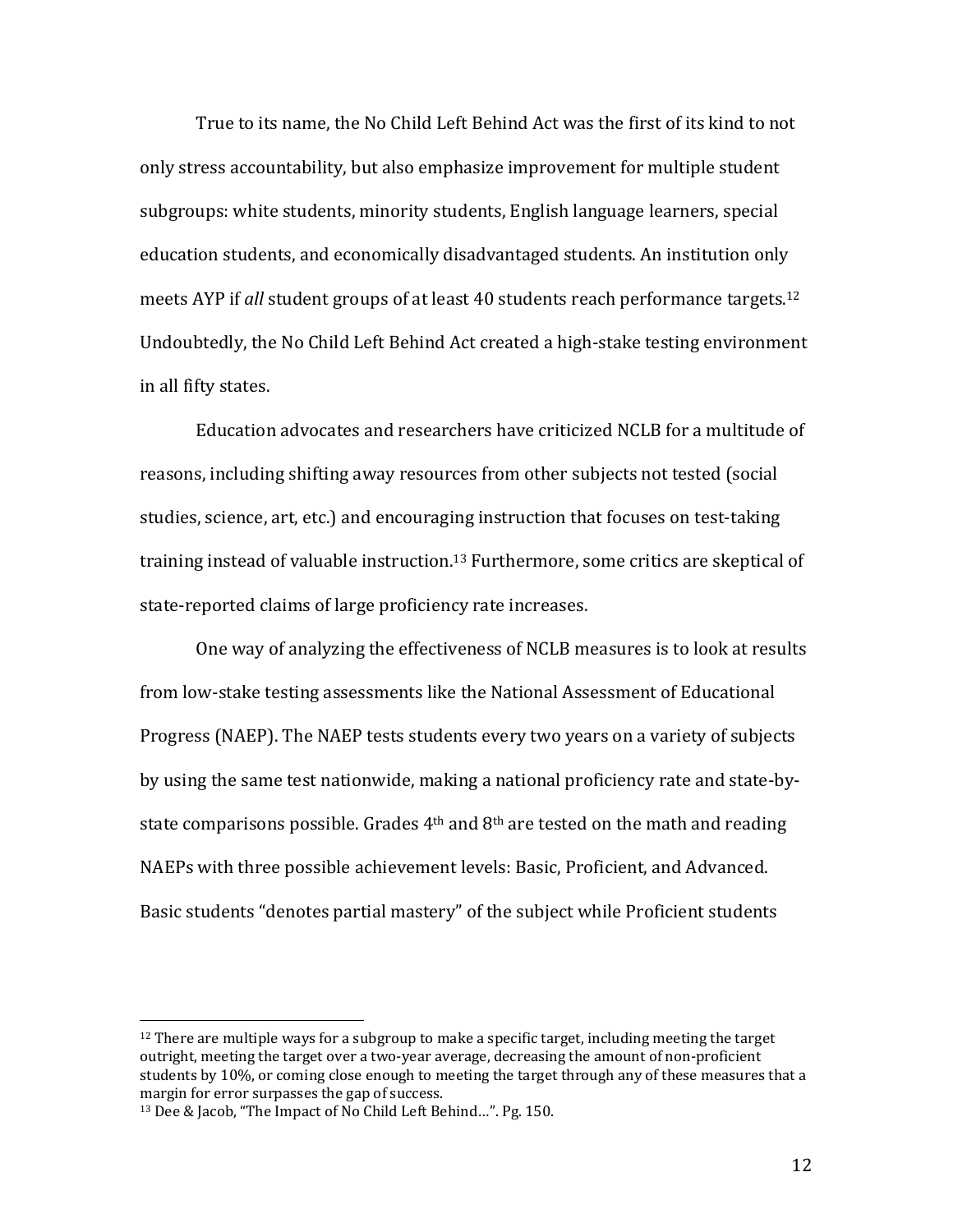True to its name, the No Child Left Behind Act was the first of its kind to not only stress accountability, but also emphasize improvement for multiple student subgroups: white students, minority students, English language learners, special education students, and economically disadvantaged students. An institution only meets AYP if *all* student groups of at least 40 students reach performance targets.[12] Undoubtedly, the No Child Left Behind Act created a high-stake testing environment in all fifty states.

Education advocates and researchers have criticized NCLB for a multitude of reasons, including shifting away resources from other subjects not tested (social studies, science, art, etc.) and encouraging instruction that focuses on test-taking training instead of valuable instruction.[13] Furthermore, some critics are skeptical of state-reported claims of large proficiency rate increases.

One way of analyzing the effectiveness of NCLB measures is to look at results from low-stake testing assessments like the National Assessment of Educational Progress (NAEP). The NAEP tests students every two years on a variety of subjects by using the same test nationwide, making a national proficiency rate and state-by-state comparisons possible. Grades 4th and 8th are tested on the math and reading NAEPs with three possible achievement levels: Basic, Proficient, and Advanced. Basic students "denotes partial mastery" of the subject while Proficient students

---

[12] There are multiple ways for a subgroup to make a specific target, including meeting the target outright, meeting the target over a two-year average, decreasing the amount of non-proficient students by 10%, or coming close enough to meeting the target through any of these measures that a margin for error surpasses the gap of success.

[13] Dee & Jacob, "The Impact of No Child Left Behind…". Pg. 150.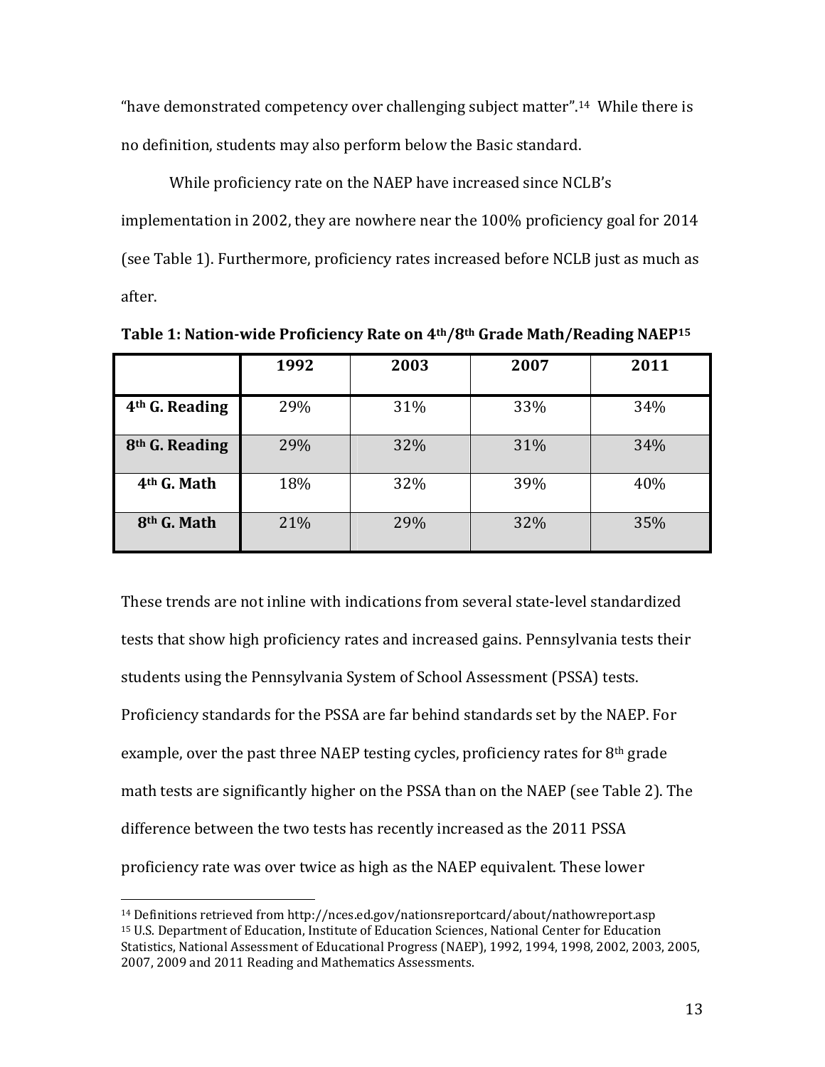"have demonstrated competency over challenging subject matter".[14] While there is no definition, students may also perform below the Basic standard.

While proficiency rate on the NAEP have increased since NCLB's implementation in 2002, they are nowhere near the 100% proficiency goal for 2014 (see Table 1). Furthermore, proficiency rates increased before NCLB just as much as after.

**Table 1: Nation-wide Proficiency Rate on 4th/8th Grade Math/Reading NAEP[15]**

| | 1992 | 2003 | 2007 | 2011 |
|---|---|---|---|---|
| **4th G. Reading** | 29% | 31% | 33% | 34% |
| **8th G. Reading** | 29% | 32% | 31% | 34% |
| **4th G. Math** | 18% | 32% | 39% | 40% |
| **8th G. Math** | 21% | 29% | 32% | 35% |

These trends are not inline with indications from several state-level standardized tests that show high proficiency rates and increased gains. Pennsylvania tests their students using the Pennsylvania System of School Assessment (PSSA) tests. Proficiency standards for the PSSA are far behind standards set by the NAEP. For example, over the past three NAEP testing cycles, proficiency rates for 8th grade math tests are significantly higher on the PSSA than on the NAEP (see Table 2). The difference between the two tests has recently increased as the 2011 PSSA proficiency rate was over twice as high as the NAEP equivalent. These lower

---

[14] Definitions retrieved from http://nces.ed.gov/nationsreportcard/about/nathowreport.asp

[15] U.S. Department of Education, Institute of Education Sciences, National Center for Education Statistics, National Assessment of Educational Progress (NAEP), 1992, 1994, 1998, 2002, 2003, 2005, 2007, 2009 and 2011 Reading and Mathematics Assessments.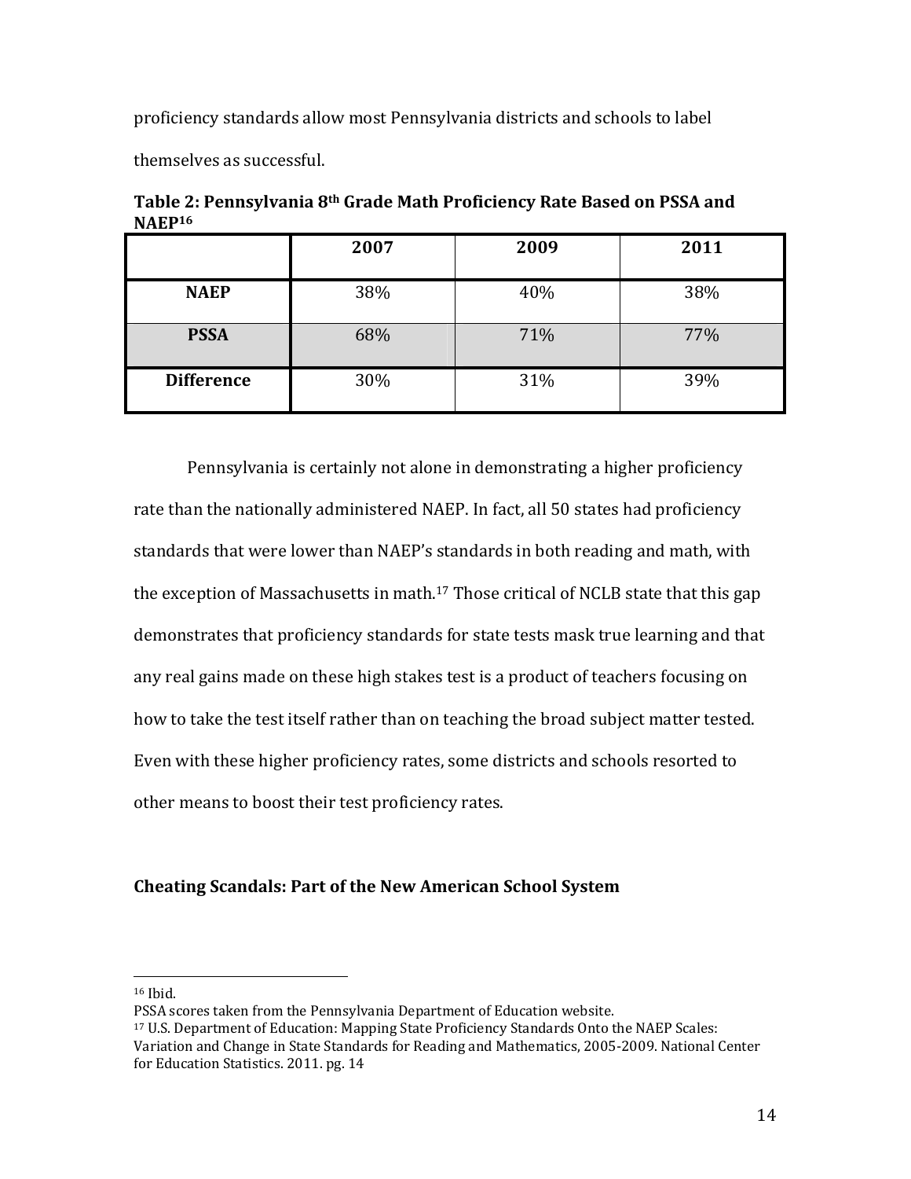proficiency standards allow most Pennsylvania districts and schools to label themselves as successful.

**Table 2: Pennsylvania 8th Grade Math Proficiency Rate Based on PSSA and NAEP[16]**

| | 2007 | 2009 | 2011 |
|---|---|---|---|
| **NAEP** | 38% | 40% | 38% |
| **PSSA** | 68% | 71% | 77% |
| **Difference** | 30% | 31% | 39% |

Pennsylvania is certainly not alone in demonstrating a higher proficiency rate than the nationally administered NAEP. In fact, all 50 states had proficiency standards that were lower than NAEP's standards in both reading and math, with the exception of Massachusetts in math.[17] Those critical of NCLB state that this gap demonstrates that proficiency standards for state tests mask true learning and that any real gains made on these high stakes test is a product of teachers focusing on how to take the test itself rather than on teaching the broad subject matter tested. Even with these higher proficiency rates, some districts and schools resorted to other means to boost their test proficiency rates.

**Cheating Scandals: Part of the New American School System**

---

[16] Ibid.
PSSA scores taken from the Pennsylvania Department of Education website.
[17] U.S. Department of Education: Mapping State Proficiency Standards Onto the NAEP Scales: Variation and Change in State Standards for Reading and Mathematics, 2005-2009. National Center for Education Statistics. 2011. pg. 14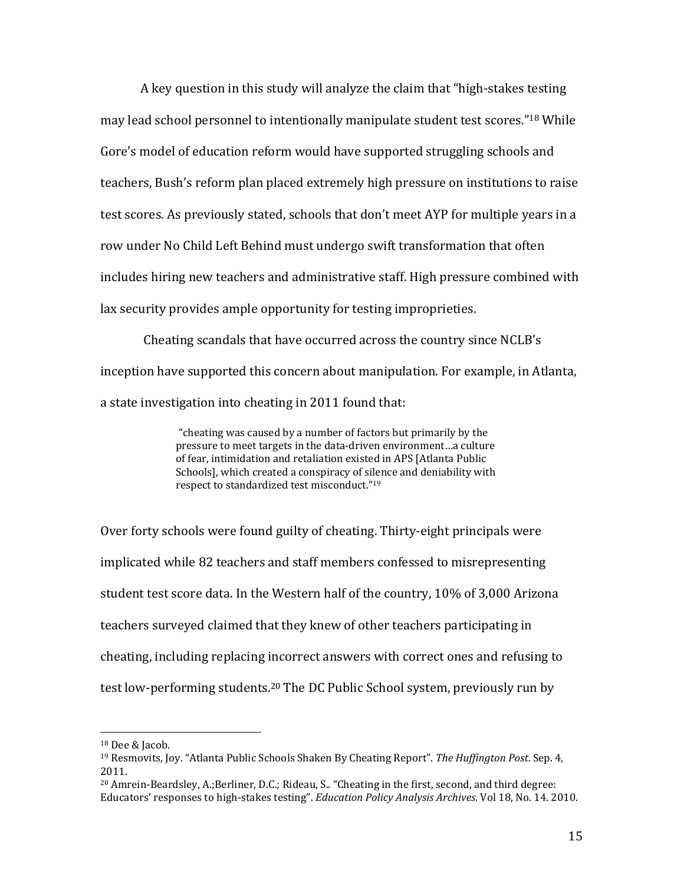A key question in this study will analyze the claim that "high-stakes testing may lead school personnel to intentionally manipulate student test scores."[18] While Gore's model of education reform would have supported struggling schools and teachers, Bush's reform plan placed extremely high pressure on institutions to raise test scores. As previously stated, schools that don't meet AYP for multiple years in a row under No Child Left Behind must undergo swift transformation that often includes hiring new teachers and administrative staff. High pressure combined with lax security provides ample opportunity for testing improprieties.

Cheating scandals that have occurred across the country since NCLB's inception have supported this concern about manipulation. For example, in Atlanta, a state investigation into cheating in 2011 found that:

> "cheating was caused by a number of factors but primarily by the pressure to meet targets in the data-driven environment…a culture of fear, intimidation and retaliation existed in APS [Atlanta Public Schools], which created a conspiracy of silence and deniability with respect to standardized test misconduct."[19]

Over forty schools were found guilty of cheating. Thirty-eight principals were implicated while 82 teachers and staff members confessed to misrepresenting student test score data. In the Western half of the country, 10% of 3,000 Arizona teachers surveyed claimed that they knew of other teachers participating in cheating, including replacing incorrect answers with correct ones and refusing to test low-performing students.[20] The DC Public School system, previously run by

---

[18] Dee & Jacob.

[19] Resmovits, Joy. "Atlanta Public Schools Shaken By Cheating Report". *The Huffington Post*. Sep. 4, 2011.

[20] Amrein-Beardsley, A.;Berliner, D.C.; Rideau, S.. "Cheating in the first, second, and third degree: Educators' responses to high-stakes testing". *Education Policy Analysis Archives*. Vol 18, No. 14. 2010.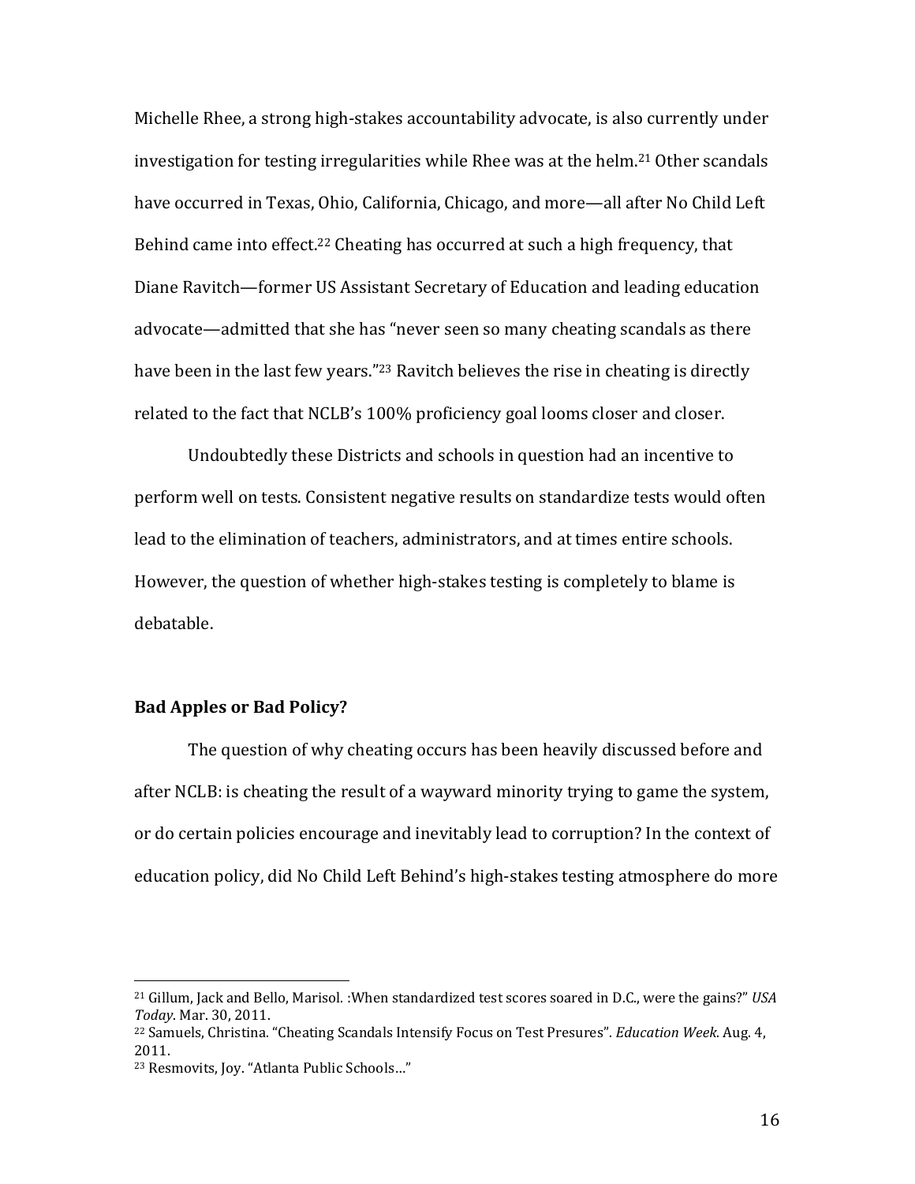Michelle Rhee, a strong high-stakes accountability advocate, is also currently under investigation for testing irregularities while Rhee was at the helm.[21] Other scandals have occurred in Texas, Ohio, California, Chicago, and more—all after No Child Left Behind came into effect.[22] Cheating has occurred at such a high frequency, that Diane Ravitch—former US Assistant Secretary of Education and leading education advocate—admitted that she has "never seen so many cheating scandals as there have been in the last few years."[23] Ravitch believes the rise in cheating is directly related to the fact that NCLB's 100% proficiency goal looms closer and closer.

Undoubtedly these Districts and schools in question had an incentive to perform well on tests. Consistent negative results on standardize tests would often lead to the elimination of teachers, administrators, and at times entire schools. However, the question of whether high-stakes testing is completely to blame is debatable.

**Bad Apples or Bad Policy?**

The question of why cheating occurs has been heavily discussed before and after NCLB: is cheating the result of a wayward minority trying to game the system, or do certain policies encourage and inevitably lead to corruption? In the context of education policy, did No Child Left Behind's high-stakes testing atmosphere do more

---

[21] Gillum, Jack and Bello, Marisol. :When standardized test scores soared in D.C., were the gains?" *USA Today*. Mar. 30, 2011.

[22] Samuels, Christina. "Cheating Scandals Intensify Focus on Test Presures". *Education Week*. Aug. 4, 2011.

[23] Resmovits, Joy. "Atlanta Public Schools…"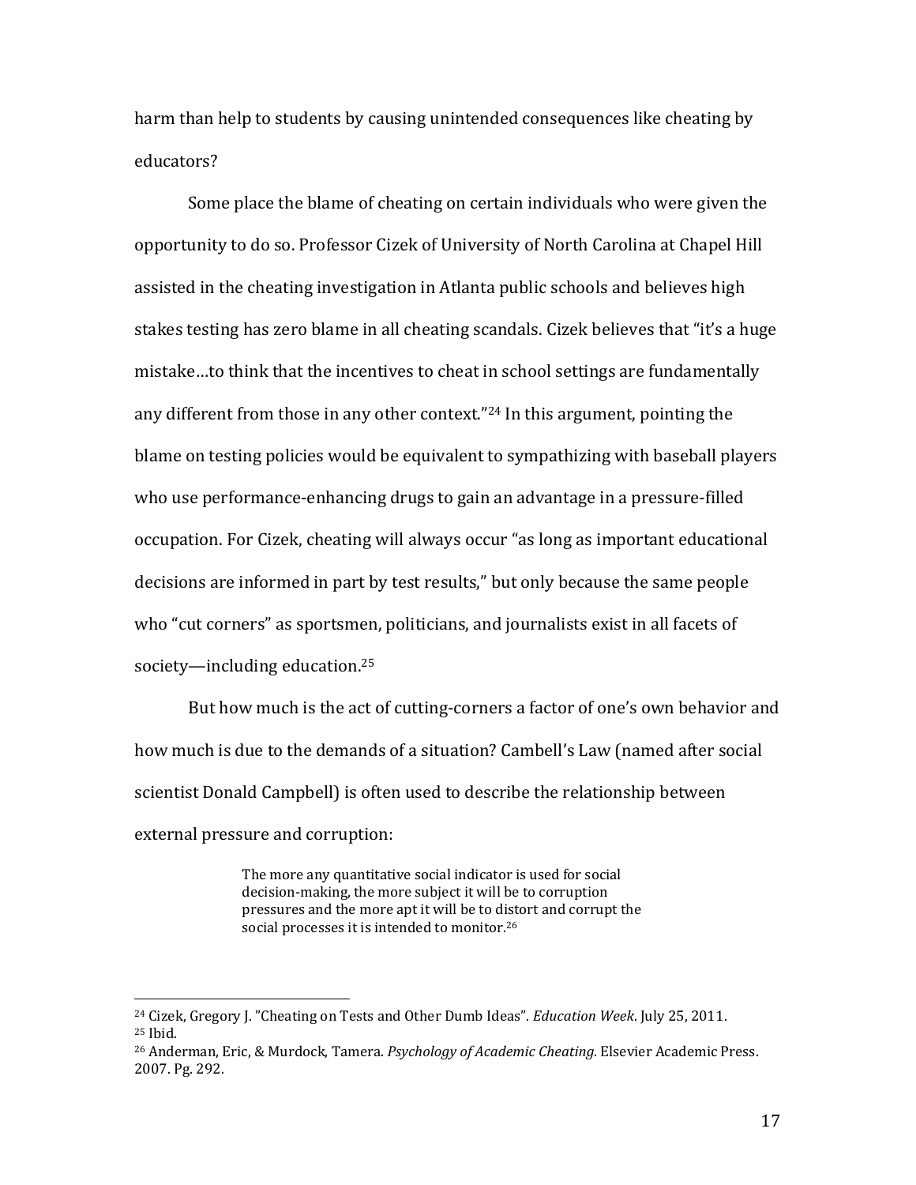harm than help to students by causing unintended consequences like cheating by educators?

Some place the blame of cheating on certain individuals who were given the opportunity to do so. Professor Cizek of University of North Carolina at Chapel Hill assisted in the cheating investigation in Atlanta public schools and believes high stakes testing has zero blame in all cheating scandals. Cizek believes that "it's a huge mistake…to think that the incentives to cheat in school settings are fundamentally any different from those in any other context."[24] In this argument, pointing the blame on testing policies would be equivalent to sympathizing with baseball players who use performance-enhancing drugs to gain an advantage in a pressure-filled occupation. For Cizek, cheating will always occur "as long as important educational decisions are informed in part by test results," but only because the same people who "cut corners" as sportsmen, politicians, and journalists exist in all facets of society—including education.[25]

But how much is the act of cutting-corners a factor of one's own behavior and how much is due to the demands of a situation? Cambell's Law (named after social scientist Donald Campbell) is often used to describe the relationship between external pressure and corruption:

> The more any quantitative social indicator is used for social decision-making, the more subject it will be to corruption pressures and the more apt it will be to distort and corrupt the social processes it is intended to monitor.[26]

---

[24] Cizek, Gregory J. "Cheating on Tests and Other Dumb Ideas". *Education Week*. July 25, 2011.

[25] Ibid.

[26] Anderman, Eric, & Murdock, Tamera. *Psychology of Academic Cheating*. Elsevier Academic Press. 2007. Pg. 292.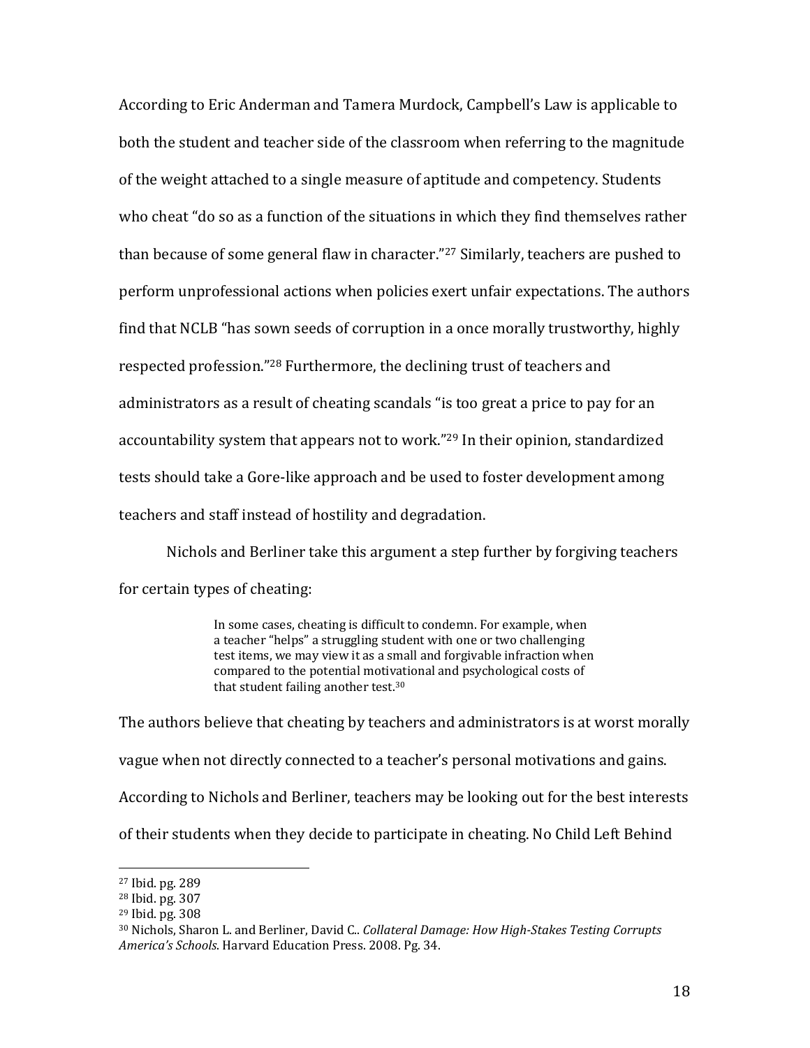According to Eric Anderman and Tamera Murdock, Campbell's Law is applicable to both the student and teacher side of the classroom when referring to the magnitude of the weight attached to a single measure of aptitude and competency. Students who cheat "do so as a function of the situations in which they find themselves rather than because of some general flaw in character."[27] Similarly, teachers are pushed to perform unprofessional actions when policies exert unfair expectations. The authors find that NCLB "has sown seeds of corruption in a once morally trustworthy, highly respected profession."[28] Furthermore, the declining trust of teachers and administrators as a result of cheating scandals "is too great a price to pay for an accountability system that appears not to work."[29] In their opinion, standardized tests should take a Gore-like approach and be used to foster development among teachers and staff instead of hostility and degradation.

Nichols and Berliner take this argument a step further by forgiving teachers for certain types of cheating:

> In some cases, cheating is difficult to condemn. For example, when a teacher "helps" a struggling student with one or two challenging test items, we may view it as a small and forgivable infraction when compared to the potential motivational and psychological costs of that student failing another test.[30]

The authors believe that cheating by teachers and administrators is at worst morally vague when not directly connected to a teacher's personal motivations and gains. According to Nichols and Berliner, teachers may be looking out for the best interests of their students when they decide to participate in cheating. No Child Left Behind

---

[27] Ibid. pg. 289

[28] Ibid. pg. 307

[29] Ibid. pg. 308

[30] Nichols, Sharon L. and Berliner, David C.. *Collateral Damage: How High-Stakes Testing Corrupts America's Schools*. Harvard Education Press. 2008. Pg. 34.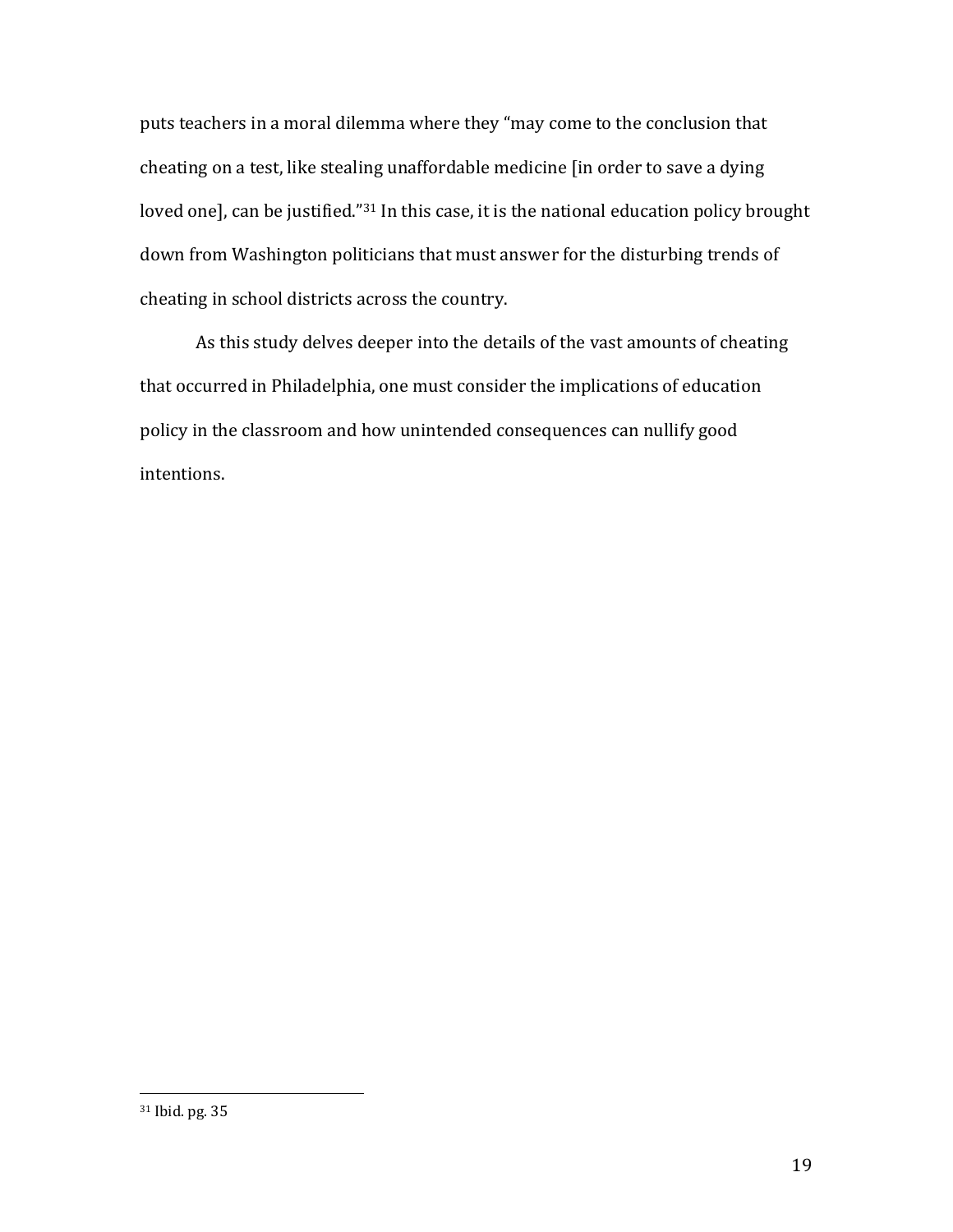puts teachers in a moral dilemma where they "may come to the conclusion that cheating on a test, like stealing unaffordable medicine [in order to save a dying loved one], can be justified."[31] In this case, it is the national education policy brought down from Washington politicians that must answer for the disturbing trends of cheating in school districts across the country.

As this study delves deeper into the details of the vast amounts of cheating that occurred in Philadelphia, one must consider the implications of education policy in the classroom and how unintended consequences can nullify good intentions.

[31] Ibid. pg. 35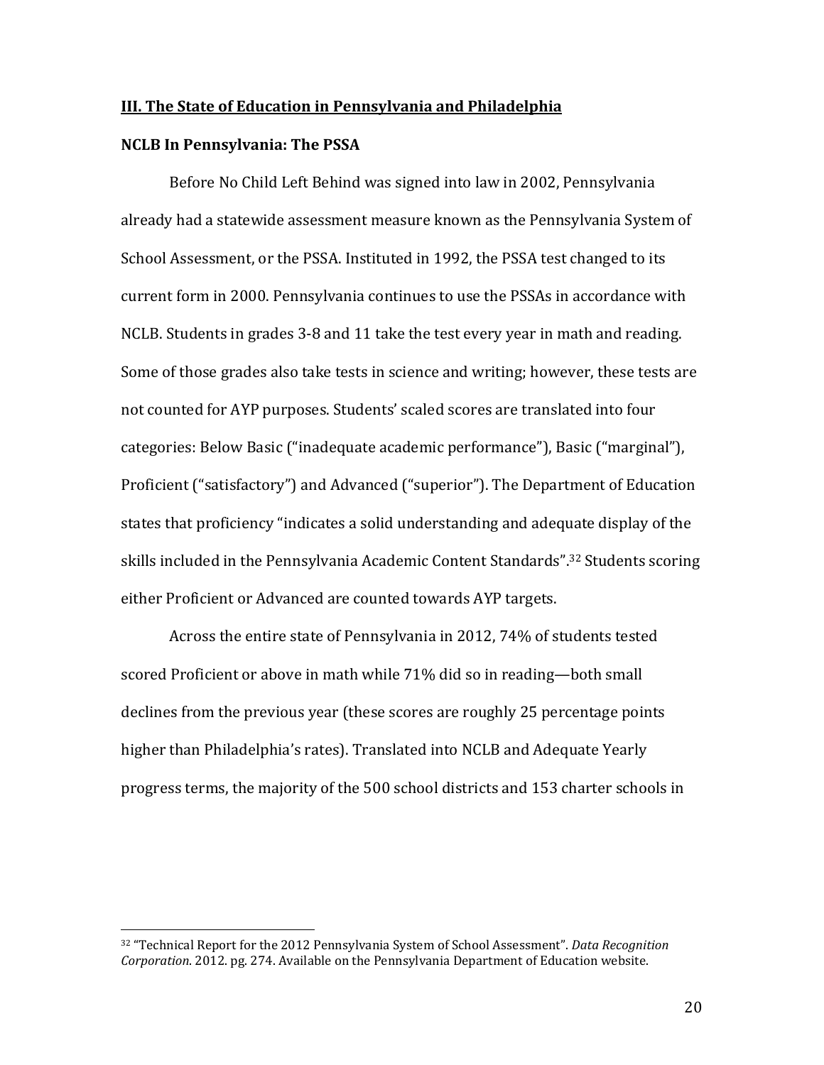## III. The State of Education in Pennsylvania and Philadelphia

### NCLB In Pennsylvania: The PSSA

Before No Child Left Behind was signed into law in 2002, Pennsylvania already had a statewide assessment measure known as the Pennsylvania System of School Assessment, or the PSSA. Instituted in 1992, the PSSA test changed to its current form in 2000. Pennsylvania continues to use the PSSAs in accordance with NCLB. Students in grades 3-8 and 11 take the test every year in math and reading. Some of those grades also take tests in science and writing; however, these tests are not counted for AYP purposes. Students' scaled scores are translated into four categories: Below Basic ("inadequate academic performance"), Basic ("marginal"), Proficient ("satisfactory") and Advanced ("superior"). The Department of Education states that proficiency "indicates a solid understanding and adequate display of the skills included in the Pennsylvania Academic Content Standards".[32] Students scoring either Proficient or Advanced are counted towards AYP targets.

Across the entire state of Pennsylvania in 2012, 74% of students tested scored Proficient or above in math while 71% did so in reading—both small declines from the previous year (these scores are roughly 25 percentage points higher than Philadelphia's rates). Translated into NCLB and Adequate Yearly progress terms, the majority of the 500 school districts and 153 charter schools in

---

[32] "Technical Report for the 2012 Pennsylvania System of School Assessment". *Data Recognition Corporation*. 2012. pg. 274. Available on the Pennsylvania Department of Education website.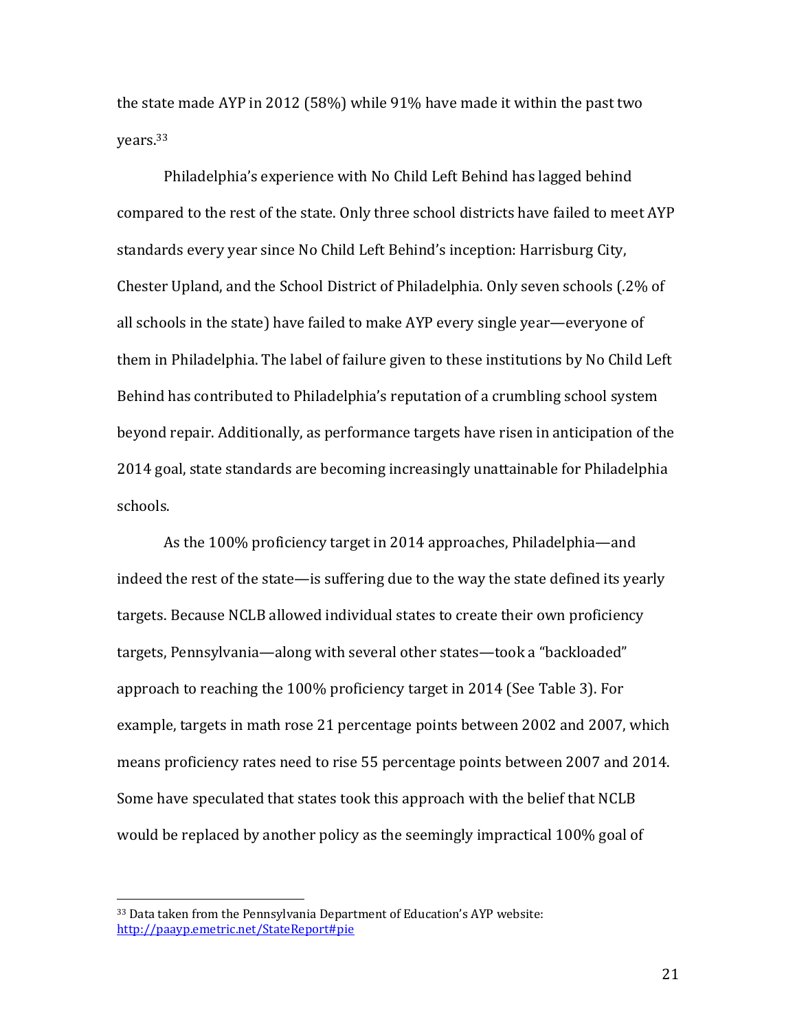the state made AYP in 2012 (58%) while 91% have made it within the past two years.[33]

Philadelphia's experience with No Child Left Behind has lagged behind compared to the rest of the state. Only three school districts have failed to meet AYP standards every year since No Child Left Behind's inception: Harrisburg City, Chester Upland, and the School District of Philadelphia. Only seven schools (.2% of all schools in the state) have failed to make AYP every single year—everyone of them in Philadelphia. The label of failure given to these institutions by No Child Left Behind has contributed to Philadelphia's reputation of a crumbling school system beyond repair. Additionally, as performance targets have risen in anticipation of the 2014 goal, state standards are becoming increasingly unattainable for Philadelphia schools.

As the 100% proficiency target in 2014 approaches, Philadelphia—and indeed the rest of the state—is suffering due to the way the state defined its yearly targets. Because NCLB allowed individual states to create their own proficiency targets, Pennsylvania—along with several other states—took a "backloaded" approach to reaching the 100% proficiency target in 2014 (See Table 3). For example, targets in math rose 21 percentage points between 2002 and 2007, which means proficiency rates need to rise 55 percentage points between 2007 and 2014. Some have speculated that states took this approach with the belief that NCLB would be replaced by another policy as the seemingly impractical 100% goal of

[33] Data taken from the Pennsylvania Department of Education's AYP website: http://paayp.emetric.net/StateReport#pie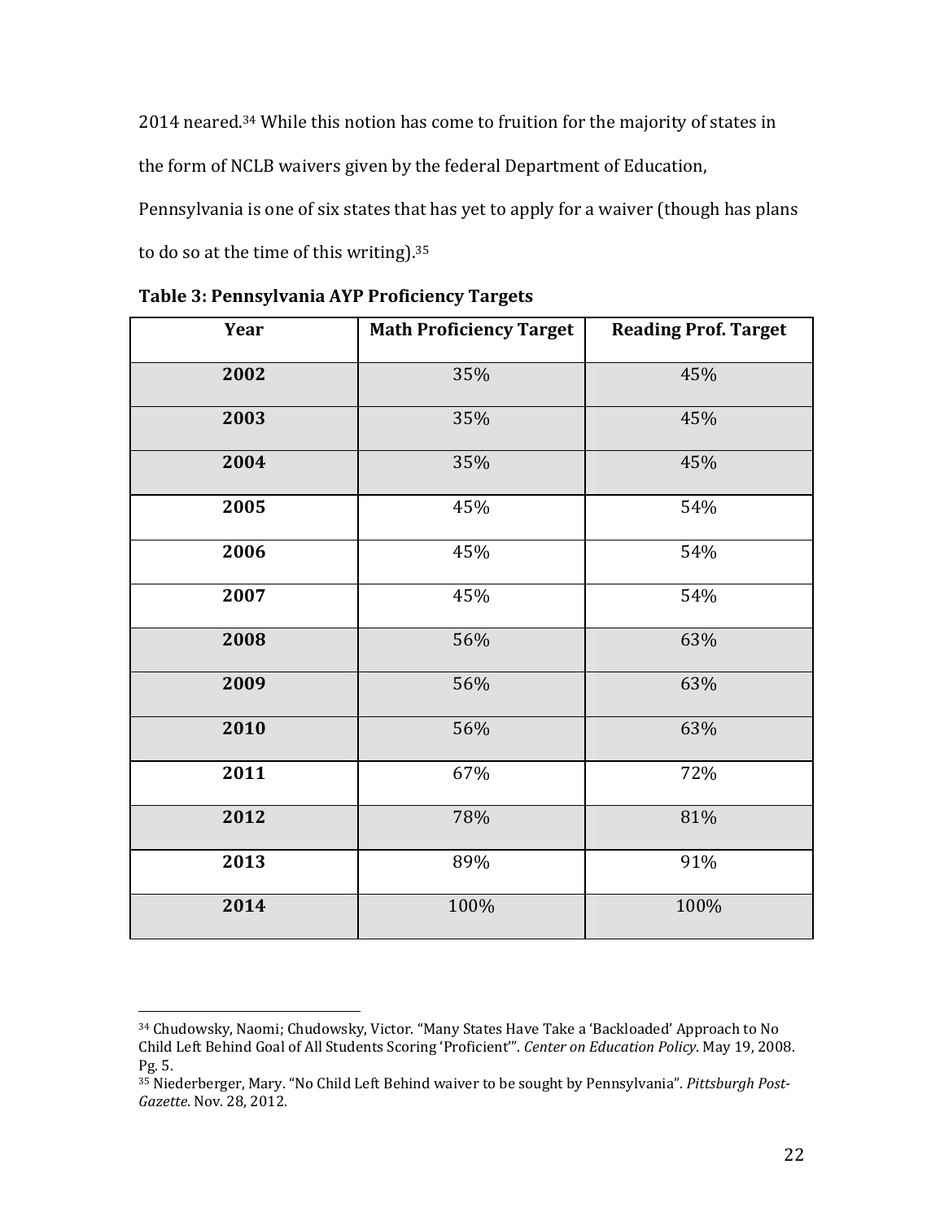2014 neared.[34] While this notion has come to fruition for the majority of states in the form of NCLB waivers given by the federal Department of Education, Pennsylvania is one of six states that has yet to apply for a waiver (though has plans to do so at the time of this writing).[35]

**Table 3: Pennsylvania AYP Proficiency Targets**

| Year | Math Proficiency Target | Reading Prof. Target |
|---|---|---|
| **2002** | 35% | 45% |
| **2003** | 35% | 45% |
| **2004** | 35% | 45% |
| **2005** | 45% | 54% |
| **2006** | 45% | 54% |
| **2007** | 45% | 54% |
| **2008** | 56% | 63% |
| **2009** | 56% | 63% |
| **2010** | 56% | 63% |
| **2011** | 67% | 72% |
| **2012** | 78% | 81% |
| **2013** | 89% | 91% |
| **2014** | 100% | 100% |

---

[34] Chudowsky, Naomi; Chudowsky, Victor. "Many States Have Take a 'Backloaded' Approach to No Child Left Behind Goal of All Students Scoring 'Proficient'". *Center on Education Policy*. May 19, 2008. Pg. 5.

[35] Niederberger, Mary. "No Child Left Behind waiver to be sought by Pennsylvania". *Pittsburgh Post-Gazette*. Nov. 28, 2012.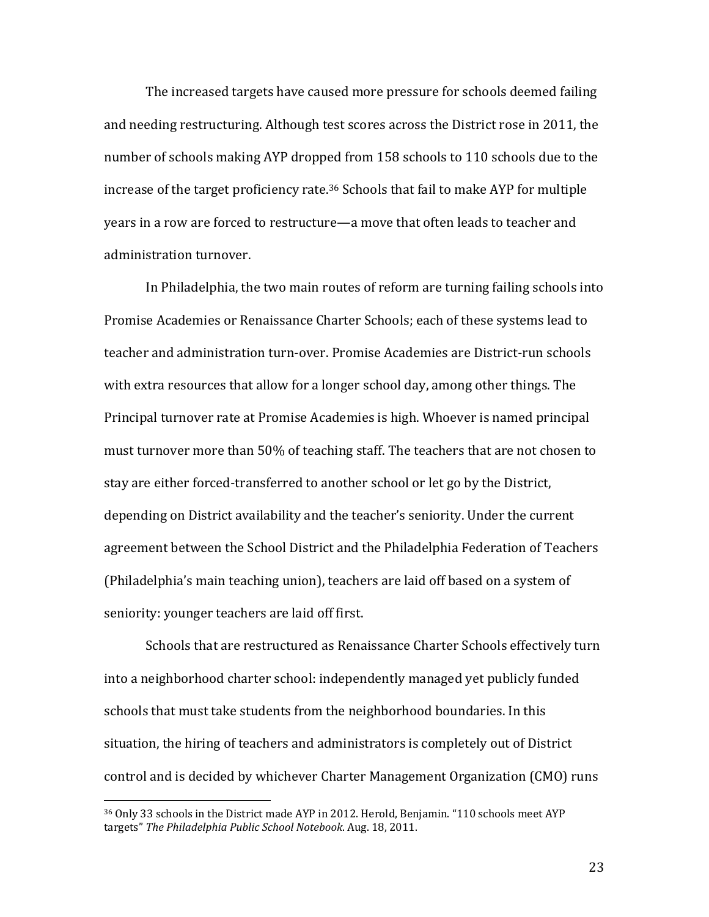The increased targets have caused more pressure for schools deemed failing and needing restructuring. Although test scores across the District rose in 2011, the number of schools making AYP dropped from 158 schools to 110 schools due to the increase of the target proficiency rate.[36] Schools that fail to make AYP for multiple years in a row are forced to restructure—a move that often leads to teacher and administration turnover.

In Philadelphia, the two main routes of reform are turning failing schools into Promise Academies or Renaissance Charter Schools; each of these systems lead to teacher and administration turn-over. Promise Academies are District-run schools with extra resources that allow for a longer school day, among other things. The Principal turnover rate at Promise Academies is high. Whoever is named principal must turnover more than 50% of teaching staff. The teachers that are not chosen to stay are either forced-transferred to another school or let go by the District, depending on District availability and the teacher's seniority. Under the current agreement between the School District and the Philadelphia Federation of Teachers (Philadelphia's main teaching union), teachers are laid off based on a system of seniority: younger teachers are laid off first.

Schools that are restructured as Renaissance Charter Schools effectively turn into a neighborhood charter school: independently managed yet publicly funded schools that must take students from the neighborhood boundaries. In this situation, the hiring of teachers and administrators is completely out of District control and is decided by whichever Charter Management Organization (CMO) runs

[36] Only 33 schools in the District made AYP in 2012. Herold, Benjamin. "110 schools meet AYP targets" *The Philadelphia Public School Notebook*. Aug. 18, 2011.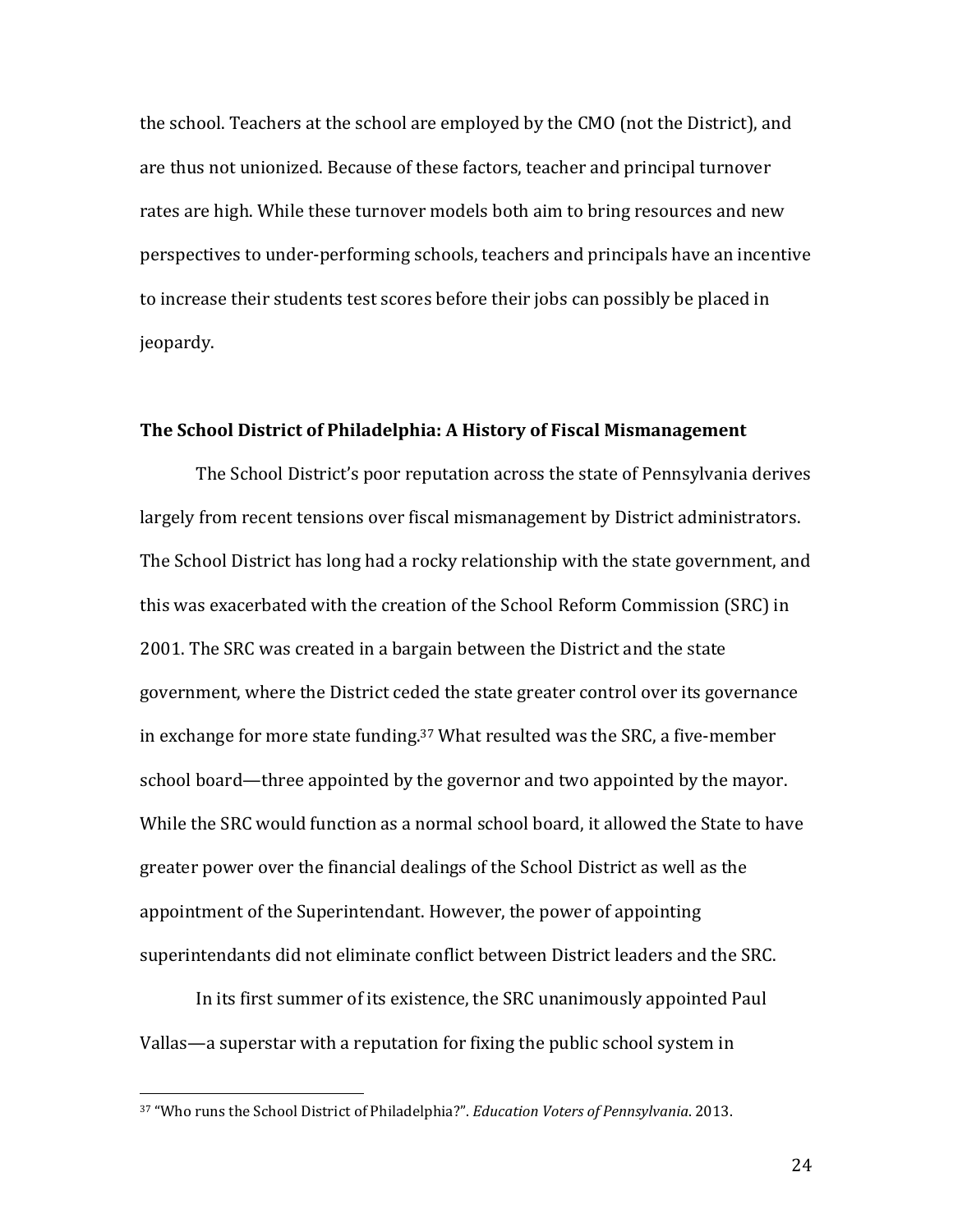the school. Teachers at the school are employed by the CMO (not the District), and are thus not unionized. Because of these factors, teacher and principal turnover rates are high. While these turnover models both aim to bring resources and new perspectives to under-performing schools, teachers and principals have an incentive to increase their students test scores before their jobs can possibly be placed in jeopardy.

**The School District of Philadelphia: A History of Fiscal Mismanagement**

The School District's poor reputation across the state of Pennsylvania derives largely from recent tensions over fiscal mismanagement by District administrators. The School District has long had a rocky relationship with the state government, and this was exacerbated with the creation of the School Reform Commission (SRC) in 2001. The SRC was created in a bargain between the District and the state government, where the District ceded the state greater control over its governance in exchange for more state funding.[37] What resulted was the SRC, a five-member school board—three appointed by the governor and two appointed by the mayor. While the SRC would function as a normal school board, it allowed the State to have greater power over the financial dealings of the School District as well as the appointment of the Superintendant. However, the power of appointing superintendants did not eliminate conflict between District leaders and the SRC.

In its first summer of its existence, the SRC unanimously appointed Paul Vallas—a superstar with a reputation for fixing the public school system in

[37] "Who runs the School District of Philadelphia?". *Education Voters of Pennsylvania*. 2013.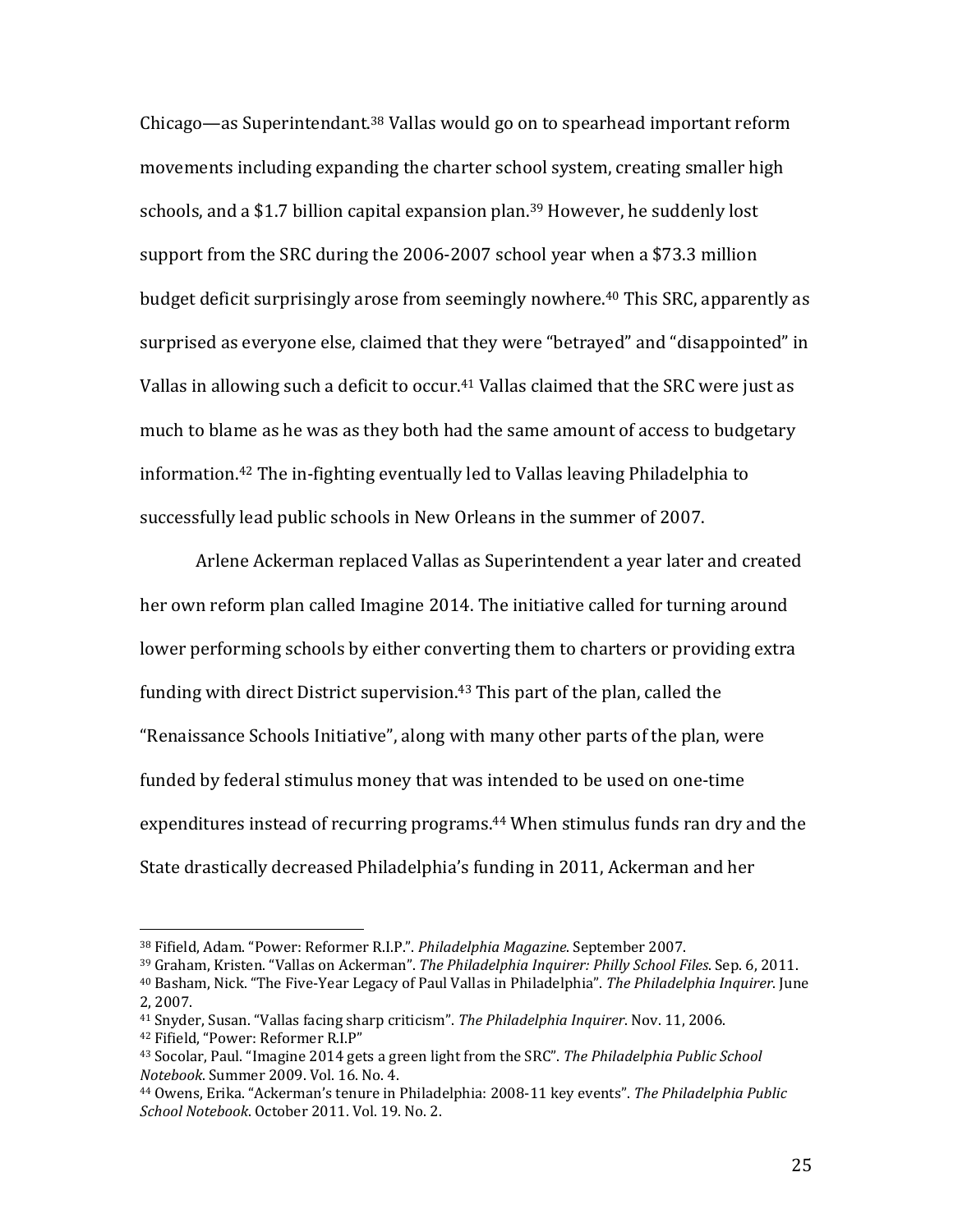Chicago—as Superintendant.[38] Vallas would go on to spearhead important reform movements including expanding the charter school system, creating smaller high schools, and a $1.7 billion capital expansion plan.[39] However, he suddenly lost support from the SRC during the 2006-2007 school year when a $73.3 million budget deficit surprisingly arose from seemingly nowhere.[40] This SRC, apparently as surprised as everyone else, claimed that they were "betrayed" and "disappointed" in Vallas in allowing such a deficit to occur.[41] Vallas claimed that the SRC were just as much to blame as he was as they both had the same amount of access to budgetary information.[42] The in-fighting eventually led to Vallas leaving Philadelphia to successfully lead public schools in New Orleans in the summer of 2007.

Arlene Ackerman replaced Vallas as Superintendent a year later and created her own reform plan called Imagine 2014. The initiative called for turning around lower performing schools by either converting them to charters or providing extra funding with direct District supervision.[43] This part of the plan, called the "Renaissance Schools Initiative", along with many other parts of the plan, were funded by federal stimulus money that was intended to be used on one-time expenditures instead of recurring programs.[44] When stimulus funds ran dry and the State drastically decreased Philadelphia's funding in 2011, Ackerman and her

---

[38] Fifield, Adam. "Power: Reformer R.I.P.". *Philadelphia Magazine*. September 2007.

[39] Graham, Kristen. "Vallas on Ackerman". *The Philadelphia Inquirer: Philly School Files*. Sep. 6, 2011.

[40] Basham, Nick. "The Five-Year Legacy of Paul Vallas in Philadelphia". *The Philadelphia Inquirer*. June 2, 2007.

[41] Snyder, Susan. "Vallas facing sharp criticism". *The Philadelphia Inquirer*. Nov. 11, 2006.

[42] Fifield, "Power: Reformer R.I.P"

[43] Socolar, Paul. "Imagine 2014 gets a green light from the SRC". *The Philadelphia Public School Notebook*. Summer 2009. Vol. 16. No. 4.

[44] Owens, Erika. "Ackerman's tenure in Philadelphia: 2008-11 key events". *The Philadelphia Public School Notebook*. October 2011. Vol. 19. No. 2.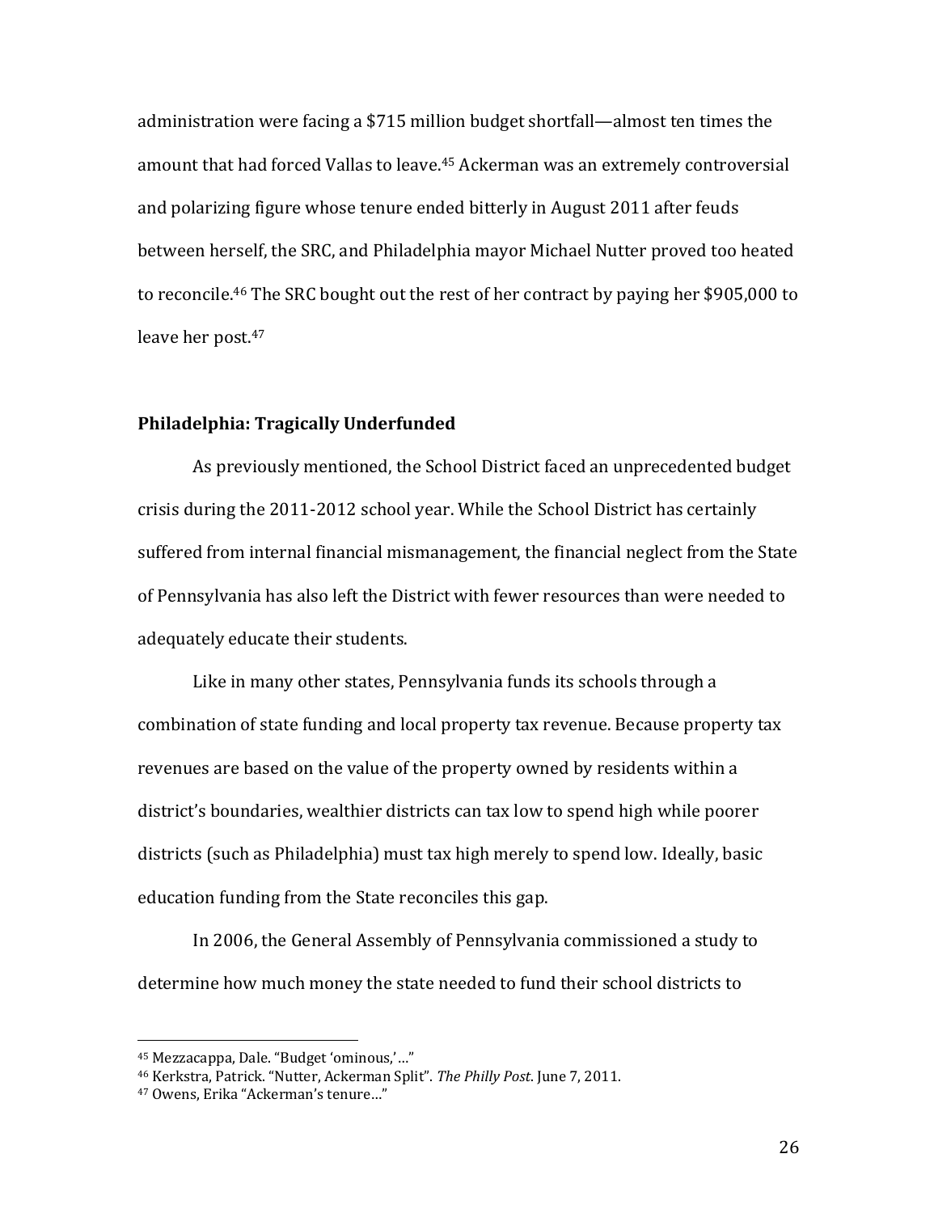administration were facing a $715 million budget shortfall—almost ten times the amount that had forced Vallas to leave.[45] Ackerman was an extremely controversial and polarizing figure whose tenure ended bitterly in August 2011 after feuds between herself, the SRC, and Philadelphia mayor Michael Nutter proved too heated to reconcile.[46] The SRC bought out the rest of her contract by paying her $905,000 to leave her post.[47]

**Philadelphia: Tragically Underfunded**

As previously mentioned, the School District faced an unprecedented budget crisis during the 2011-2012 school year. While the School District has certainly suffered from internal financial mismanagement, the financial neglect from the State of Pennsylvania has also left the District with fewer resources than were needed to adequately educate their students.

Like in many other states, Pennsylvania funds its schools through a combination of state funding and local property tax revenue. Because property tax revenues are based on the value of the property owned by residents within a district's boundaries, wealthier districts can tax low to spend high while poorer districts (such as Philadelphia) must tax high merely to spend low. Ideally, basic education funding from the State reconciles this gap.

In 2006, the General Assembly of Pennsylvania commissioned a study to determine how much money the state needed to fund their school districts to

---

[45] Mezzacappa, Dale. "Budget 'ominous,'…"

[46] Kerkstra, Patrick. "Nutter, Ackerman Split". *The Philly Post*. June 7, 2011.

[47] Owens, Erika "Ackerman's tenure…"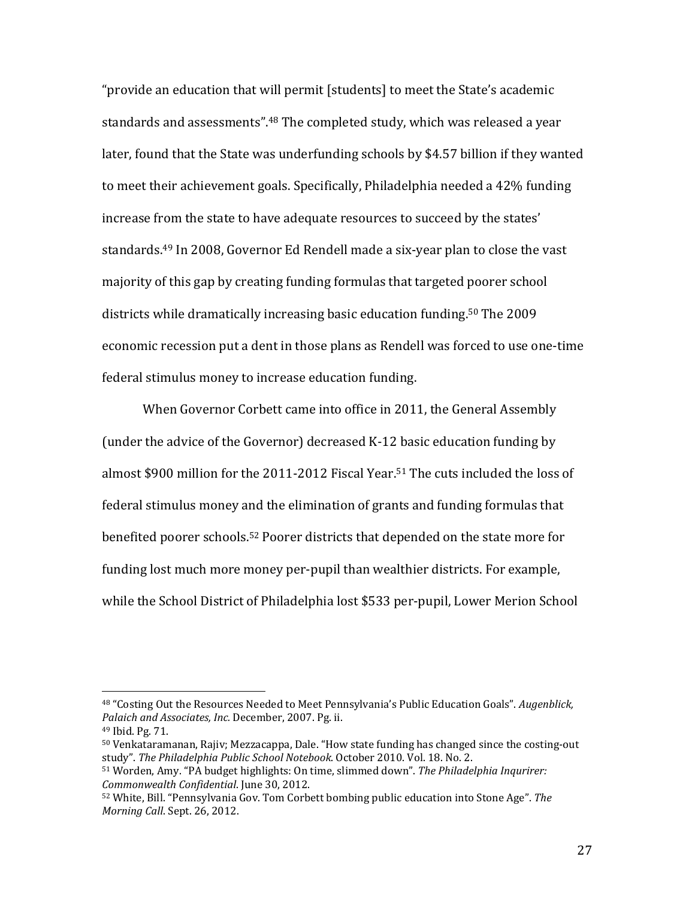"provide an education that will permit [students] to meet the State's academic standards and assessments".[48] The completed study, which was released a year later, found that the State was underfunding schools by $4.57 billion if they wanted to meet their achievement goals. Specifically, Philadelphia needed a 42% funding increase from the state to have adequate resources to succeed by the states' standards.[49] In 2008, Governor Ed Rendell made a six-year plan to close the vast majority of this gap by creating funding formulas that targeted poorer school districts while dramatically increasing basic education funding.[50] The 2009 economic recession put a dent in those plans as Rendell was forced to use one-time federal stimulus money to increase education funding.

When Governor Corbett came into office in 2011, the General Assembly (under the advice of the Governor) decreased K-12 basic education funding by almost $900 million for the 2011-2012 Fiscal Year.[51] The cuts included the loss of federal stimulus money and the elimination of grants and funding formulas that benefited poorer schools.[52] Poorer districts that depended on the state more for funding lost much more money per-pupil than wealthier districts. For example, while the School District of Philadelphia lost $533 per-pupil, Lower Merion School

---

[48] "Costing Out the Resources Needed to Meet Pennsylvania's Public Education Goals". *Augenblick, Palaich and Associates, Inc.* December, 2007. Pg. ii.

[49] Ibid. Pg. 71.

[50] Venkataramanan, Rajiv; Mezzacappa, Dale. "How state funding has changed since the costing-out study". *The Philadelphia Public School Notebook*. October 2010. Vol. 18. No. 2.

[51] Worden, Amy. "PA budget highlights: On time, slimmed down". *The Philadelphia Inqurirer: Commonwealth Confidential*. June 30, 2012.

[52] White, Bill. "Pennsylvania Gov. Tom Corbett bombing public education into Stone Age". *The Morning Call*. Sept. 26, 2012.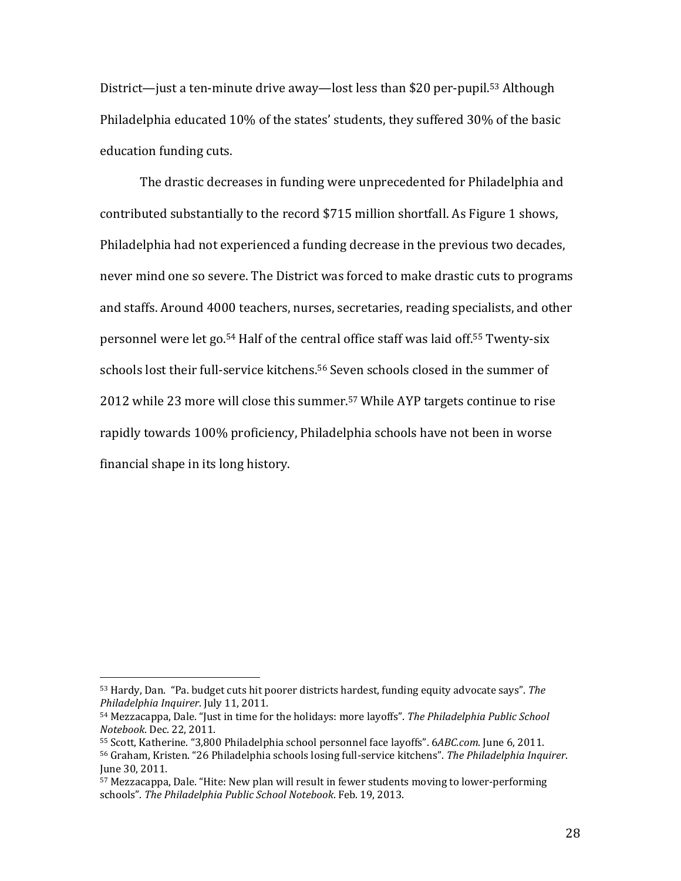District—just a ten-minute drive away—lost less than $20 per-pupil.[53] Although Philadelphia educated 10% of the states' students, they suffered 30% of the basic education funding cuts.

The drastic decreases in funding were unprecedented for Philadelphia and contributed substantially to the record $715 million shortfall. As Figure 1 shows, Philadelphia had not experienced a funding decrease in the previous two decades, never mind one so severe. The District was forced to make drastic cuts to programs and staffs. Around 4000 teachers, nurses, secretaries, reading specialists, and other personnel were let go.[54] Half of the central office staff was laid off.[55] Twenty-six schools lost their full-service kitchens.[56] Seven schools closed in the summer of 2012 while 23 more will close this summer.[57] While AYP targets continue to rise rapidly towards 100% proficiency, Philadelphia schools have not been in worse financial shape in its long history.

---

[53] Hardy, Dan. "Pa. budget cuts hit poorer districts hardest, funding equity advocate says". *The Philadelphia Inquirer*. July 11, 2011.

[54] Mezzacappa, Dale. "Just in time for the holidays: more layoffs". *The Philadelphia Public School Notebook*. Dec. 22, 2011.

[55] Scott, Katherine. "3,800 Philadelphia school personnel face layoffs". 6*ABC.com*. June 6, 2011.

[56] Graham, Kristen. "26 Philadelphia schools losing full-service kitchens". *The Philadelphia Inquirer*. June 30, 2011.

[57] Mezzacappa, Dale. "Hite: New plan will result in fewer students moving to lower-performing schools". *The Philadelphia Public School Notebook*. Feb. 19, 2013.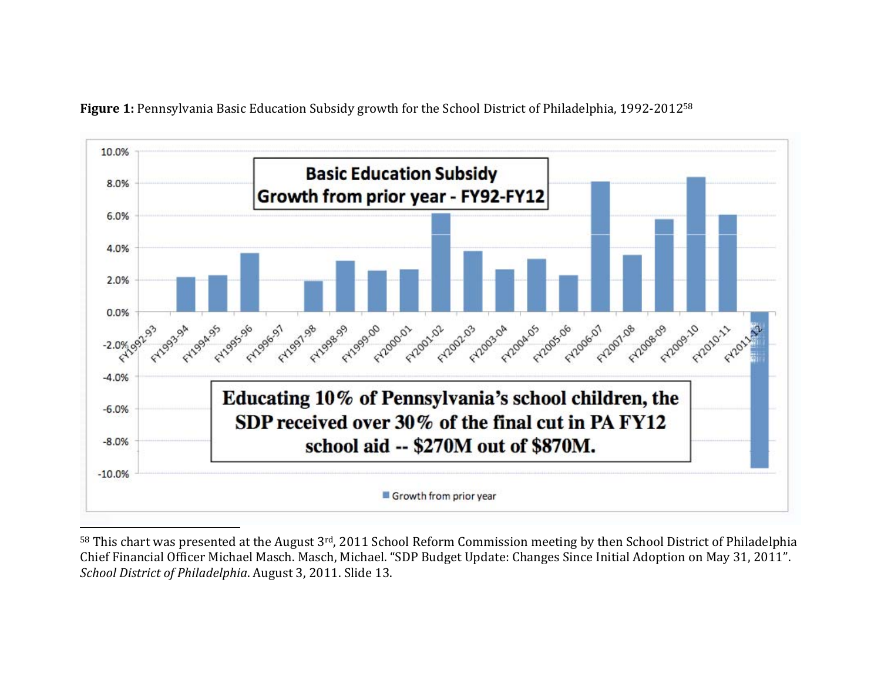**Figure 1:** Pennsylvania Basic Education Subsidy growth for the School District of Philadelphia, 1992-2012[58]

**Basic Education Subsidy Growth from prior year - FY92-FY12**

Educating 10% of Pennsylvania's school children, the SDP received over 30% of the final cut in PA FY12 school aid -- $270M out of $870M.

[58] This chart was presented at the August 3rd, 2011 School Reform Commission meeting by then School District of Philadelphia Chief Financial Officer Michael Masch. Masch, Michael. "SDP Budget Update: Changes Since Initial Adoption on May 31, 2011". *School District of Philadelphia*. August 3, 2011. Slide 13.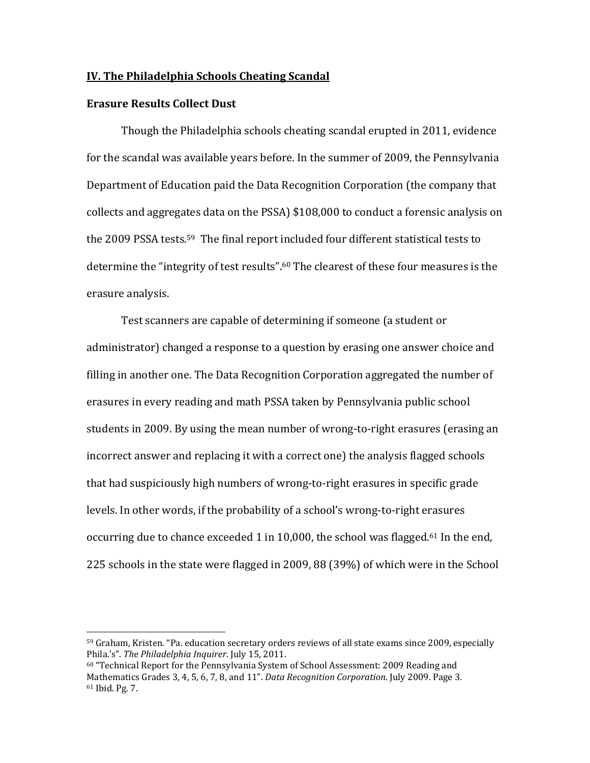## IV. The Philadelphia Schools Cheating Scandal

### Erasure Results Collect Dust

Though the Philadelphia schools cheating scandal erupted in 2011, evidence for the scandal was available years before. In the summer of 2009, the Pennsylvania Department of Education paid the Data Recognition Corporation (the company that collects and aggregates data on the PSSA) $108,000 to conduct a forensic analysis on the 2009 PSSA tests.[59] The final report included four different statistical tests to determine the "integrity of test results".[60] The clearest of these four measures is the erasure analysis.

Test scanners are capable of determining if someone (a student or administrator) changed a response to a question by erasing one answer choice and filling in another one. The Data Recognition Corporation aggregated the number of erasures in every reading and math PSSA taken by Pennsylvania public school students in 2009. By using the mean number of wrong-to-right erasures (erasing an incorrect answer and replacing it with a correct one) the analysis flagged schools that had suspiciously high numbers of wrong-to-right erasures in specific grade levels. In other words, if the probability of a school's wrong-to-right erasures occurring due to chance exceeded 1 in 10,000, the school was flagged.[61] In the end, 225 schools in the state were flagged in 2009, 88 (39%) of which were in the School

---

[59] Graham, Kristen. "Pa. education secretary orders reviews of all state exams since 2009, especially Phila.'s". *The Philadelphia Inquirer*. July 15, 2011.

[60] "Technical Report for the Pennsylvania System of School Assessment: 2009 Reading and Mathematics Grades 3, 4, 5, 6, 7, 8, and 11". *Data Recognition Corporation*. July 2009. Page 3.

[61] Ibid. Pg. 7.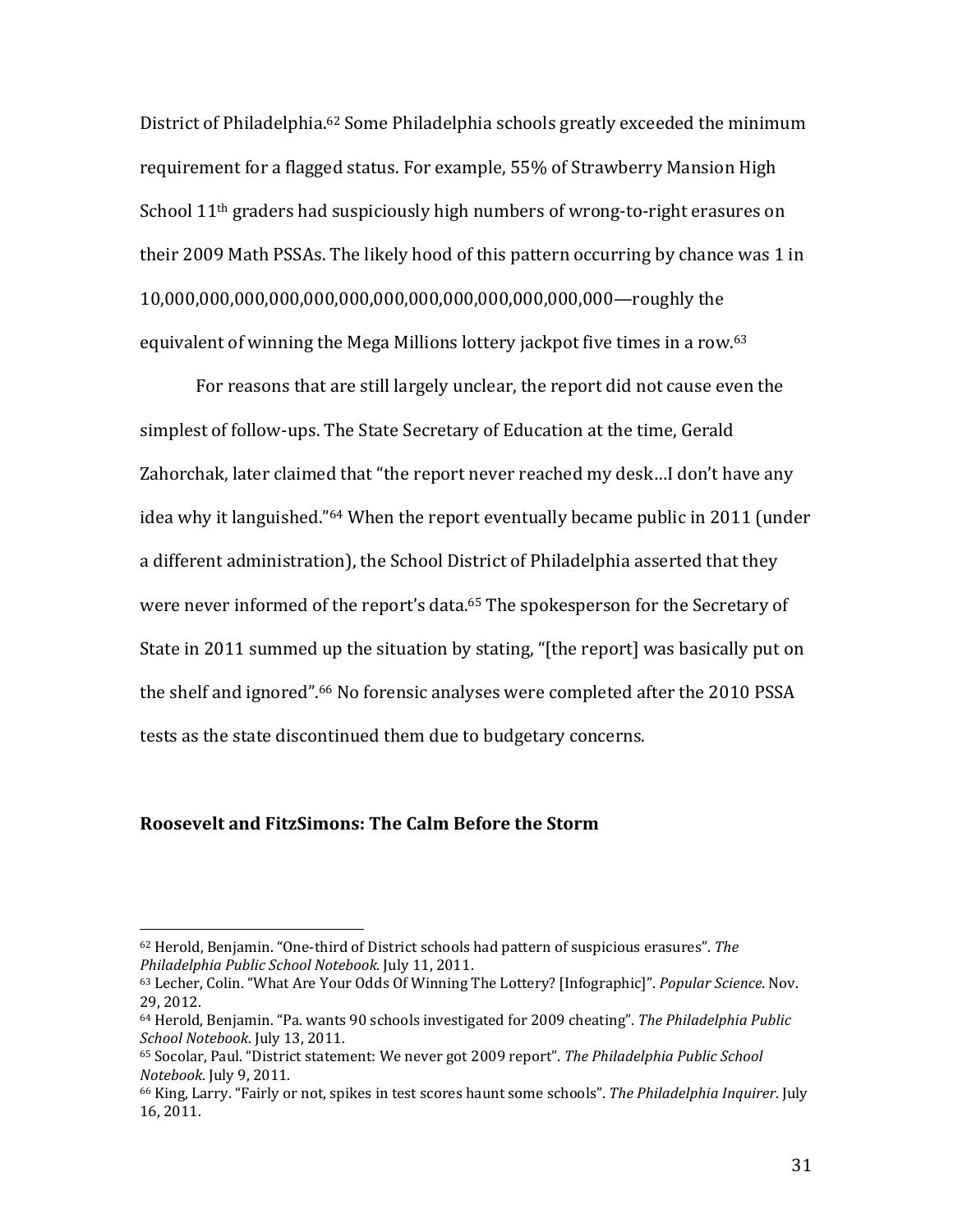District of Philadelphia.[62] Some Philadelphia schools greatly exceeded the minimum requirement for a flagged status. For example, 55% of Strawberry Mansion High School 11th graders had suspiciously high numbers of wrong-to-right erasures on their 2009 Math PSSAs. The likely hood of this pattern occurring by chance was 1 in 10,000,000,000,000,000,000,000,000,000,000,000,000,000—roughly the equivalent of winning the Mega Millions lottery jackpot five times in a row.[63]

For reasons that are still largely unclear, the report did not cause even the simplest of follow-ups. The State Secretary of Education at the time, Gerald Zahorchak, later claimed that "the report never reached my desk…I don't have any idea why it languished."[64] When the report eventually became public in 2011 (under a different administration), the School District of Philadelphia asserted that they were never informed of the report's data.[65] The spokesperson for the Secretary of State in 2011 summed up the situation by stating, "[the report] was basically put on the shelf and ignored".[66] No forensic analyses were completed after the 2010 PSSA tests as the state discontinued them due to budgetary concerns.

## Roosevelt and FitzSimons: The Calm Before the Storm

---

[62] Herold, Benjamin. "One-third of District schools had pattern of suspicious erasures". *The Philadelphia Public School Notebook*. July 11, 2011.

[63] Lecher, Colin. "What Are Your Odds Of Winning The Lottery? [Infographic]". *Popular Science*. Nov. 29, 2012.

[64] Herold, Benjamin. "Pa. wants 90 schools investigated for 2009 cheating". *The Philadelphia Public School Notebook*. July 13, 2011.

[65] Socolar, Paul. "District statement: We never got 2009 report". *The Philadelphia Public School Notebook*. July 9, 2011.

[66] King, Larry. "Fairly or not, spikes in test scores haunt some schools". *The Philadelphia Inquirer*. July 16, 2011.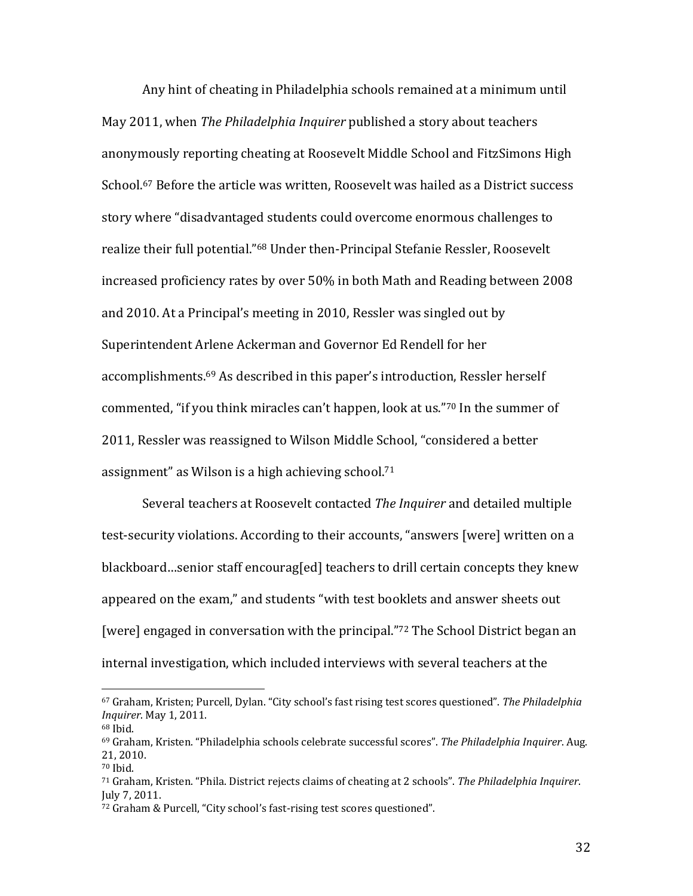Any hint of cheating in Philadelphia schools remained at a minimum until May 2011, when *The Philadelphia Inquirer* published a story about teachers anonymously reporting cheating at Roosevelt Middle School and FitzSimons High School.[67] Before the article was written, Roosevelt was hailed as a District success story where "disadvantaged students could overcome enormous challenges to realize their full potential."[68] Under then-Principal Stefanie Ressler, Roosevelt increased proficiency rates by over 50% in both Math and Reading between 2008 and 2010. At a Principal's meeting in 2010, Ressler was singled out by Superintendent Arlene Ackerman and Governor Ed Rendell for her accomplishments.[69] As described in this paper's introduction, Ressler herself commented, "if you think miracles can't happen, look at us."[70] In the summer of 2011, Ressler was reassigned to Wilson Middle School, "considered a better assignment" as Wilson is a high achieving school.[71]

Several teachers at Roosevelt contacted *The Inquirer* and detailed multiple test-security violations. According to their accounts, "answers [were] written on a blackboard…senior staff encourag[ed] teachers to drill certain concepts they knew appeared on the exam," and students "with test booklets and answer sheets out [were] engaged in conversation with the principal."[72] The School District began an internal investigation, which included interviews with several teachers at the

---

[67] Graham, Kristen; Purcell, Dylan. "City school's fast rising test scores questioned". *The Philadelphia Inquirer*. May 1, 2011.

[68] Ibid.

[69] Graham, Kristen. "Philadelphia schools celebrate successful scores". *The Philadelphia Inquirer*. Aug. 21, 2010.

[70] Ibid.

[71] Graham, Kristen. "Phila. District rejects claims of cheating at 2 schools". *The Philadelphia Inquirer*. July 7, 2011.

[72] Graham & Purcell, "City school's fast-rising test scores questioned".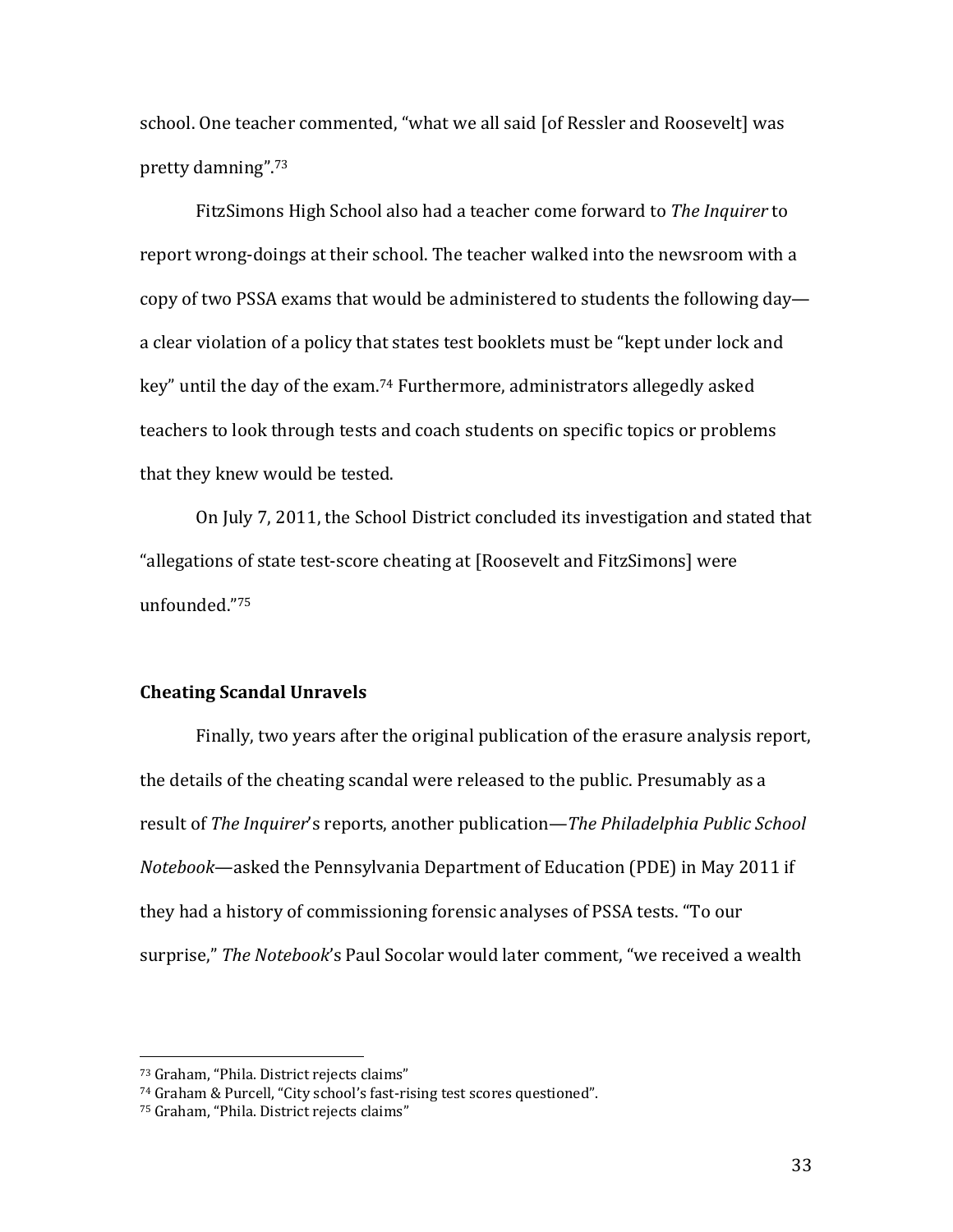school. One teacher commented, “what we all said [of Ressler and Roosevelt] was pretty damning”.[73]

FitzSimons High School also had a teacher come forward to *The Inquirer* to report wrong-doings at their school. The teacher walked into the newsroom with a copy of two PSSA exams that would be administered to students the following day—a clear violation of a policy that states test booklets must be “kept under lock and key” until the day of the exam.[74] Furthermore, administrators allegedly asked teachers to look through tests and coach students on specific topics or problems that they knew would be tested.

On July 7, 2011, the School District concluded its investigation and stated that “allegations of state test-score cheating at [Roosevelt and FitzSimons] were unfounded.”[75]

### Cheating Scandal Unravels

Finally, two years after the original publication of the erasure analysis report, the details of the cheating scandal were released to the public. Presumably as a result of *The Inquirer*’s reports, another publication—*The Philadelphia Public School Notebook*—asked the Pennsylvania Department of Education (PDE) in May 2011 if they had a history of commissioning forensic analyses of PSSA tests. “To our surprise,” *The Notebook*’s Paul Socolar would later comment, “we received a wealth

---

[73] Graham, “Phila. District rejects claims”

[74] Graham & Purcell, “City school’s fast-rising test scores questioned”.

[75] Graham, “Phila. District rejects claims”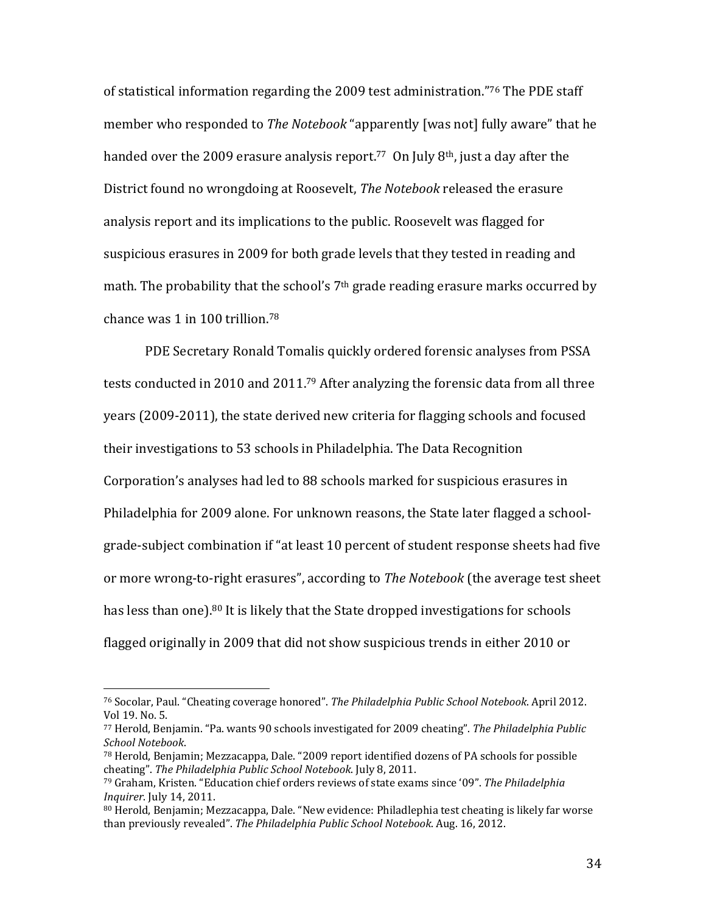of statistical information regarding the 2009 test administration."[76] The PDE staff member who responded to *The Notebook* "apparently [was not] fully aware" that he handed over the 2009 erasure analysis report.[77] On July 8th, just a day after the District found no wrongdoing at Roosevelt, *The Notebook* released the erasure analysis report and its implications to the public. Roosevelt was flagged for suspicious erasures in 2009 for both grade levels that they tested in reading and math. The probability that the school's 7th grade reading erasure marks occurred by chance was 1 in 100 trillion.[78]

PDE Secretary Ronald Tomalis quickly ordered forensic analyses from PSSA tests conducted in 2010 and 2011.[79] After analyzing the forensic data from all three years (2009-2011), the state derived new criteria for flagging schools and focused their investigations to 53 schools in Philadelphia. The Data Recognition Corporation's analyses had led to 88 schools marked for suspicious erasures in Philadelphia for 2009 alone. For unknown reasons, the State later flagged a school-grade-subject combination if "at least 10 percent of student response sheets had five or more wrong-to-right erasures", according to *The Notebook* (the average test sheet has less than one).[80] It is likely that the State dropped investigations for schools flagged originally in 2009 that did not show suspicious trends in either 2010 or

---

[76] Socolar, Paul. "Cheating coverage honored". *The Philadelphia Public School Notebook*. April 2012. Vol 19. No. 5.

[77] Herold, Benjamin. "Pa. wants 90 schools investigated for 2009 cheating". *The Philadelphia Public School Notebook*.

[78] Herold, Benjamin; Mezzacappa, Dale. "2009 report identified dozens of PA schools for possible cheating". *The Philadelphia Public School Notebook*. July 8, 2011.

[79] Graham, Kristen. "Education chief orders reviews of state exams since '09". *The Philadelphia Inquirer*. July 14, 2011.

[80] Herold, Benjamin; Mezzacappa, Dale. "New evidence: Philadlephia test cheating is likely far worse than previously revealed". *The Philadelphia Public School Notebook*. Aug. 16, 2012.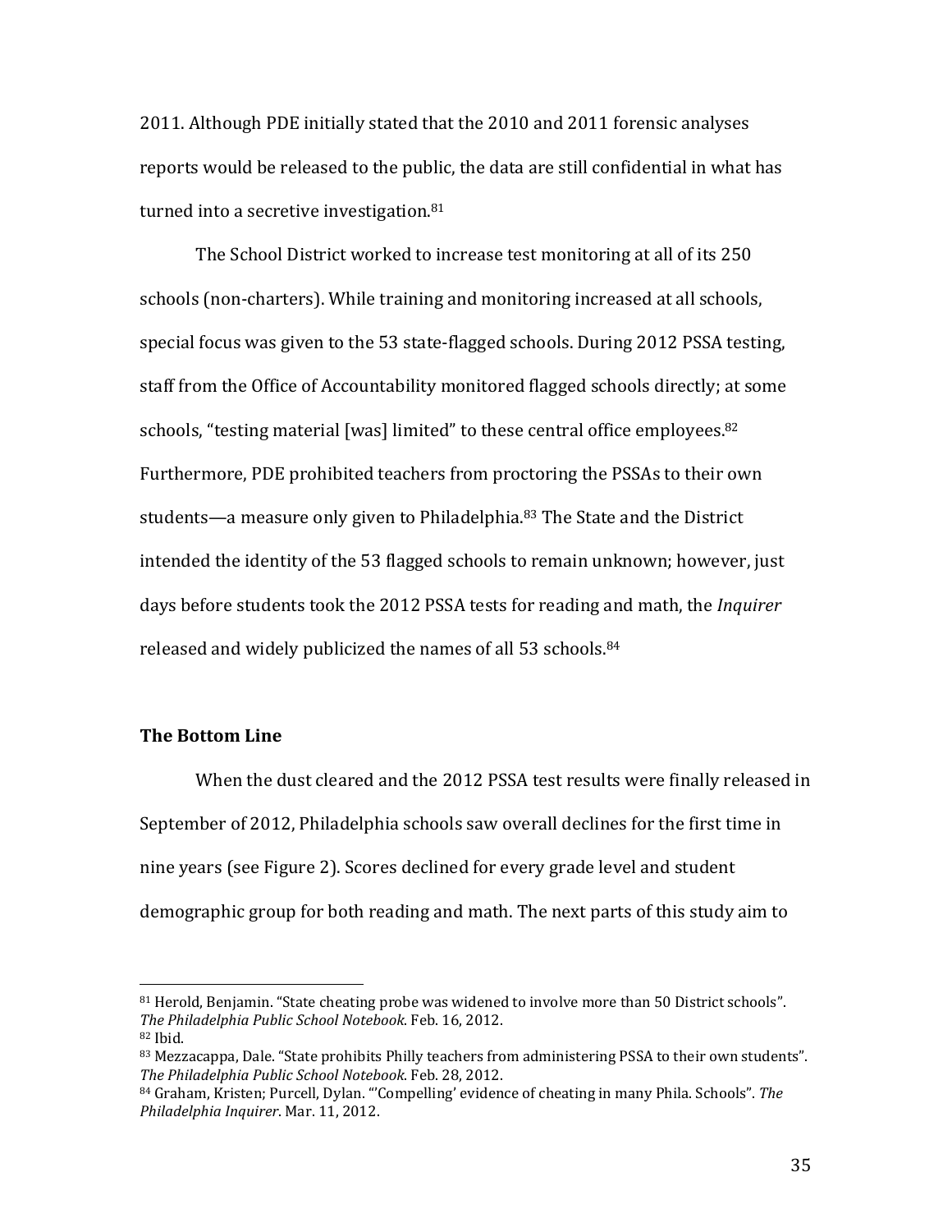2011. Although PDE initially stated that the 2010 and 2011 forensic analyses reports would be released to the public, the data are still confidential in what has turned into a secretive investigation.[81]

The School District worked to increase test monitoring at all of its 250 schools (non-charters). While training and monitoring increased at all schools, special focus was given to the 53 state-flagged schools. During 2012 PSSA testing, staff from the Office of Accountability monitored flagged schools directly; at some schools, "testing material [was] limited" to these central office employees.[82] Furthermore, PDE prohibited teachers from proctoring the PSSAs to their own students—a measure only given to Philadelphia.[83] The State and the District intended the identity of the 53 flagged schools to remain unknown; however, just days before students took the 2012 PSSA tests for reading and math, the *Inquirer* released and widely publicized the names of all 53 schools.[84]

### The Bottom Line

When the dust cleared and the 2012 PSSA test results were finally released in September of 2012, Philadelphia schools saw overall declines for the first time in nine years (see Figure 2). Scores declined for every grade level and student demographic group for both reading and math. The next parts of this study aim to

---

[81] Herold, Benjamin. "State cheating probe was widened to involve more than 50 District schools". *The Philadelphia Public School Notebook*. Feb. 16, 2012.

[82] Ibid.

[83] Mezzacappa, Dale. "State prohibits Philly teachers from administering PSSA to their own students". *The Philadelphia Public School Notebook*. Feb. 28, 2012.

[84] Graham, Kristen; Purcell, Dylan. "'Compelling' evidence of cheating in many Phila. Schools". *The Philadelphia Inquirer*. Mar. 11, 2012.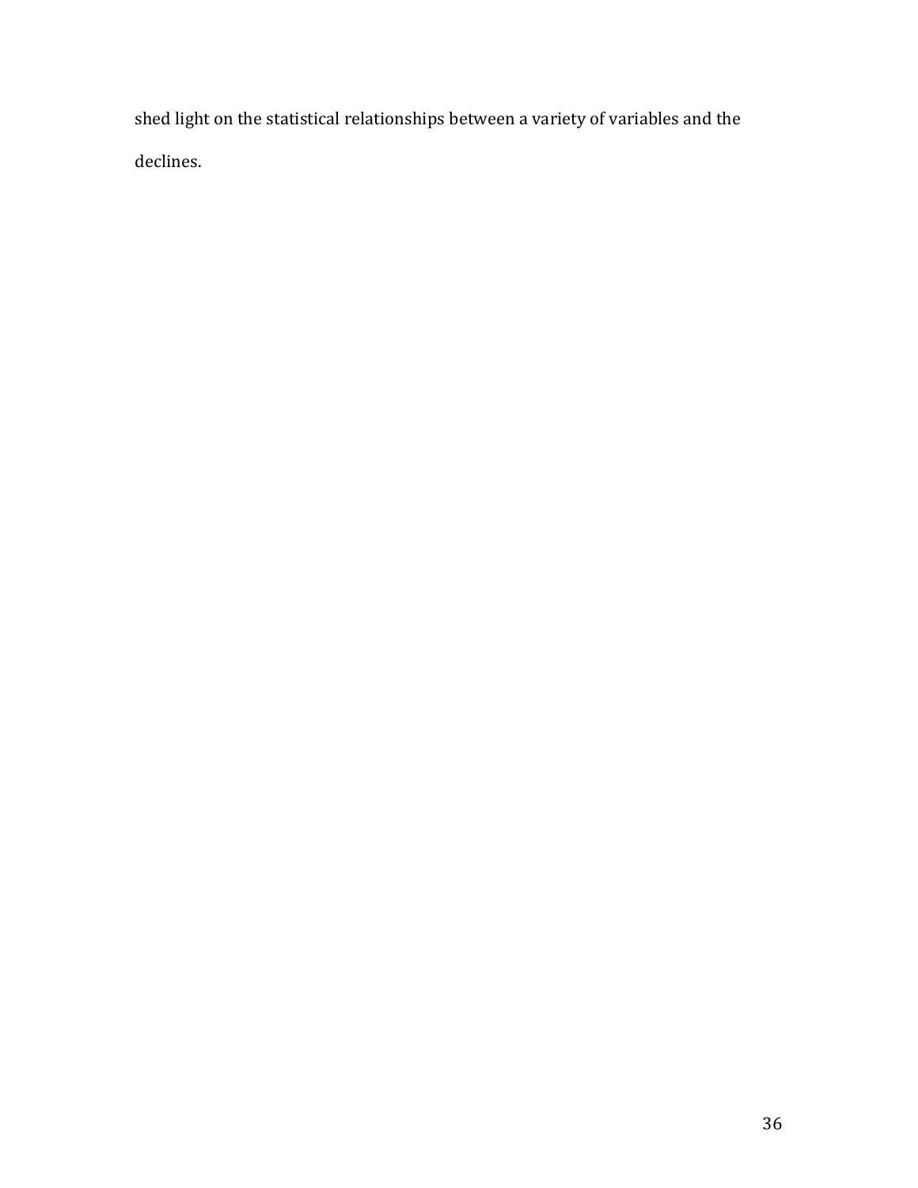shed light on the statistical relationships between a variety of variables and the declines.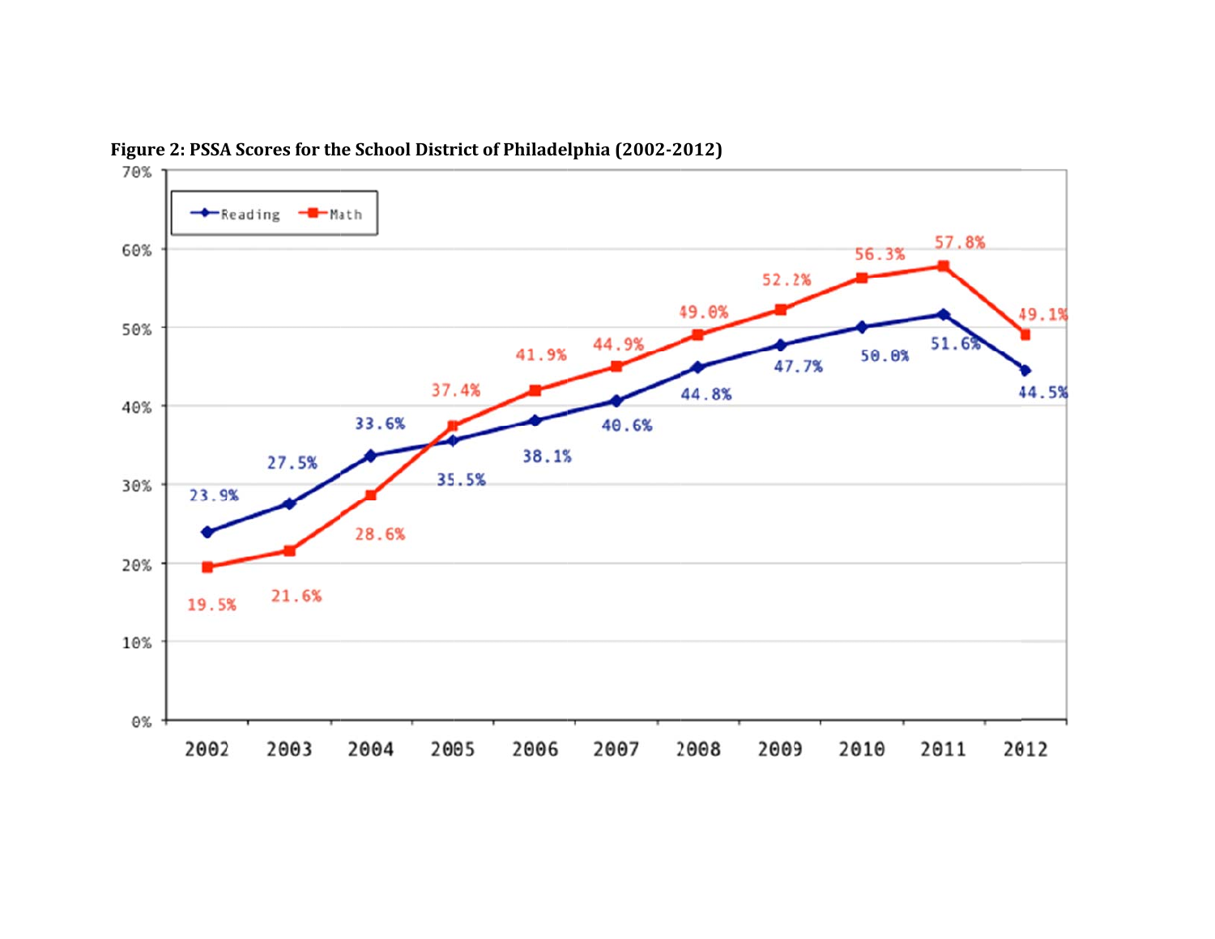**Figure 2: PSSA Scores for the School District of Philadelphia (2002-2012)**

| Year | Reading | Math |
|---|---|---|
| 2002 | 23.9% | 19.5% |
| 2003 | 27.5% | 21.6% |
| 2004 | 33.6% | 28.6% |
| 2005 | 35.5% | 37.4% |
| 2006 | 38.1% | 41.9% |
| 2007 | 40.6% | 44.9% |
| 2008 | 44.8% | 49.0% |
| 2009 | 47.7% | 52.2% |
| 2010 | 50.0% | 56.3% |
| 2011 | 51.6% | 57.8% |
| 2012 | 44.5% | 49.1% |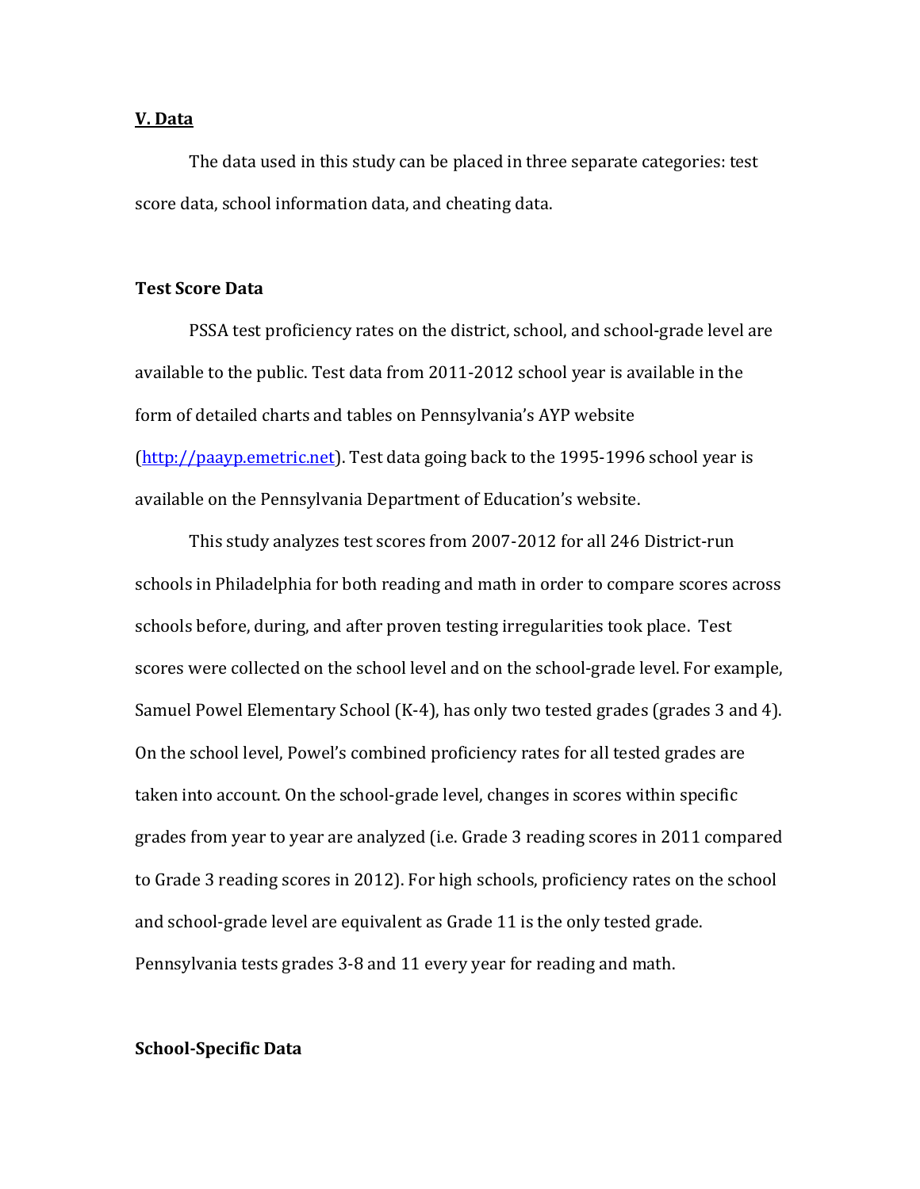## V. Data

The data used in this study can be placed in three separate categories: test score data, school information data, and cheating data.

### Test Score Data

PSSA test proficiency rates on the district, school, and school-grade level are available to the public. Test data from 2011-2012 school year is available in the form of detailed charts and tables on Pennsylvania's AYP website ([http://paayp.emetric.net](http://paayp.emetric.net)). Test data going back to the 1995-1996 school year is available on the Pennsylvania Department of Education's website.

This study analyzes test scores from 2007-2012 for all 246 District-run schools in Philadelphia for both reading and math in order to compare scores across schools before, during, and after proven testing irregularities took place. Test scores were collected on the school level and on the school-grade level. For example, Samuel Powel Elementary School (K-4), has only two tested grades (grades 3 and 4). On the school level, Powel's combined proficiency rates for all tested grades are taken into account. On the school-grade level, changes in scores within specific grades from year to year are analyzed (i.e. Grade 3 reading scores in 2011 compared to Grade 3 reading scores in 2012). For high schools, proficiency rates on the school and school-grade level are equivalent as Grade 11 is the only tested grade. Pennsylvania tests grades 3-8 and 11 every year for reading and math.

### School-Specific Data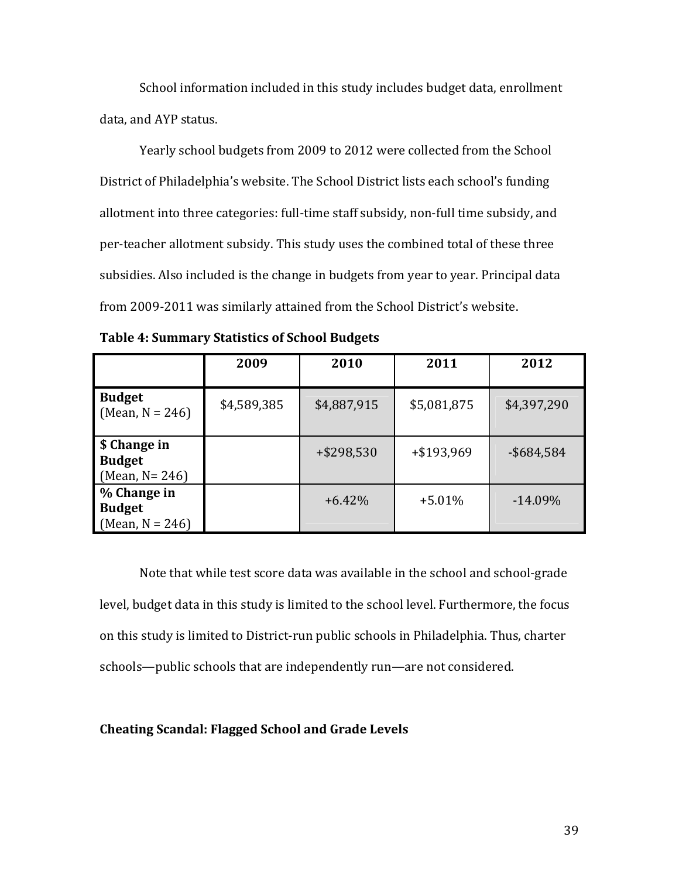School information included in this study includes budget data, enrollment data, and AYP status.

Yearly school budgets from 2009 to 2012 were collected from the School District of Philadelphia's website. The School District lists each school's funding allotment into three categories: full-time staff subsidy, non-full time subsidy, and per-teacher allotment subsidy. This study uses the combined total of these three subsidies. Also included is the change in budgets from year to year. Principal data from 2009-2011 was similarly attained from the School District's website.

**Table 4: Summary Statistics of School Budgets**

| | 2009 | 2010 | 2011 | 2012 |
|---|---|---|---|---|
| **Budget** (Mean, N = 246) | $4,589,385 | $4,887,915 | $5,081,875 | $4,397,290 |
| **$ Change in Budget** (Mean, N= 246) | | +$298,530 | +$193,969 | -$684,584 |
| **% Change in Budget** (Mean, N = 246) | | +6.42% | +5.01% | -14.09% |

Note that while test score data was available in the school and school-grade level, budget data in this study is limited to the school level. Furthermore, the focus on this study is limited to District-run public schools in Philadelphia. Thus, charter schools—public schools that are independently run—are not considered.

**Cheating Scandal: Flagged School and Grade Levels**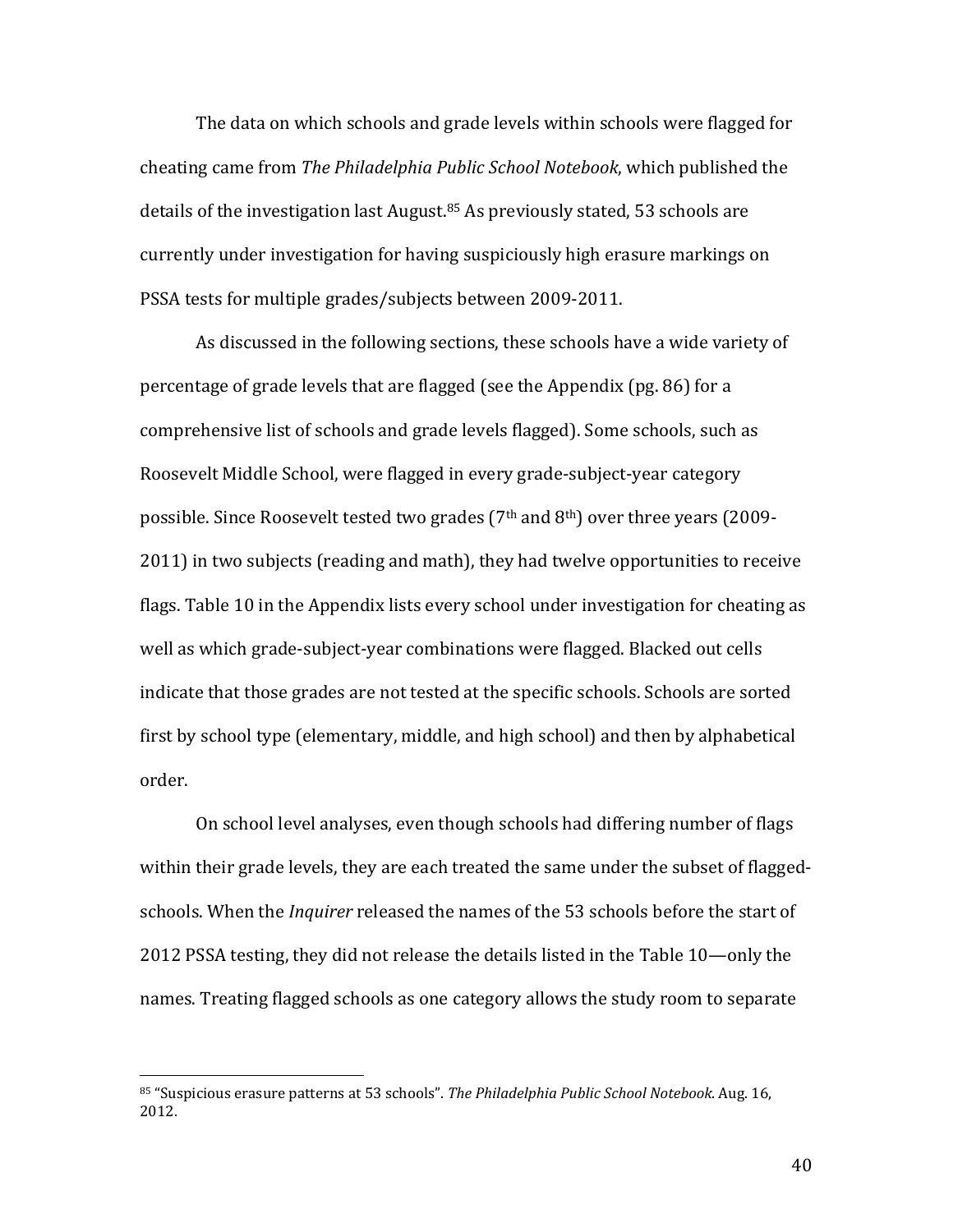The data on which schools and grade levels within schools were flagged for cheating came from *The Philadelphia Public School Notebook*, which published the details of the investigation last August.[85] As previously stated, 53 schools are currently under investigation for having suspiciously high erasure markings on PSSA tests for multiple grades/subjects between 2009-2011.

As discussed in the following sections, these schools have a wide variety of percentage of grade levels that are flagged (see the Appendix (pg. 86) for a comprehensive list of schools and grade levels flagged). Some schools, such as Roosevelt Middle School, were flagged in every grade-subject-year category possible. Since Roosevelt tested two grades (7th and 8th) over three years (2009-2011) in two subjects (reading and math), they had twelve opportunities to receive flags. Table 10 in the Appendix lists every school under investigation for cheating as well as which grade-subject-year combinations were flagged. Blacked out cells indicate that those grades are not tested at the specific schools. Schools are sorted first by school type (elementary, middle, and high school) and then by alphabetical order.

On school level analyses, even though schools had differing number of flags within their grade levels, they are each treated the same under the subset of flagged-schools. When the *Inquirer* released the names of the 53 schools before the start of 2012 PSSA testing, they did not release the details listed in the Table 10—only the names. Treating flagged schools as one category allows the study room to separate

[85] "Suspicious erasure patterns at 53 schools". *The Philadelphia Public School Notebook*. Aug. 16, 2012.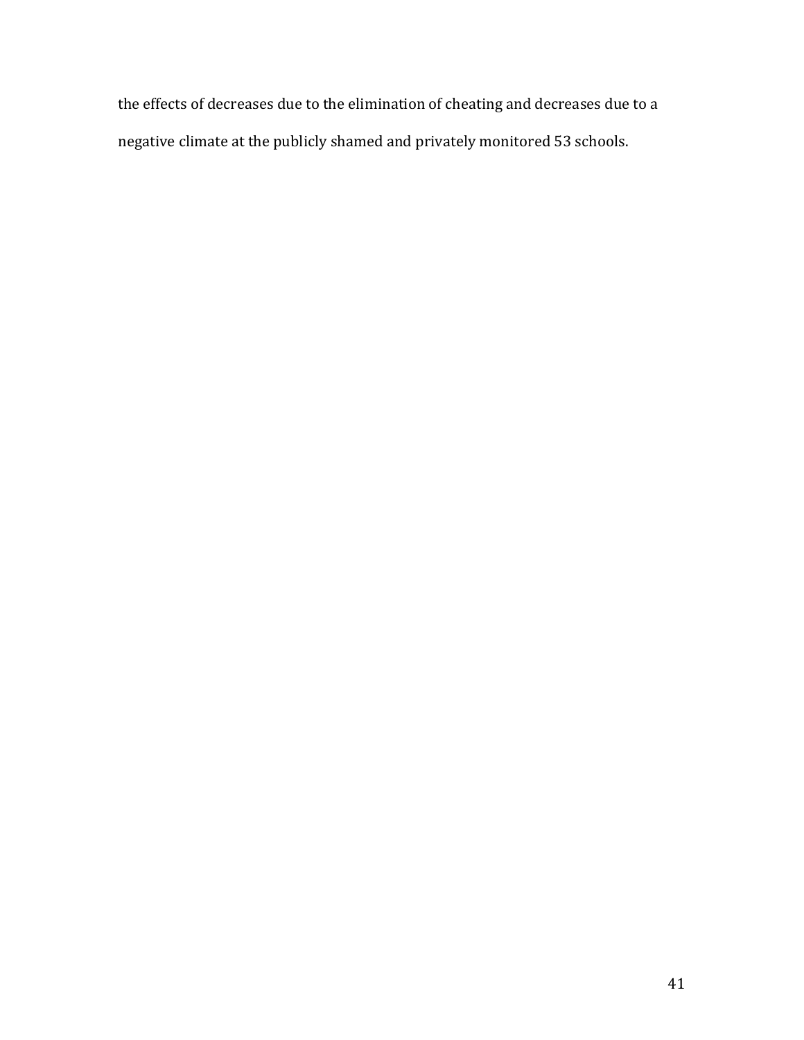the effects of decreases due to the elimination of cheating and decreases due to a negative climate at the publicly shamed and privately monitored 53 schools.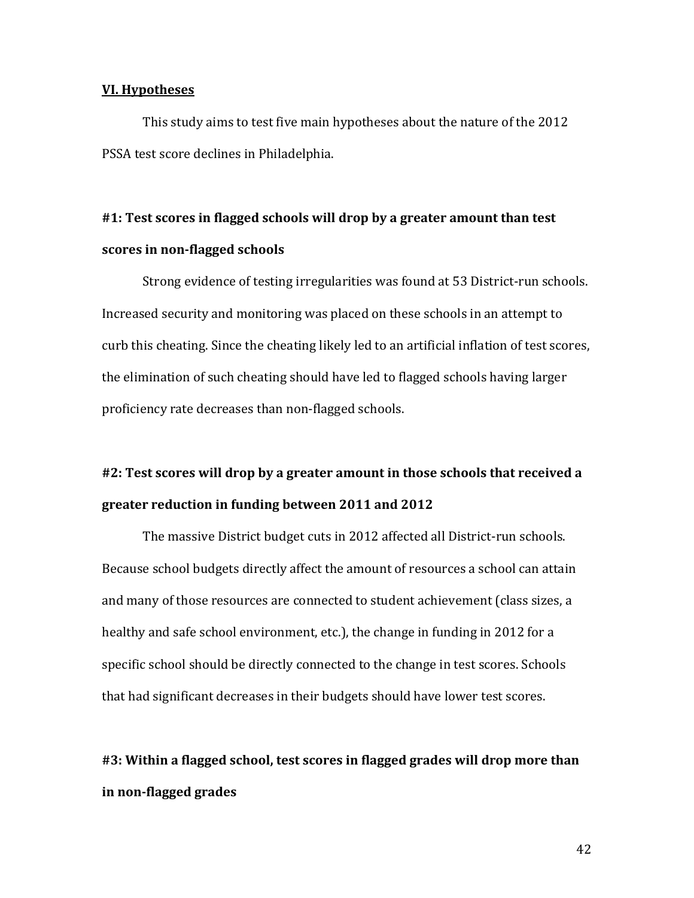## VI. Hypotheses

This study aims to test five main hypotheses about the nature of the 2012 PSSA test score declines in Philadelphia.

### #1: Test scores in flagged schools will drop by a greater amount than test scores in non-flagged schools

Strong evidence of testing irregularities was found at 53 District-run schools. Increased security and monitoring was placed on these schools in an attempt to curb this cheating. Since the cheating likely led to an artificial inflation of test scores, the elimination of such cheating should have led to flagged schools having larger proficiency rate decreases than non-flagged schools.

### #2: Test scores will drop by a greater amount in those schools that received a greater reduction in funding between 2011 and 2012

The massive District budget cuts in 2012 affected all District-run schools. Because school budgets directly affect the amount of resources a school can attain and many of those resources are connected to student achievement (class sizes, a healthy and safe school environment, etc.), the change in funding in 2012 for a specific school should be directly connected to the change in test scores. Schools that had significant decreases in their budgets should have lower test scores.

### #3: Within a flagged school, test scores in flagged grades will drop more than in non-flagged grades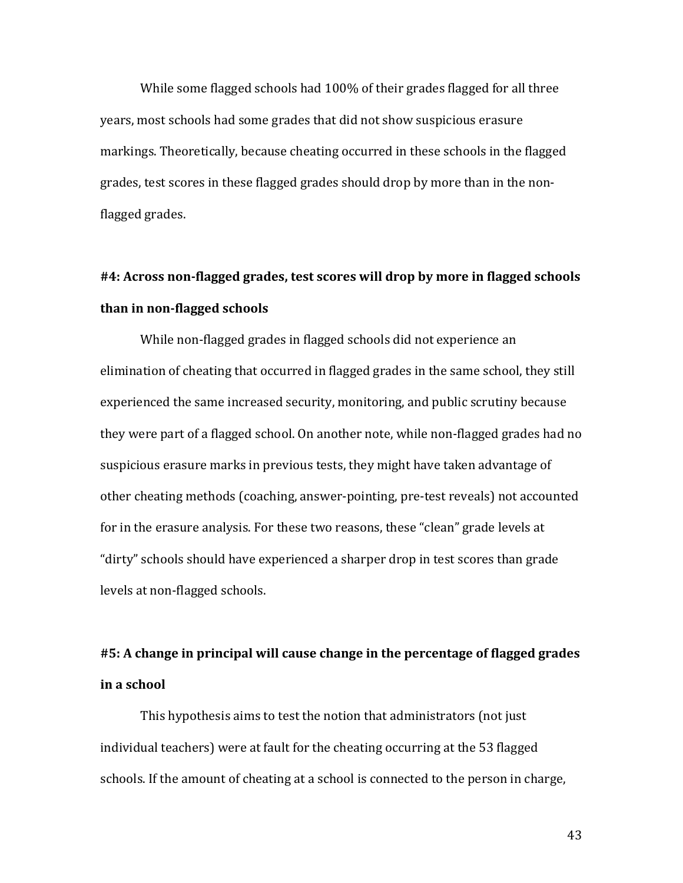While some flagged schools had 100% of their grades flagged for all three years, most schools had some grades that did not show suspicious erasure markings. Theoretically, because cheating occurred in these schools in the flagged grades, test scores in these flagged grades should drop by more than in the non-flagged grades.

**#4: Across non-flagged grades, test scores will drop by more in flagged schools than in non-flagged schools**

While non-flagged grades in flagged schools did not experience an elimination of cheating that occurred in flagged grades in the same school, they still experienced the same increased security, monitoring, and public scrutiny because they were part of a flagged school. On another note, while non-flagged grades had no suspicious erasure marks in previous tests, they might have taken advantage of other cheating methods (coaching, answer-pointing, pre-test reveals) not accounted for in the erasure analysis. For these two reasons, these "clean" grade levels at "dirty" schools should have experienced a sharper drop in test scores than grade levels at non-flagged schools.

**#5: A change in principal will cause change in the percentage of flagged grades in a school**

This hypothesis aims to test the notion that administrators (not just individual teachers) were at fault for the cheating occurring at the 53 flagged schools. If the amount of cheating at a school is connected to the person in charge,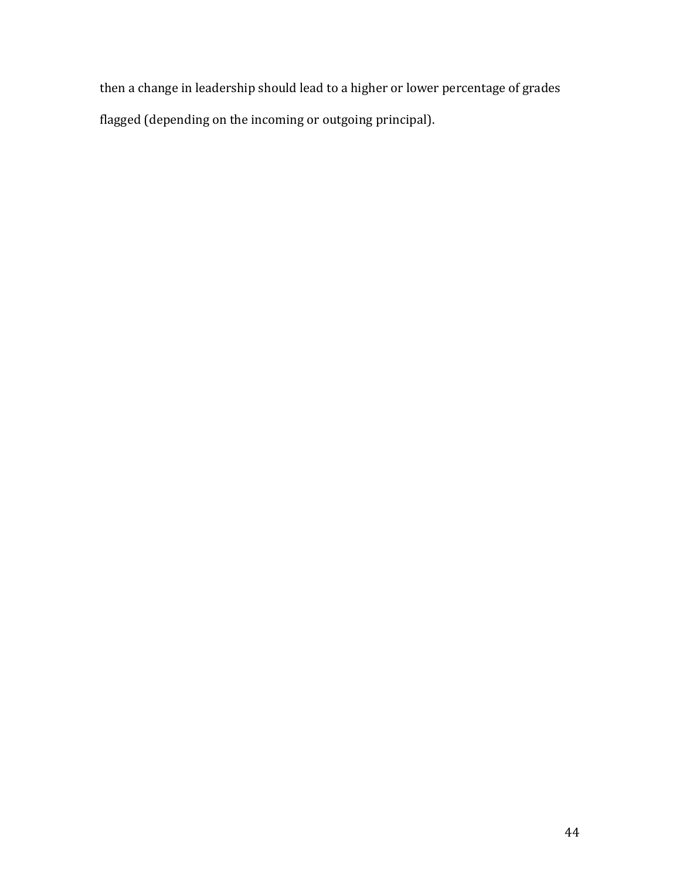then a change in leadership should lead to a higher or lower percentage of grades flagged (depending on the incoming or outgoing principal).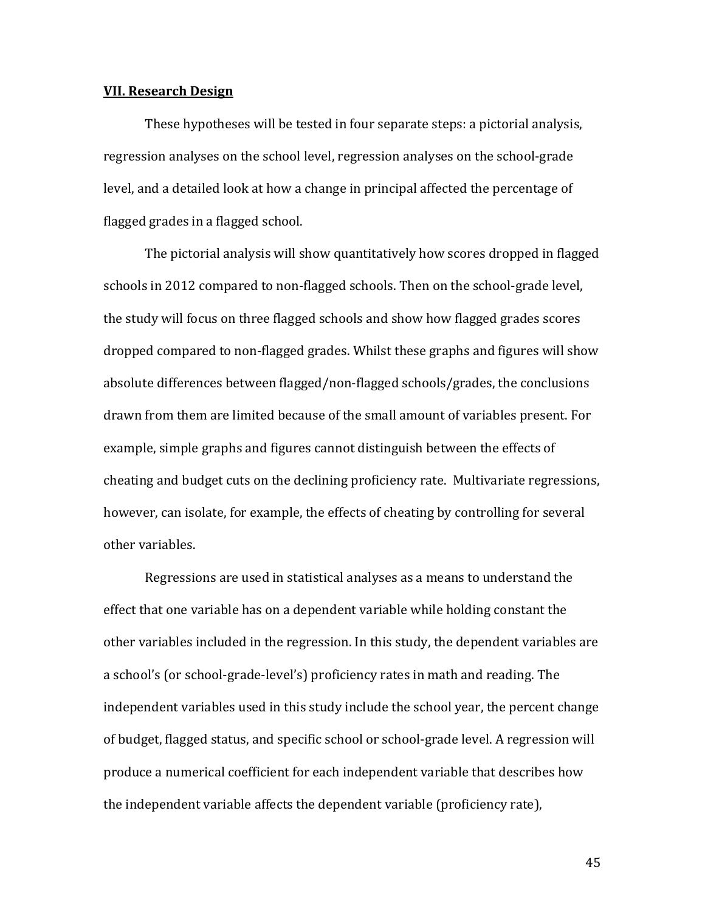## VII. Research Design

These hypotheses will be tested in four separate steps: a pictorial analysis, regression analyses on the school level, regression analyses on the school-grade level, and a detailed look at how a change in principal affected the percentage of flagged grades in a flagged school.

The pictorial analysis will show quantitatively how scores dropped in flagged schools in 2012 compared to non-flagged schools. Then on the school-grade level, the study will focus on three flagged schools and show how flagged grades scores dropped compared to non-flagged grades. Whilst these graphs and figures will show absolute differences between flagged/non-flagged schools/grades, the conclusions drawn from them are limited because of the small amount of variables present. For example, simple graphs and figures cannot distinguish between the effects of cheating and budget cuts on the declining proficiency rate. Multivariate regressions, however, can isolate, for example, the effects of cheating by controlling for several other variables.

Regressions are used in statistical analyses as a means to understand the effect that one variable has on a dependent variable while holding constant the other variables included in the regression. In this study, the dependent variables are a school's (or school-grade-level's) proficiency rates in math and reading. The independent variables used in this study include the school year, the percent change of budget, flagged status, and specific school or school-grade level. A regression will produce a numerical coefficient for each independent variable that describes how the independent variable affects the dependent variable (proficiency rate),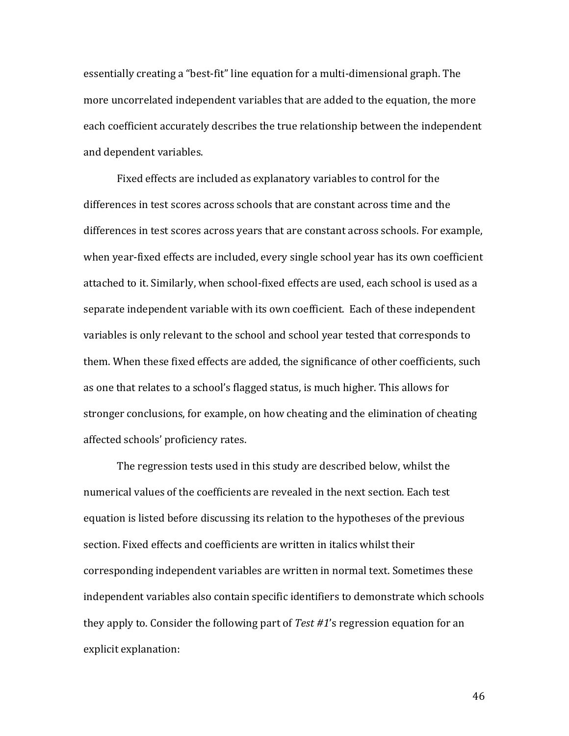essentially creating a "best-fit" line equation for a multi-dimensional graph. The more uncorrelated independent variables that are added to the equation, the more each coefficient accurately describes the true relationship between the independent and dependent variables.

Fixed effects are included as explanatory variables to control for the differences in test scores across schools that are constant across time and the differences in test scores across years that are constant across schools. For example, when year-fixed effects are included, every single school year has its own coefficient attached to it. Similarly, when school-fixed effects are used, each school is used as a separate independent variable with its own coefficient. Each of these independent variables is only relevant to the school and school year tested that corresponds to them. When these fixed effects are added, the significance of other coefficients, such as one that relates to a school's flagged status, is much higher. This allows for stronger conclusions, for example, on how cheating and the elimination of cheating affected schools' proficiency rates.

The regression tests used in this study are described below, whilst the numerical values of the coefficients are revealed in the next section. Each test equation is listed before discussing its relation to the hypotheses of the previous section. Fixed effects and coefficients are written in italics whilst their corresponding independent variables are written in normal text. Sometimes these independent variables also contain specific identifiers to demonstrate which schools they apply to. Consider the following part of *Test #1*'s regression equation for an explicit explanation: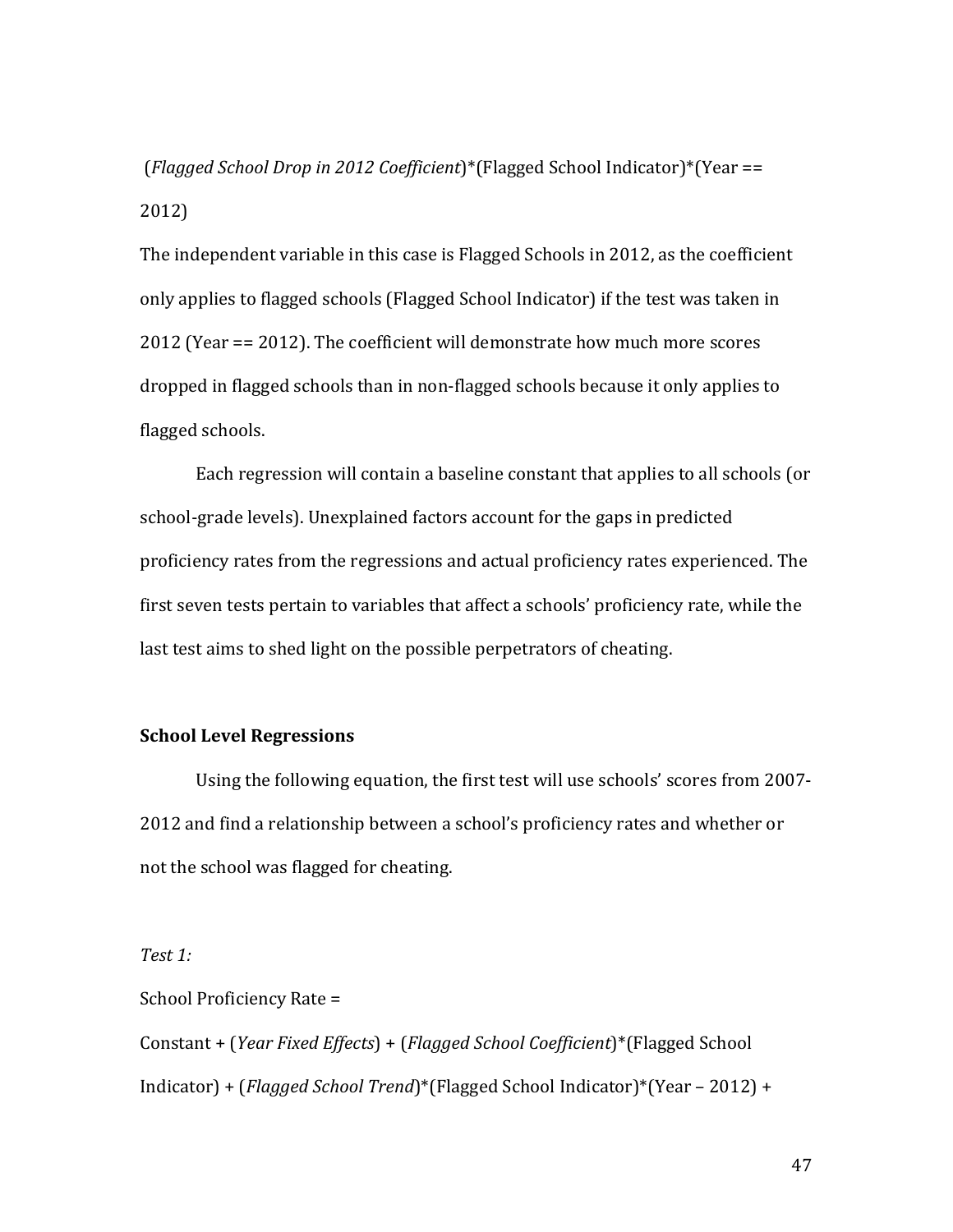(*Flagged School Drop in 2012 Coefficient*)*(Flagged School Indicator)*(Year == 2012)

The independent variable in this case is Flagged Schools in 2012, as the coefficient only applies to flagged schools (Flagged School Indicator) if the test was taken in 2012 (Year == 2012). The coefficient will demonstrate how much more scores dropped in flagged schools than in non-flagged schools because it only applies to flagged schools.

Each regression will contain a baseline constant that applies to all schools (or school-grade levels). Unexplained factors account for the gaps in predicted proficiency rates from the regressions and actual proficiency rates experienced. The first seven tests pertain to variables that affect a schools' proficiency rate, while the last test aims to shed light on the possible perpetrators of cheating.

**School Level Regressions**

Using the following equation, the first test will use schools' scores from 2007-2012 and find a relationship between a school's proficiency rates and whether or not the school was flagged for cheating.

*Test 1:*

School Proficiency Rate =

Constant + (*Year Fixed Effects*) + (*Flagged School Coefficient*)*(Flagged School Indicator) + (*Flagged School Trend*)*(Flagged School Indicator)*(Year – 2012) +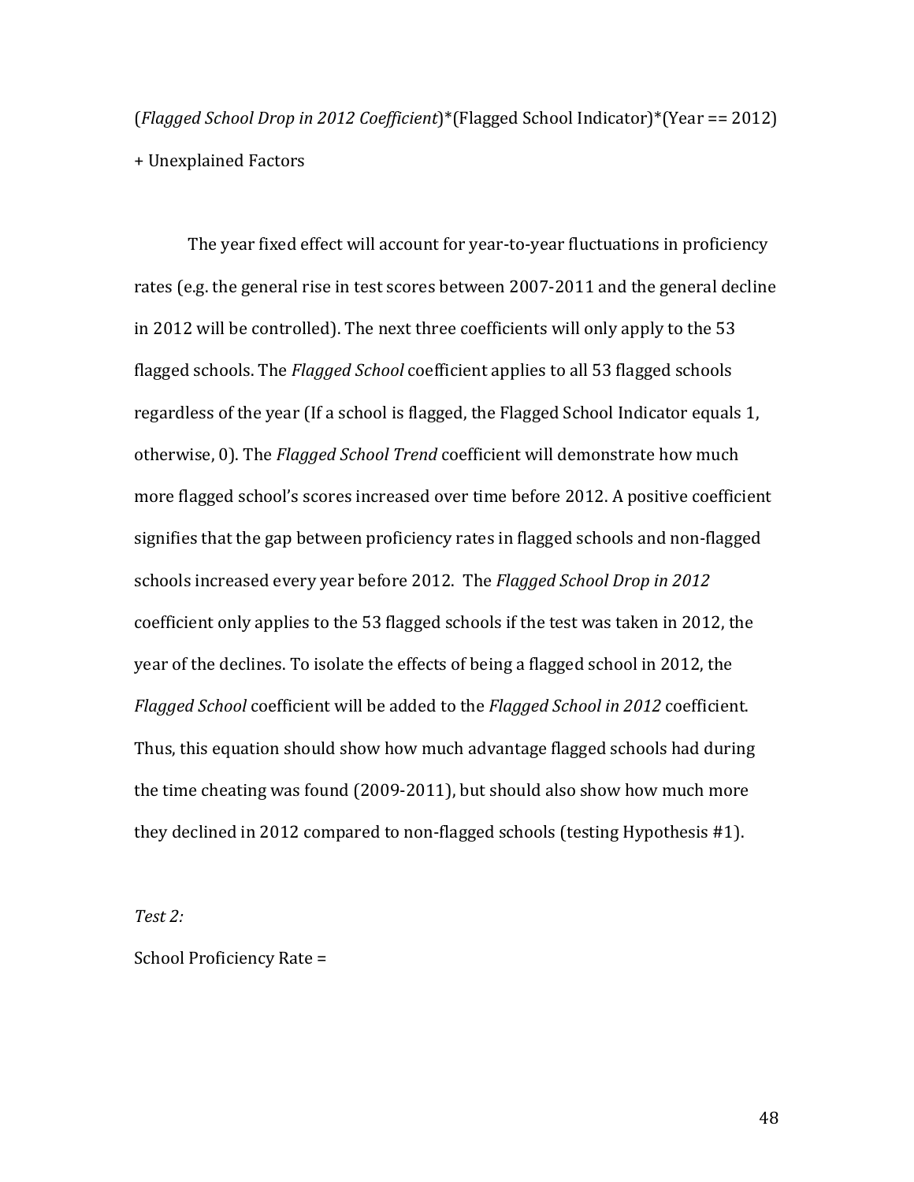(*Flagged School Drop in 2012 Coefficient*)*(Flagged School Indicator)*(Year == 2012) + Unexplained Factors

The year fixed effect will account for year-to-year fluctuations in proficiency rates (e.g. the general rise in test scores between 2007-2011 and the general decline in 2012 will be controlled). The next three coefficients will only apply to the 53 flagged schools. The *Flagged School* coefficient applies to all 53 flagged schools regardless of the year (If a school is flagged, the Flagged School Indicator equals 1, otherwise, 0). The *Flagged School Trend* coefficient will demonstrate how much more flagged school's scores increased over time before 2012. A positive coefficient signifies that the gap between proficiency rates in flagged schools and non-flagged schools increased every year before 2012. The *Flagged School Drop in 2012* coefficient only applies to the 53 flagged schools if the test was taken in 2012, the year of the declines. To isolate the effects of being a flagged school in 2012, the *Flagged School* coefficient will be added to the *Flagged School in 2012* coefficient. Thus, this equation should show how much advantage flagged schools had during the time cheating was found (2009-2011), but should also show how much more they declined in 2012 compared to non-flagged schools (testing Hypothesis #1).

*Test 2:*

School Proficiency Rate =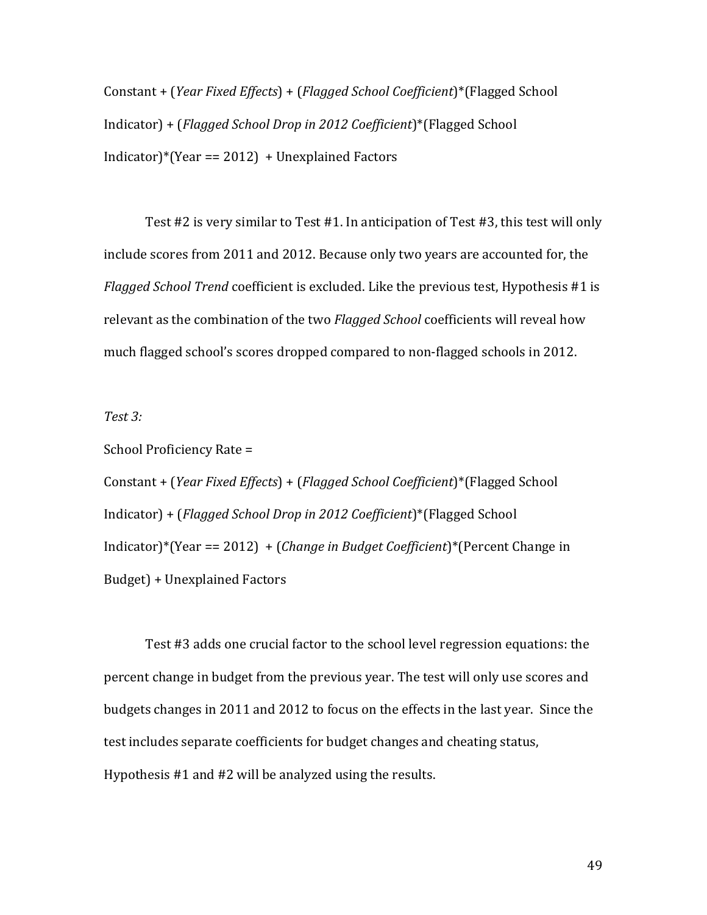Constant + (*Year Fixed Effects*) + (*Flagged School Coefficient*)*(Flagged School Indicator) + (*Flagged School Drop in 2012 Coefficient*)*(Flagged School Indicator)*(Year == 2012) + Unexplained Factors

Test #2 is very similar to Test #1. In anticipation of Test #3, this test will only include scores from 2011 and 2012. Because only two years are accounted for, the *Flagged School Trend* coefficient is excluded. Like the previous test, Hypothesis #1 is relevant as the combination of the two *Flagged School* coefficients will reveal how much flagged school's scores dropped compared to non-flagged schools in 2012.

*Test 3:*

School Proficiency Rate =

Constant + (*Year Fixed Effects*) + (*Flagged School Coefficient*)*(Flagged School Indicator) + (*Flagged School Drop in 2012 Coefficient*)*(Flagged School Indicator)*(Year == 2012) + (*Change in Budget Coefficient*)*(Percent Change in Budget) + Unexplained Factors

Test #3 adds one crucial factor to the school level regression equations: the percent change in budget from the previous year. The test will only use scores and budgets changes in 2011 and 2012 to focus on the effects in the last year. Since the test includes separate coefficients for budget changes and cheating status, Hypothesis #1 and #2 will be analyzed using the results.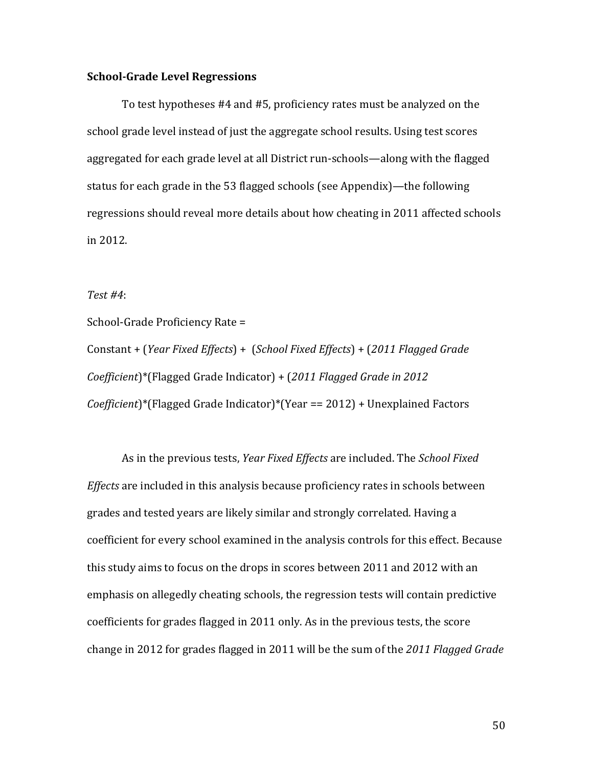**School-Grade Level Regressions**

To test hypotheses #4 and #5, proficiency rates must be analyzed on the school grade level instead of just the aggregate school results. Using test scores aggregated for each grade level at all District run-schools—along with the flagged status for each grade in the 53 flagged schools (see Appendix)—the following regressions should reveal more details about how cheating in 2011 affected schools in 2012.

*Test #4*:

School-Grade Proficiency Rate =

Constant + (*Year Fixed Effects*) + (*School Fixed Effects*) + (*2011 Flagged Grade Coefficient*)*(Flagged Grade Indicator) + (*2011 Flagged Grade in 2012 Coefficient*)*(Flagged Grade Indicator)*(Year == 2012) + Unexplained Factors

As in the previous tests, *Year Fixed Effects* are included. The *School Fixed Effects* are included in this analysis because proficiency rates in schools between grades and tested years are likely similar and strongly correlated. Having a coefficient for every school examined in the analysis controls for this effect. Because this study aims to focus on the drops in scores between 2011 and 2012 with an emphasis on allegedly cheating schools, the regression tests will contain predictive coefficients for grades flagged in 2011 only. As in the previous tests, the score change in 2012 for grades flagged in 2011 will be the sum of the *2011 Flagged Grade*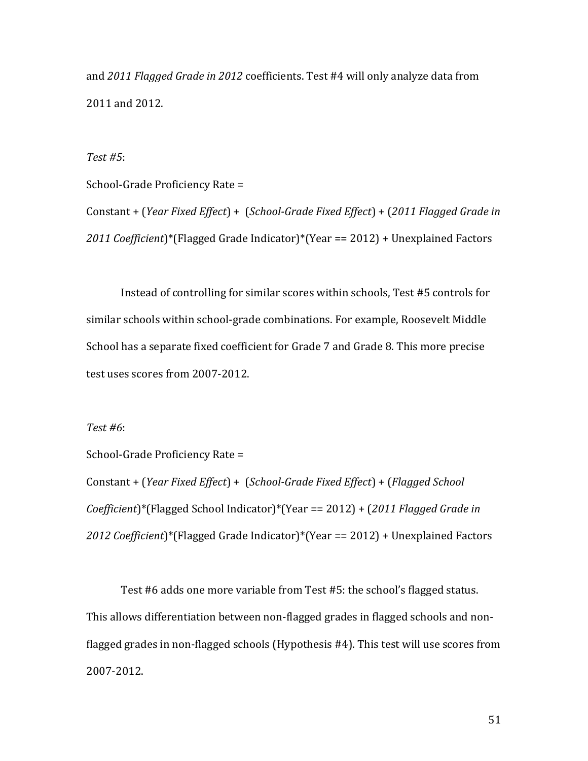and *2011 Flagged Grade in 2012* coefficients. Test #4 will only analyze data from 2011 and 2012.

*Test #5*:

School-Grade Proficiency Rate =

Constant + (*Year Fixed Effect*) + (*School-Grade Fixed Effect*) + (*2011 Flagged Grade in 2011 Coefficient*)*(Flagged Grade Indicator)*(Year == 2012) + Unexplained Factors

Instead of controlling for similar scores within schools, Test #5 controls for similar schools within school-grade combinations. For example, Roosevelt Middle School has a separate fixed coefficient for Grade 7 and Grade 8. This more precise test uses scores from 2007-2012.

*Test #6*:

School-Grade Proficiency Rate =

Constant + (*Year Fixed Effect*) + (*School-Grade Fixed Effect*) + (*Flagged School Coefficient*)*(Flagged School Indicator)*(Year == 2012) + (*2011 Flagged Grade in 2012 Coefficient*)*(Flagged Grade Indicator)*(Year == 2012) + Unexplained Factors

Test #6 adds one more variable from Test #5: the school's flagged status. This allows differentiation between non-flagged grades in flagged schools and non-flagged grades in non-flagged schools (Hypothesis #4). This test will use scores from 2007-2012.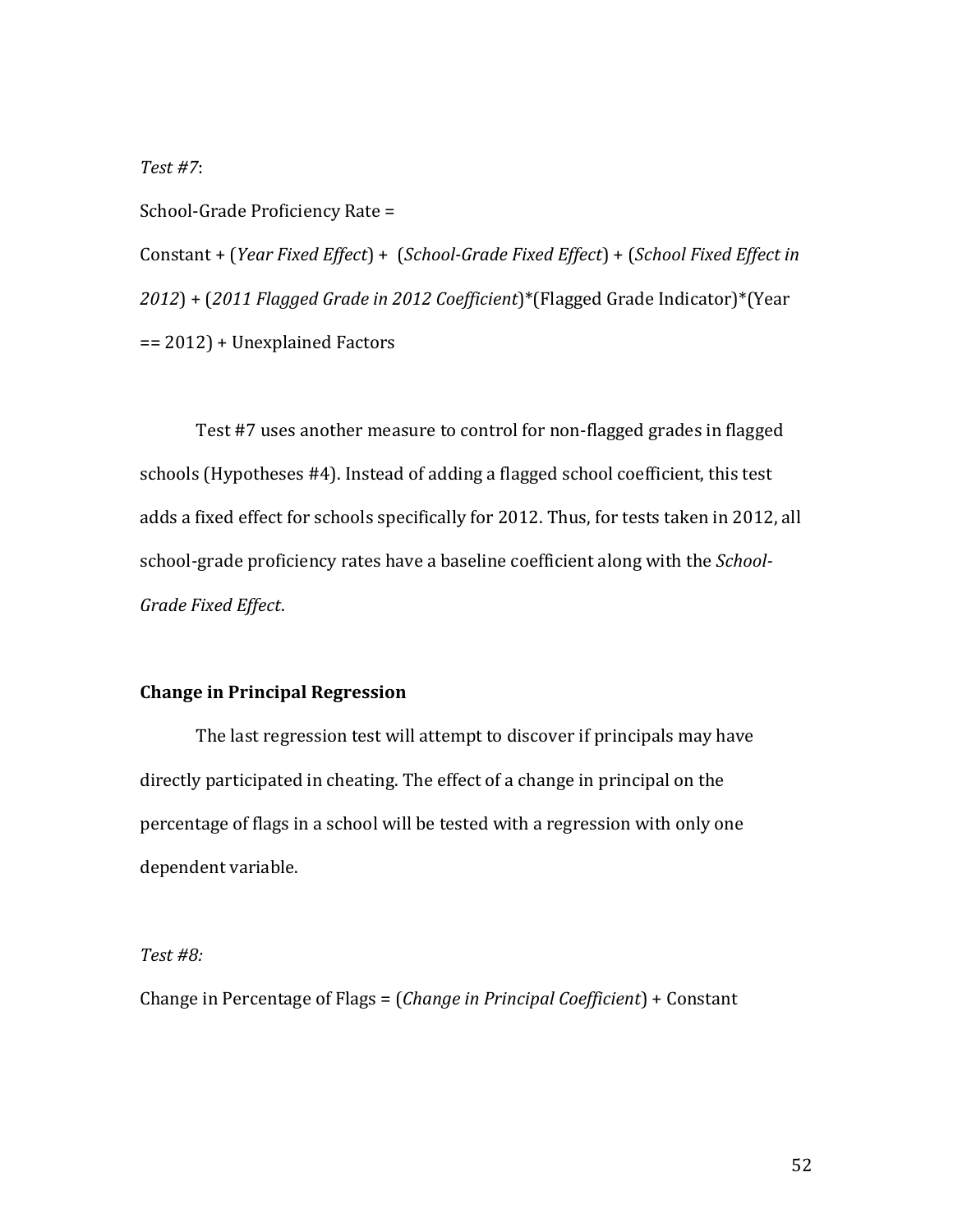*Test #7*:

School-Grade Proficiency Rate =

Constant + (*Year Fixed Effect*) + (*School-Grade Fixed Effect*) + (*School Fixed Effect in 2012*) + (*2011 Flagged Grade in 2012 Coefficient*)*(Flagged Grade Indicator)*(Year == 2012) + Unexplained Factors

Test #7 uses another measure to control for non-flagged grades in flagged schools (Hypotheses #4). Instead of adding a flagged school coefficient, this test adds a fixed effect for schools specifically for 2012. Thus, for tests taken in 2012, all school-grade proficiency rates have a baseline coefficient along with the *School-Grade Fixed Effect*.

**Change in Principal Regression**

The last regression test will attempt to discover if principals may have directly participated in cheating. The effect of a change in principal on the percentage of flags in a school will be tested with a regression with only one dependent variable.

*Test #8:*

Change in Percentage of Flags = (*Change in Principal Coefficient*) + Constant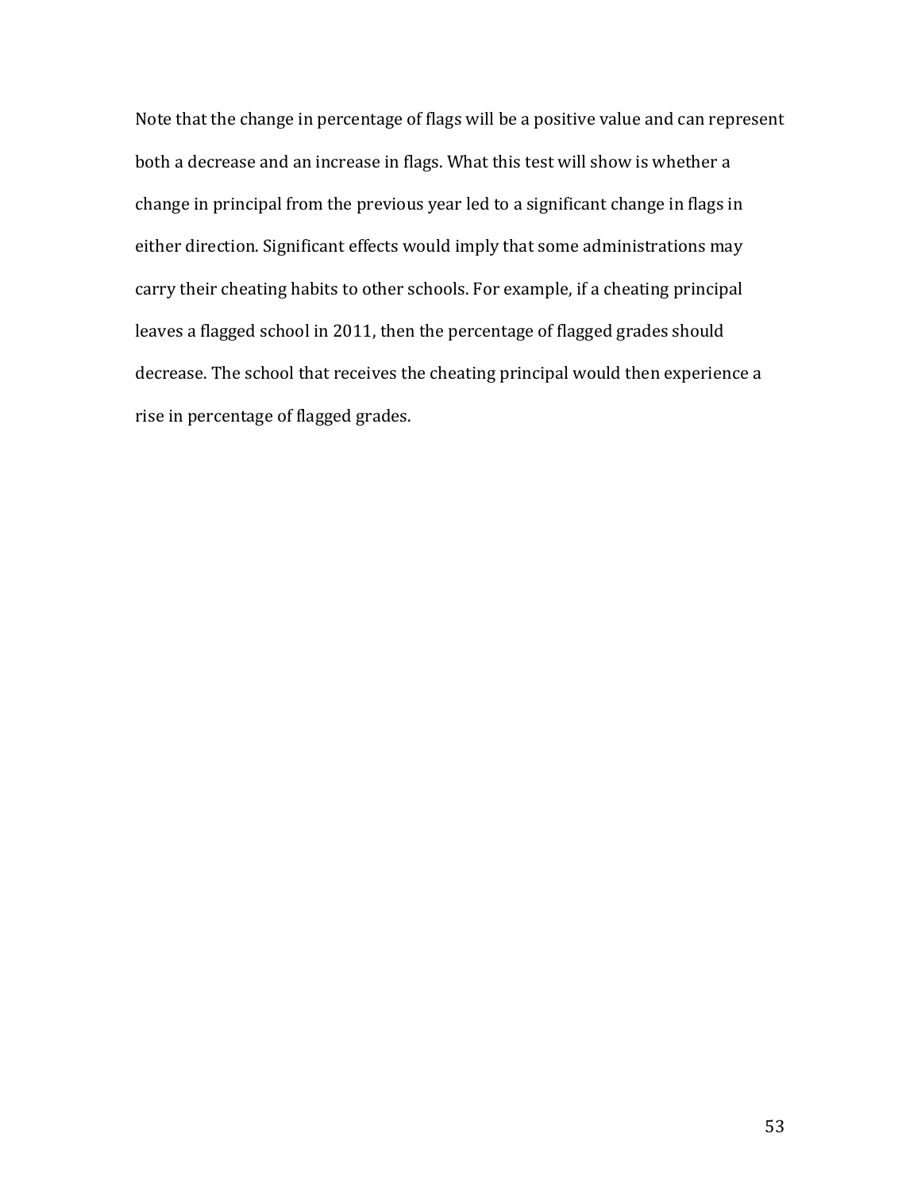Note that the change in percentage of flags will be a positive value and can represent both a decrease and an increase in flags. What this test will show is whether a change in principal from the previous year led to a significant change in flags in either direction. Significant effects would imply that some administrations may carry their cheating habits to other schools. For example, if a cheating principal leaves a flagged school in 2011, then the percentage of flagged grades should decrease. The school that receives the cheating principal would then experience a rise in percentage of flagged grades.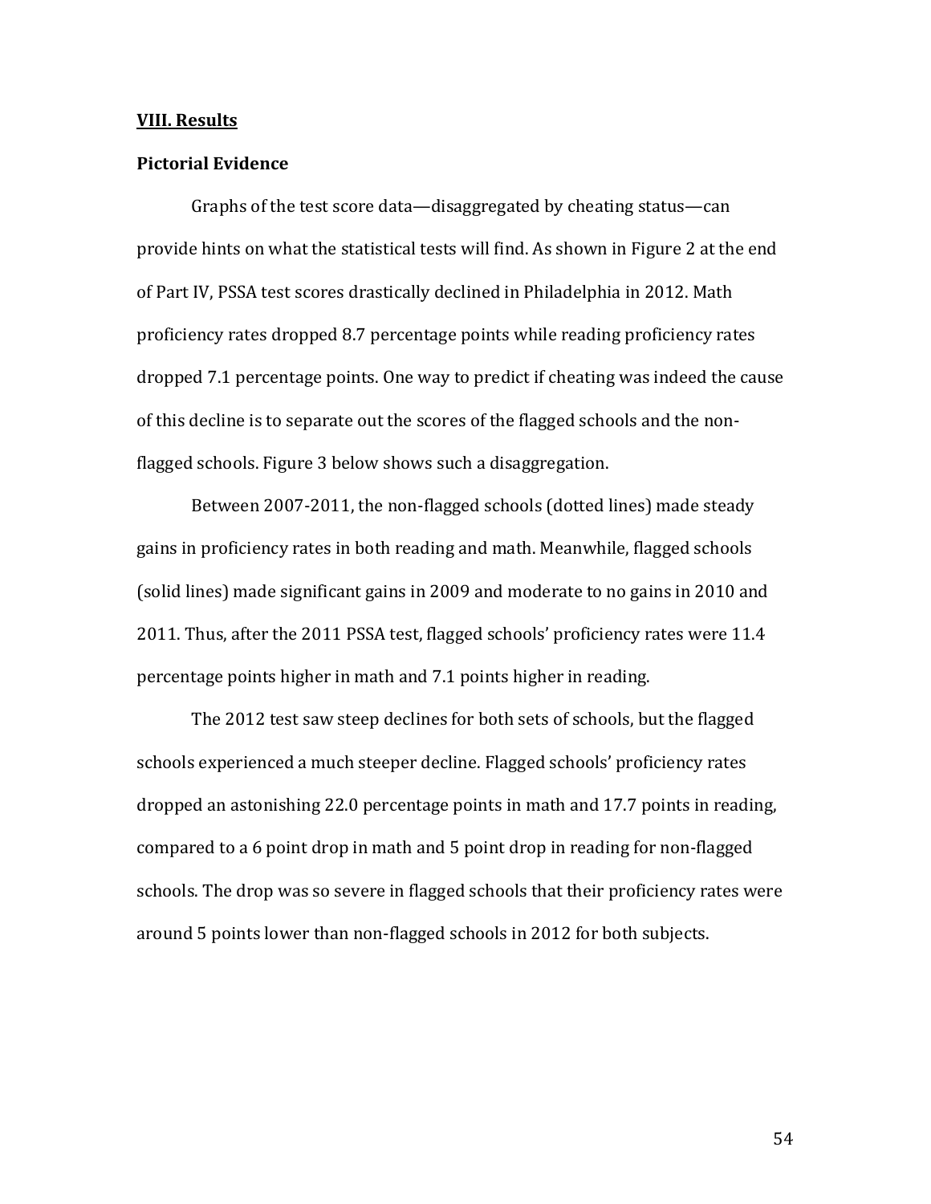## VIII. Results

### Pictorial Evidence

Graphs of the test score data—disaggregated by cheating status—can provide hints on what the statistical tests will find. As shown in Figure 2 at the end of Part IV, PSSA test scores drastically declined in Philadelphia in 2012. Math proficiency rates dropped 8.7 percentage points while reading proficiency rates dropped 7.1 percentage points. One way to predict if cheating was indeed the cause of this decline is to separate out the scores of the flagged schools and the non-flagged schools. Figure 3 below shows such a disaggregation.

Between 2007-2011, the non-flagged schools (dotted lines) made steady gains in proficiency rates in both reading and math. Meanwhile, flagged schools (solid lines) made significant gains in 2009 and moderate to no gains in 2010 and 2011. Thus, after the 2011 PSSA test, flagged schools' proficiency rates were 11.4 percentage points higher in math and 7.1 points higher in reading.

The 2012 test saw steep declines for both sets of schools, but the flagged schools experienced a much steeper decline. Flagged schools' proficiency rates dropped an astonishing 22.0 percentage points in math and 17.7 points in reading, compared to a 6 point drop in math and 5 point drop in reading for non-flagged schools. The drop was so severe in flagged schools that their proficiency rates were around 5 points lower than non-flagged schools in 2012 for both subjects.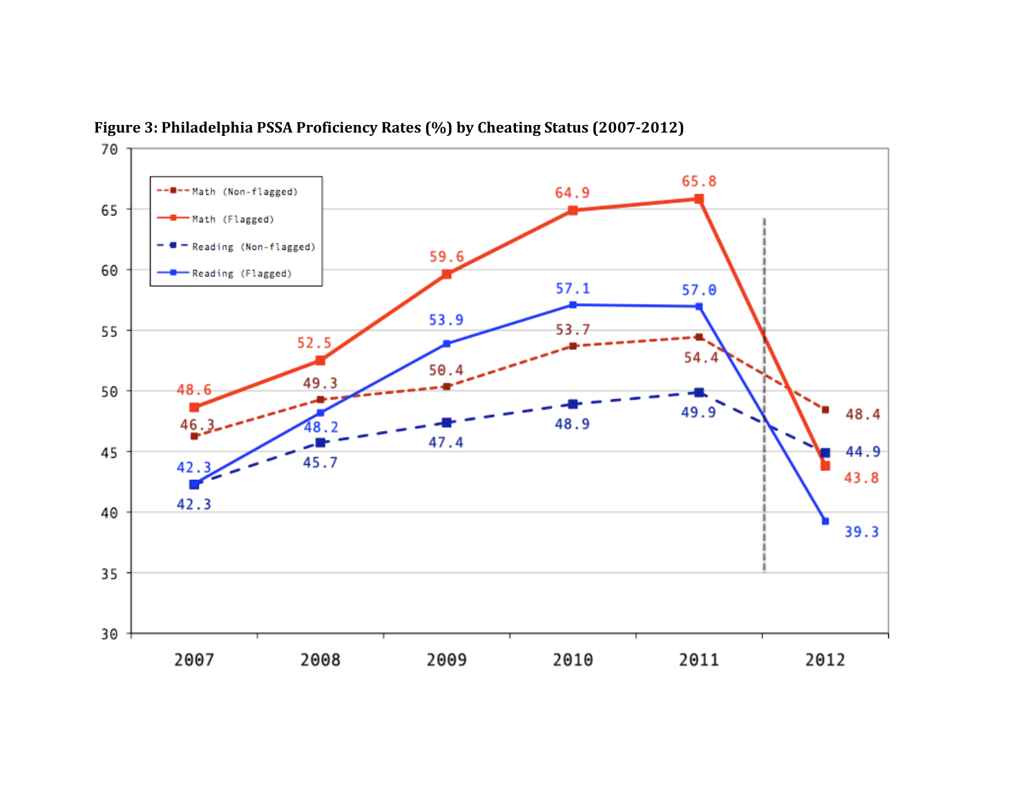**Figure 3: Philadelphia PSSA Proficiency Rates (%) by Cheating Status (2007-2012)**

| | 2007 | 2008 | 2009 | 2010 | 2011 | 2012 |
|---|---|---|---|---|---|---|
| Math (Non-flagged) | 46.3 | 49.3 | 50.4 | 53.7 | 54.4 | 48.4 |
| Math (Flagged) | 48.6 | 52.5 | 59.6 | 64.9 | 65.8 | 43.8 |
| Reading (Non-flagged) | 42.3 | 45.7 | 47.4 | 48.9 | 49.9 | 44.9 |
| Reading (Flagged) | 42.3 | 48.2 | 53.9 | 57.1 | 57.0 | 39.3 |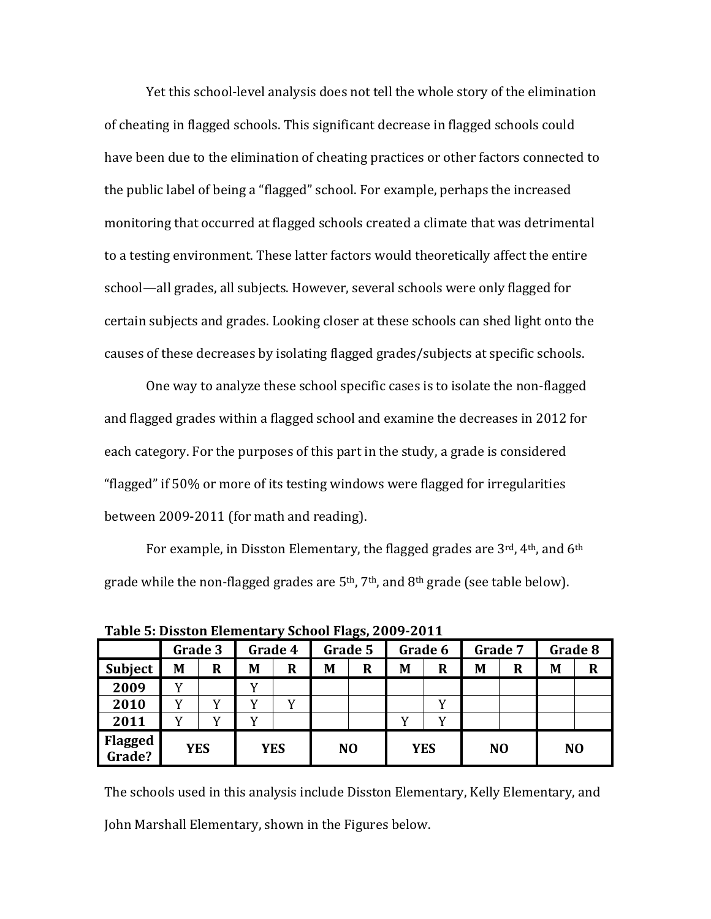Yet this school-level analysis does not tell the whole story of the elimination of cheating in flagged schools. This significant decrease in flagged schools could have been due to the elimination of cheating practices or other factors connected to the public label of being a "flagged" school. For example, perhaps the increased monitoring that occurred at flagged schools created a climate that was detrimental to a testing environment. These latter factors would theoretically affect the entire school—all grades, all subjects. However, several schools were only flagged for certain subjects and grades. Looking closer at these schools can shed light onto the causes of these decreases by isolating flagged grades/subjects at specific schools.

One way to analyze these school specific cases is to isolate the non-flagged and flagged grades within a flagged school and examine the decreases in 2012 for each category. For the purposes of this part in the study, a grade is considered "flagged" if 50% or more of its testing windows were flagged for irregularities between 2009-2011 (for math and reading).

For example, in Disston Elementary, the flagged grades are 3rd, 4th, and 6th grade while the non-flagged grades are 5th, 7th, and 8th grade (see table below).

**Table 5: Disston Elementary School Flags, 2009-2011**

| | Grade 3 | | Grade 4 | | Grade 5 | | Grade 6 | | Grade 7 | | Grade 8 | |
|---|---|---|---|---|---|---|---|---|---|---|---|---|
| **Subject** | **M** | **R** | **M** | **R** | **M** | **R** | **M** | **R** | **M** | **R** | **M** | **R** |
| **2009** | Y | | Y | | | | | | | | | |
| **2010** | Y | Y | Y | Y | | | | Y | | | | |
| **2011** | Y | Y | Y | | | | Y | Y | | | | |
| **Flagged Grade?** | **YES** | | **YES** | | **NO** | | **YES** | | **NO** | | **NO** | |

The schools used in this analysis include Disston Elementary, Kelly Elementary, and John Marshall Elementary, shown in the Figures below.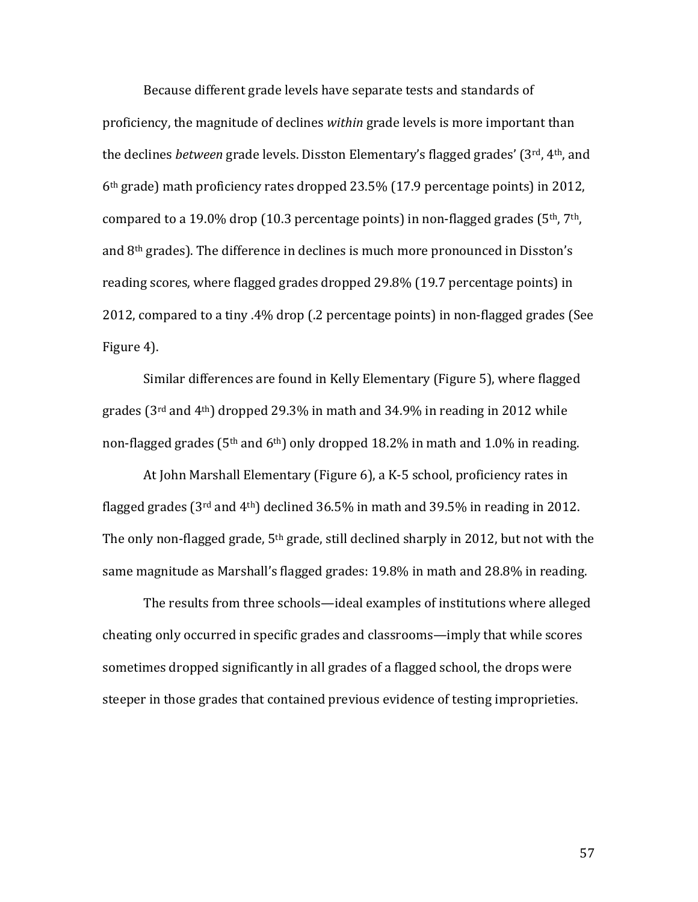Because different grade levels have separate tests and standards of proficiency, the magnitude of declines *within* grade levels is more important than the declines *between* grade levels. Disston Elementary's flagged grades' (3rd, 4th, and 6th grade) math proficiency rates dropped 23.5% (17.9 percentage points) in 2012, compared to a 19.0% drop (10.3 percentage points) in non-flagged grades (5th, 7th, and 8th grades). The difference in declines is much more pronounced in Disston's reading scores, where flagged grades dropped 29.8% (19.7 percentage points) in 2012, compared to a tiny .4% drop (.2 percentage points) in non-flagged grades (See Figure 4).

Similar differences are found in Kelly Elementary (Figure 5), where flagged grades (3rd and 4th) dropped 29.3% in math and 34.9% in reading in 2012 while non-flagged grades (5th and 6th) only dropped 18.2% in math and 1.0% in reading.

At John Marshall Elementary (Figure 6), a K-5 school, proficiency rates in flagged grades (3rd and 4th) declined 36.5% in math and 39.5% in reading in 2012. The only non-flagged grade, 5th grade, still declined sharply in 2012, but not with the same magnitude as Marshall's flagged grades: 19.8% in math and 28.8% in reading.

The results from three schools—ideal examples of institutions where alleged cheating only occurred in specific grades and classrooms—imply that while scores sometimes dropped significantly in all grades of a flagged school, the drops were steeper in those grades that contained previous evidence of testing improprieties.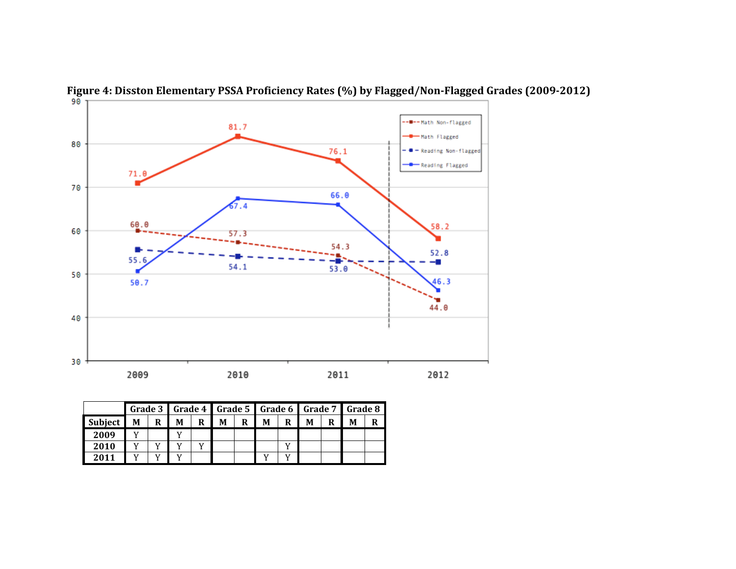**Figure 4: Disston Elementary PSSA Proficiency Rates (%) by Flagged/Non-Flagged Grades (2009-2012)**

| | Grade 3 | | Grade 4 | | Grade 5 | | Grade 6 | | Grade 7 | | Grade 8 | |
|---|---|---|---|---|---|---|---|---|---|---|---|---|
| **Subject** | **M** | **R** | **M** | **R** | **M** | **R** | **M** | **R** | **M** | **R** | **M** | **R** |
| **2009** | Y | | Y | | | | | | | | | |
| **2010** | Y | Y | Y | Y | | | | Y | | | | |
| **2011** | Y | Y | Y | | | | Y | Y | | | | |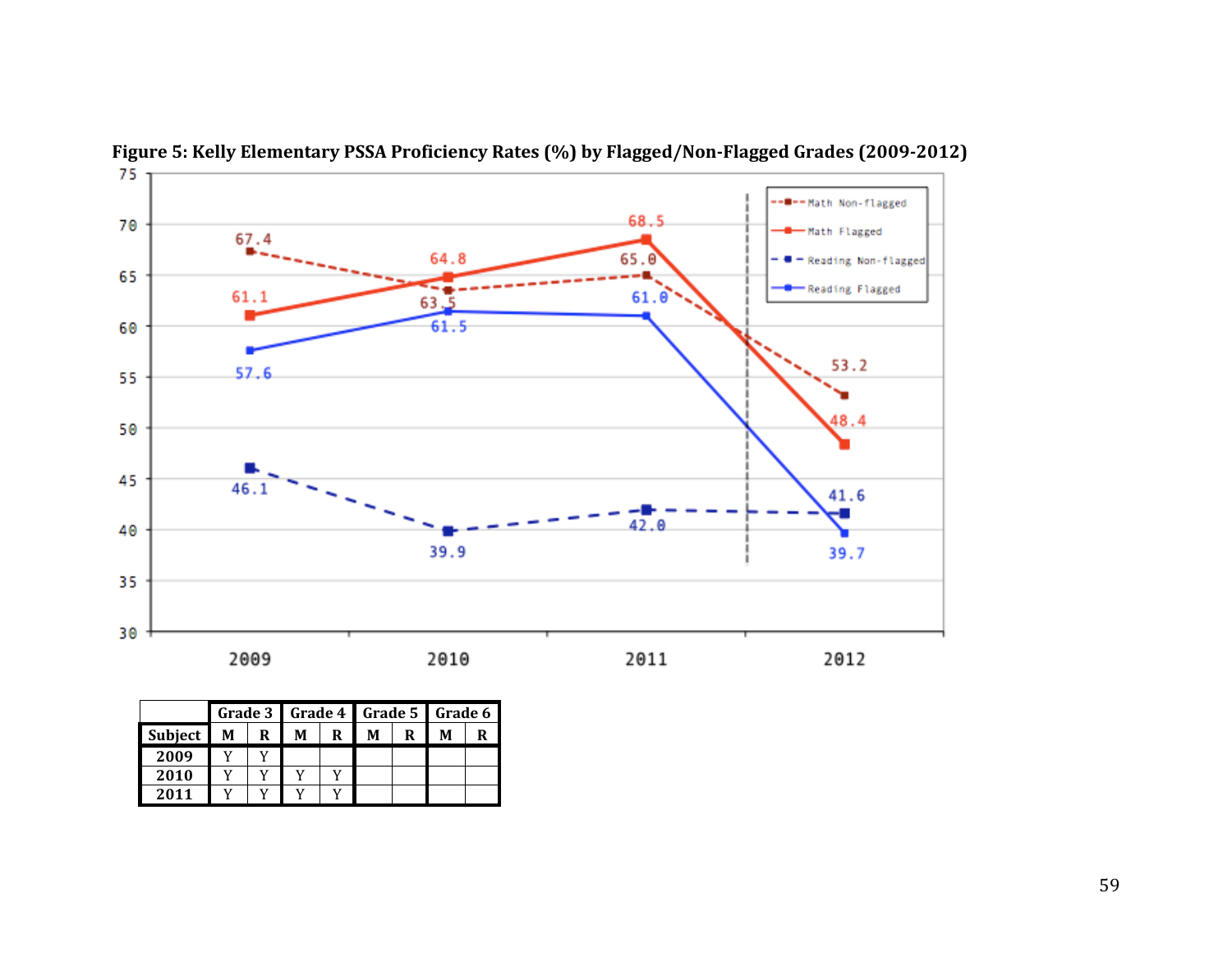**Figure 5: Kelly Elementary PSSA Proficiency Rates (%) by Flagged/Non-Flagged Grades (2009-2012)**

| Year | Math Non-flagged | Math Flagged | Reading Non-flagged | Reading Flagged |
|---|---|---|---|---|
| 2009 | 67.4 | 61.1 | 46.1 | 57.6 |
| 2010 | 63.5 | 64.8 | 39.9 | 61.5 |
| 2011 | 65.0 | 68.5 | 42.0 | 61.0 |
| 2012 | 53.2 | 48.4 | 41.6 | 39.7 |

| | Grade 3 | | Grade 4 | | Grade 5 | | Grade 6 | |
|---|---|---|---|---|---|---|---|---|
| **Subject** | **M** | **R** | **M** | **R** | **M** | **R** | **M** | **R** |
| **2009** | Y | Y | | | | | | |
| **2010** | Y | Y | Y | Y | | | | |
| **2011** | Y | Y | Y | Y | | | | |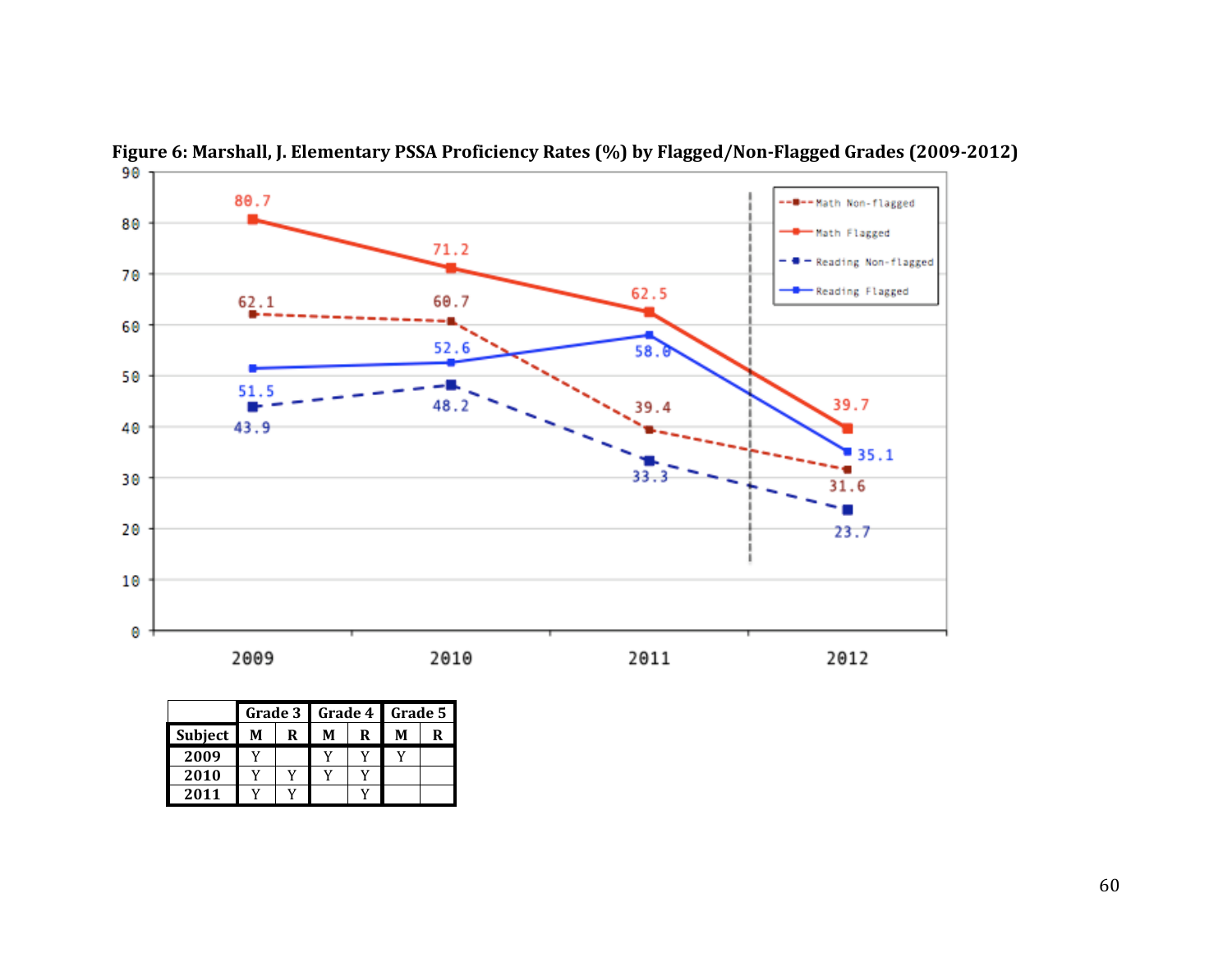**Figure 6: Marshall, J. Elementary PSSA Proficiency Rates (%) by Flagged/Non-Flagged Grades (2009-2012)**

| | Grade 3 | | Grade 4 | | Grade 5 | |
|---|---|---|---|---|---|---|
| Subject | M | R | M | R | M | R |
| 2009 | Y | | Y | Y | Y | |
| 2010 | Y | Y | Y | Y | | |
| 2011 | Y | Y | | Y | | |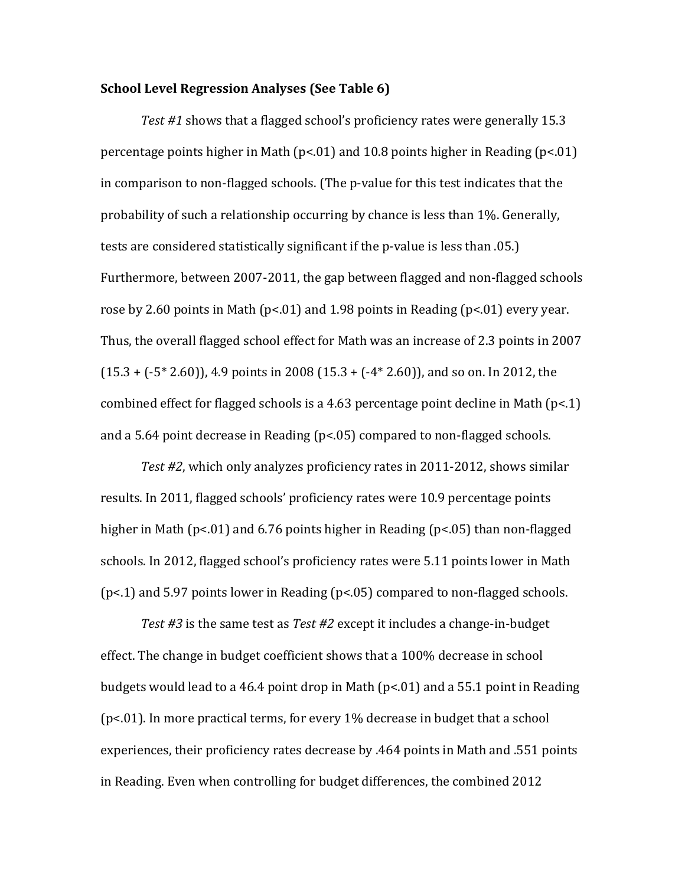**School Level Regression Analyses (See Table 6)**

*Test #1* shows that a flagged school's proficiency rates were generally 15.3 percentage points higher in Math ($p<.01$) and 10.8 points higher in Reading ($p<.01$) in comparison to non-flagged schools. (The p-value for this test indicates that the probability of such a relationship occurring by chance is less than 1%. Generally, tests are considered statistically significant if the p-value is less than .05.) Furthermore, between 2007-2011, the gap between flagged and non-flagged schools rose by 2.60 points in Math ($p<.01$) and 1.98 points in Reading ($p<.01$) every year. Thus, the overall flagged school effect for Math was an increase of 2.3 points in 2007 ($15.3 + (-5 * 2.60)$), 4.9 points in 2008 ($15.3 + (-4 * 2.60)$), and so on. In 2012, the combined effect for flagged schools is a 4.63 percentage point decline in Math ($p<.1$) and a 5.64 point decrease in Reading ($p<.05$) compared to non-flagged schools.

*Test #2*, which only analyzes proficiency rates in 2011-2012, shows similar results. In 2011, flagged schools' proficiency rates were 10.9 percentage points higher in Math ($p<.01$) and 6.76 points higher in Reading ($p<.05$) than non-flagged schools. In 2012, flagged school's proficiency rates were 5.11 points lower in Math ($p<.1$) and 5.97 points lower in Reading ($p<.05$) compared to non-flagged schools.

*Test #3* is the same test as *Test #2* except it includes a change-in-budget effect. The change in budget coefficient shows that a 100% decrease in school budgets would lead to a 46.4 point drop in Math ($p<.01$) and a 55.1 point in Reading ($p<.01$). In more practical terms, for every 1% decrease in budget that a school experiences, their proficiency rates decrease by .464 points in Math and .551 points in Reading. Even when controlling for budget differences, the combined 2012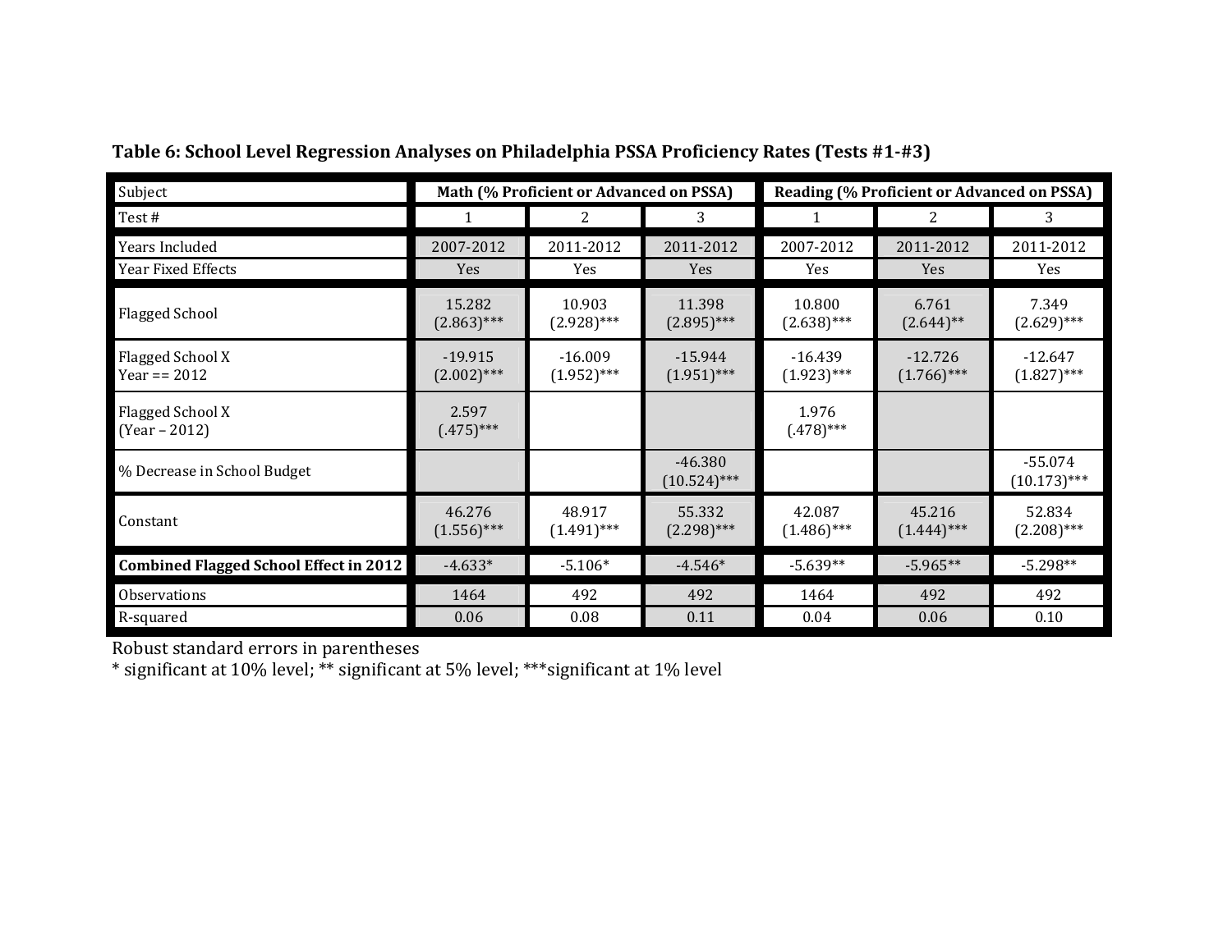**Table 6: School Level Regression Analyses on Philadelphia PSSA Proficiency Rates (Tests #1-#3)**

| Subject | Math (% Proficient or Advanced on PSSA) | | | Reading (% Proficient or Advanced on PSSA) | | |
|---|---|---|---|---|---|---|
| Test # | 1 | 2 | 3 | 1 | 2 | 3 |
| Years Included | 2007-2012 | 2011-2012 | 2011-2012 | 2007-2012 | 2011-2012 | 2011-2012 |
| Year Fixed Effects | Yes | Yes | Yes | Yes | Yes | Yes |
| Flagged School | 15.282 (2.863)*** | 10.903 (2.928)*** | 11.398 (2.895)*** | 10.800 (2.638)*** | 6.761 (2.644)** | 7.349 (2.629)*** |
| Flagged School X Year == 2012 | -19.915 (2.002)*** | -16.009 (1.952)*** | -15.944 (1.951)*** | -16.439 (1.923)*** | -12.726 (1.766)*** | -12.647 (1.827)*** |
| Flagged School X (Year – 2012) | 2.597 (.475)*** | | | 1.976 (.478)*** | | |
| % Decrease in School Budget | | | -46.380 (10.524)*** | | | -55.074 (10.173)*** |
| Constant | 46.276 (1.556)*** | 48.917 (1.491)*** | 55.332 (2.298)*** | 42.087 (1.486)*** | 45.216 (1.444)*** | 52.834 (2.208)*** |
| **Combined Flagged School Effect in 2012** | -4.633* | -5.106* | -4.546* | -5.639** | -5.965** | -5.298** |
| Observations | 1464 | 492 | 492 | 1464 | 492 | 492 |
| R-squared | 0.06 | 0.08 | 0.11 | 0.04 | 0.06 | 0.10 |

Robust standard errors in parentheses
* significant at 10% level; ** significant at 5% level; ***significant at 1% level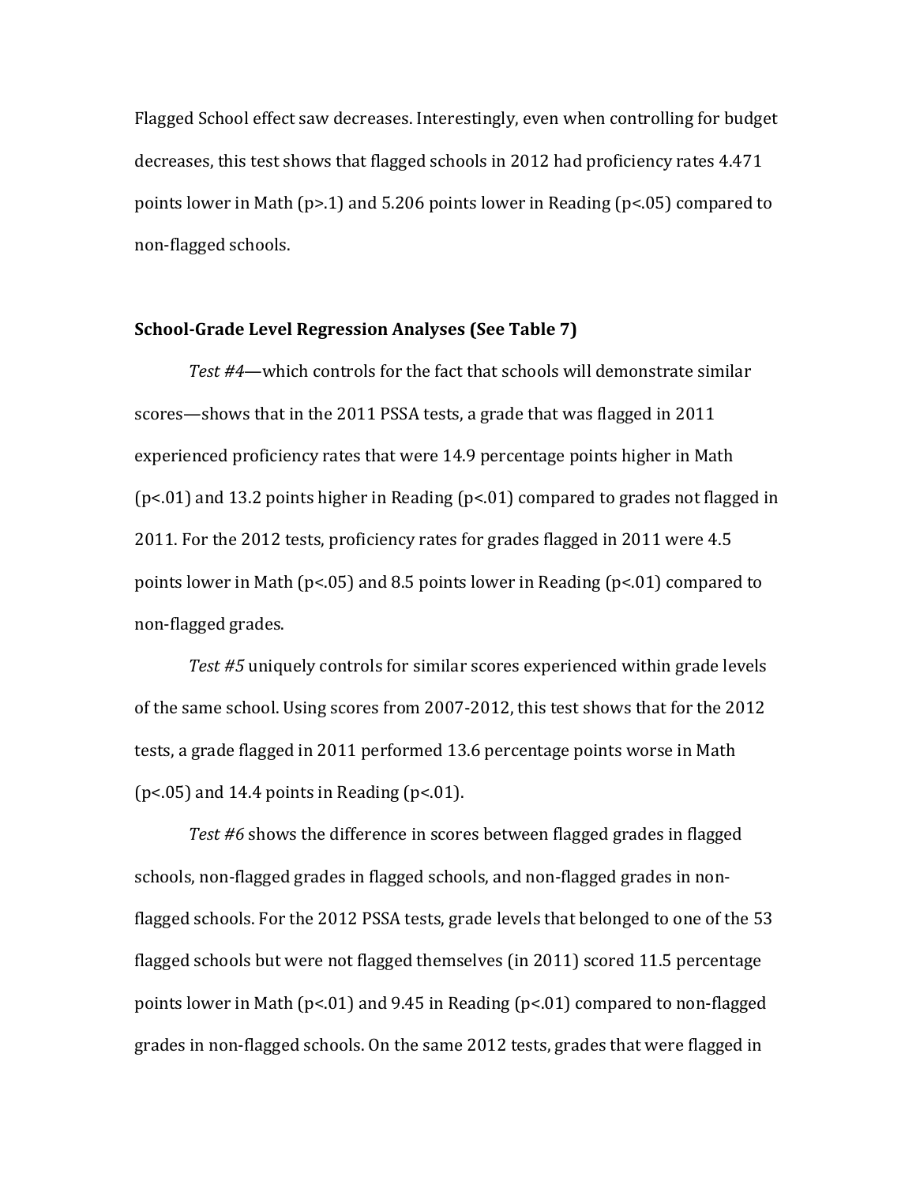Flagged School effect saw decreases. Interestingly, even when controlling for budget decreases, this test shows that flagged schools in 2012 had proficiency rates 4.471 points lower in Math ($p>.1$) and 5.206 points lower in Reading ($p<.05$) compared to non-flagged schools.

**School-Grade Level Regression Analyses (See Table 7)**

*Test #4*—which controls for the fact that schools will demonstrate similar scores—shows that in the 2011 PSSA tests, a grade that was flagged in 2011 experienced proficiency rates that were 14.9 percentage points higher in Math ($p<.01$) and 13.2 points higher in Reading ($p<.01$) compared to grades not flagged in 2011. For the 2012 tests, proficiency rates for grades flagged in 2011 were 4.5 points lower in Math ($p<.05$) and 8.5 points lower in Reading ($p<.01$) compared to non-flagged grades.

*Test #5* uniquely controls for similar scores experienced within grade levels of the same school. Using scores from 2007-2012, this test shows that for the 2012 tests, a grade flagged in 2011 performed 13.6 percentage points worse in Math ($p<.05$) and 14.4 points in Reading ($p<.01$).

*Test #6* shows the difference in scores between flagged grades in flagged schools, non-flagged grades in flagged schools, and non-flagged grades in non-flagged schools. For the 2012 PSSA tests, grade levels that belonged to one of the 53 flagged schools but were not flagged themselves (in 2011) scored 11.5 percentage points lower in Math ($p<.01$) and 9.45 in Reading ($p<.01$) compared to non-flagged grades in non-flagged schools. On the same 2012 tests, grades that were flagged in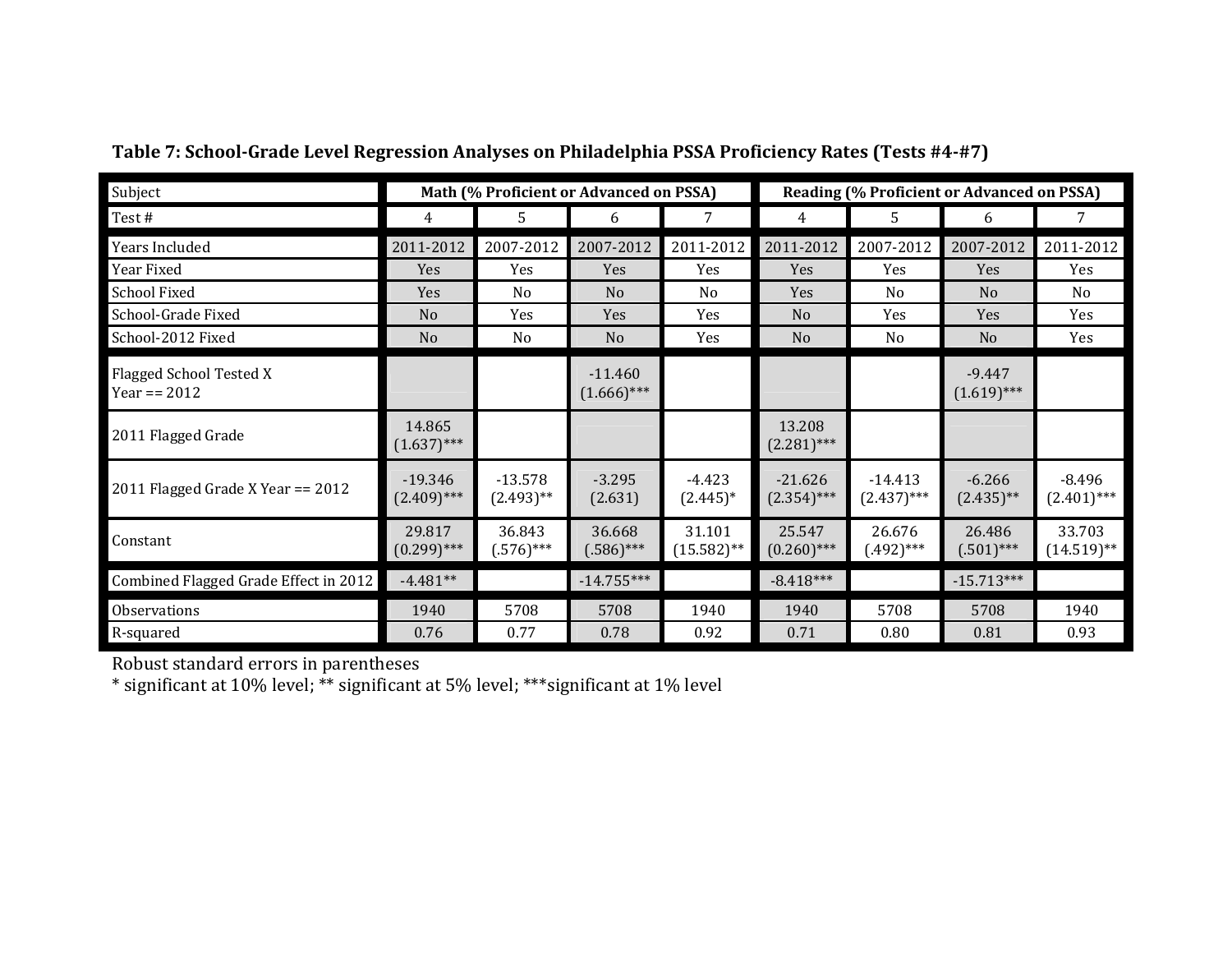**Table 7: School-Grade Level Regression Analyses on Philadelphia PSSA Proficiency Rates (Tests #4-#7)**

| Subject | Math (% Proficient or Advanced on PSSA) | | | | Reading (% Proficient or Advanced on PSSA) | | | |
|---|---|---|---|---|---|---|---|---|
| Test # | 4 | 5 | 6 | 7 | 4 | 5 | 6 | 7 |
| Years Included | 2011-2012 | 2007-2012 | 2007-2012 | 2011-2012 | 2011-2012 | 2007-2012 | 2007-2012 | 2011-2012 |
| Year Fixed | Yes | Yes | Yes | Yes | Yes | Yes | Yes | Yes |
| School Fixed | Yes | No | No | No | Yes | No | No | No |
| School-Grade Fixed | No | Yes | Yes | Yes | No | Yes | Yes | Yes |
| School-2012 Fixed | No | No | No | Yes | No | No | No | Yes |
| Flagged School Tested X Year == 2012 | | | -11.460 (1.666)*** | | | | -9.447 (1.619)*** | |
| 2011 Flagged Grade | 14.865 (1.637)*** | | | | 13.208 (2.281)*** | | | |
| 2011 Flagged Grade X Year == 2012 | -19.346 (2.409)*** | -13.578 (2.493)** | -3.295 (2.631) | -4.423 (2.445)* | -21.626 (2.354)*** | -14.413 (2.437)*** | -6.266 (2.435)** | -8.496 (2.401)*** |
| Constant | 29.817 (0.299)*** | 36.843 (.576)*** | 36.668 (.586)*** | 31.101 (15.582)** | 25.547 (0.260)*** | 26.676 (.492)*** | 26.486 (.501)*** | 33.703 (14.519)** |
| Combined Flagged Grade Effect in 2012 | -4.481** | | -14.755*** | | -8.418*** | | -15.713*** | |
| Observations | 1940 | 5708 | 5708 | 1940 | 1940 | 5708 | 5708 | 1940 |
| R-squared | 0.76 | 0.77 | 0.78 | 0.92 | 0.71 | 0.80 | 0.81 | 0.93 |

Robust standard errors in parentheses
* significant at 10% level; ** significant at 5% level; ***significant at 1% level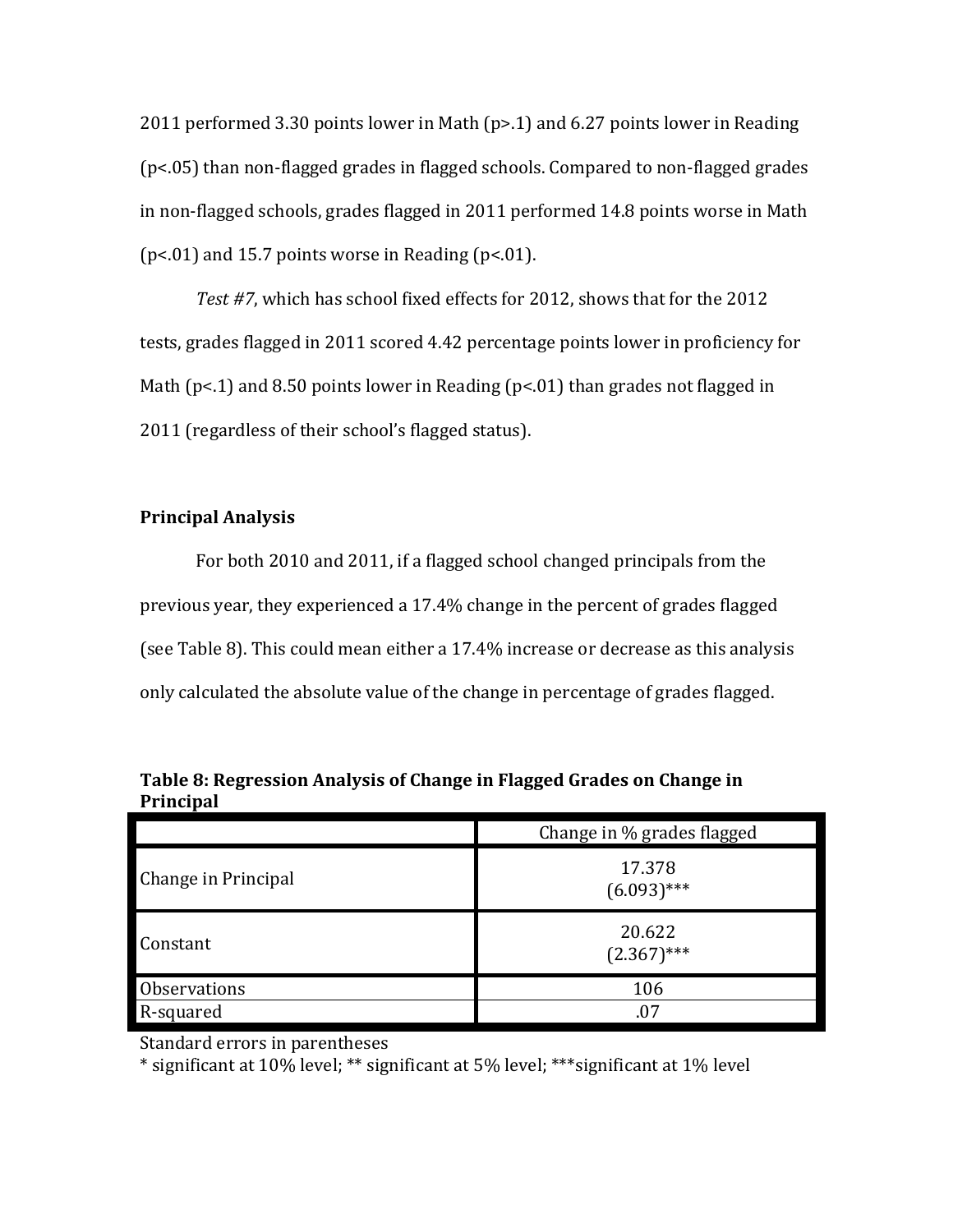2011 performed 3.30 points lower in Math ($p > .1$) and 6.27 points lower in Reading ($p < .05$) than non-flagged grades in flagged schools. Compared to non-flagged grades in non-flagged schools, grades flagged in 2011 performed 14.8 points worse in Math ($p < .01$) and 15.7 points worse in Reading ($p < .01$).

*Test #7*, which has school fixed effects for 2012, shows that for the 2012 tests, grades flagged in 2011 scored 4.42 percentage points lower in proficiency for Math ($p < .1$) and 8.50 points lower in Reading ($p < .01$) than grades not flagged in 2011 (regardless of their school's flagged status).

### Principal Analysis

For both 2010 and 2011, if a flagged school changed principals from the previous year, they experienced a 17.4% change in the percent of grades flagged (see Table 8). This could mean either a 17.4% increase or decrease as this analysis only calculated the absolute value of the change in percentage of grades flagged.

**Table 8: Regression Analysis of Change in Flagged Grades on Change in Principal**

| | Change in % grades flagged |
|---|---|
| Change in Principal | 17.378<br>(6.093)*** |
| Constant | 20.622<br>(2.367)*** |
| Observations | 106 |
| R-squared | .07 |

Standard errors in parentheses

* significant at 10% level; ** significant at 5% level; ***significant at 1% level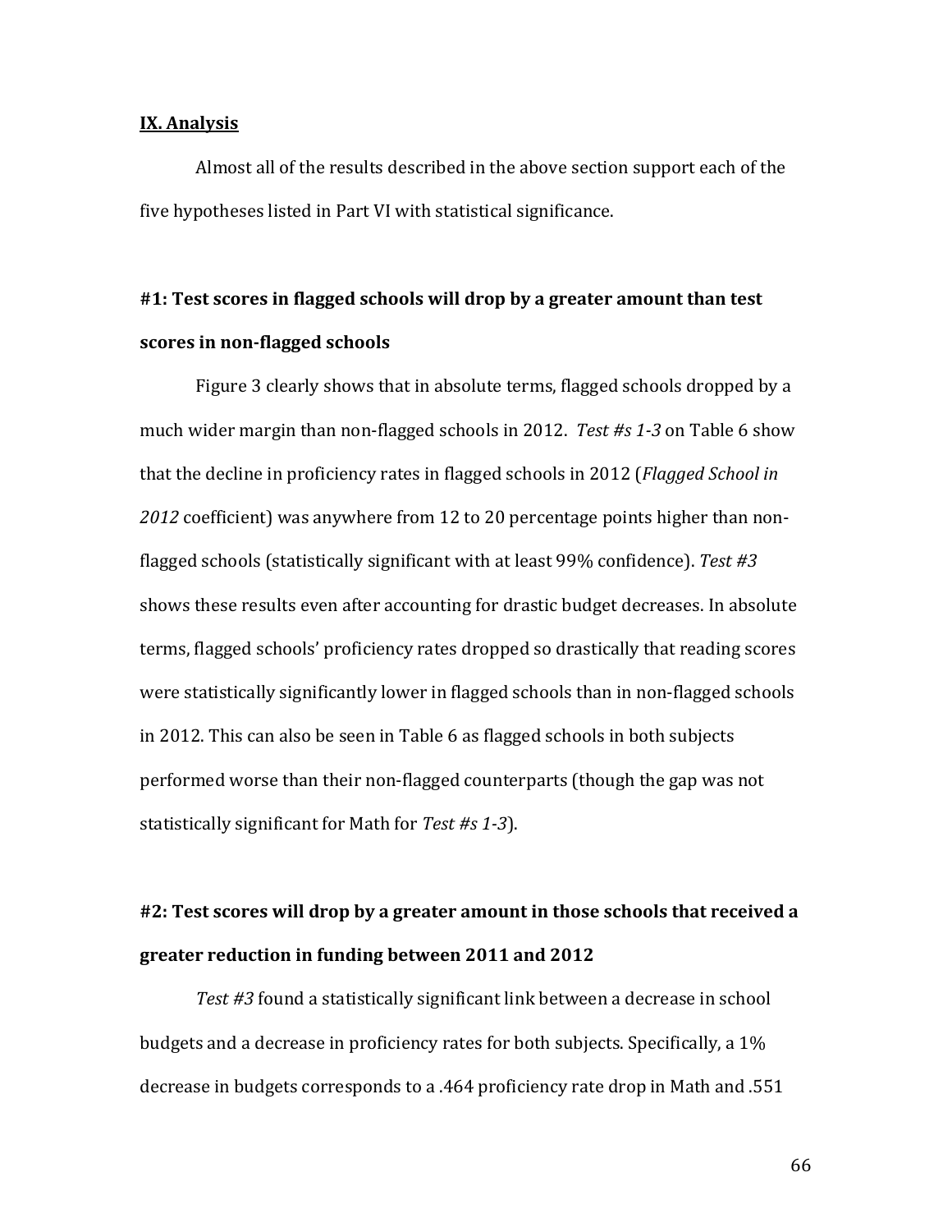## IX. Analysis

Almost all of the results described in the above section support each of the five hypotheses listed in Part VI with statistical significance.

### #1: Test scores in flagged schools will drop by a greater amount than test scores in non-flagged schools

Figure 3 clearly shows that in absolute terms, flagged schools dropped by a much wider margin than non-flagged schools in 2012. *Test #s 1-3* on Table 6 show that the decline in proficiency rates in flagged schools in 2012 (*Flagged School in 2012* coefficient) was anywhere from 12 to 20 percentage points higher than non-flagged schools (statistically significant with at least 99% confidence). *Test #3* shows these results even after accounting for drastic budget decreases. In absolute terms, flagged schools' proficiency rates dropped so drastically that reading scores were statistically significantly lower in flagged schools than in non-flagged schools in 2012. This can also be seen in Table 6 as flagged schools in both subjects performed worse than their non-flagged counterparts (though the gap was not statistically significant for Math for *Test #s 1-3*).

### #2: Test scores will drop by a greater amount in those schools that received a greater reduction in funding between 2011 and 2012

*Test #3* found a statistically significant link between a decrease in school budgets and a decrease in proficiency rates for both subjects. Specifically, a 1% decrease in budgets corresponds to a .464 proficiency rate drop in Math and .551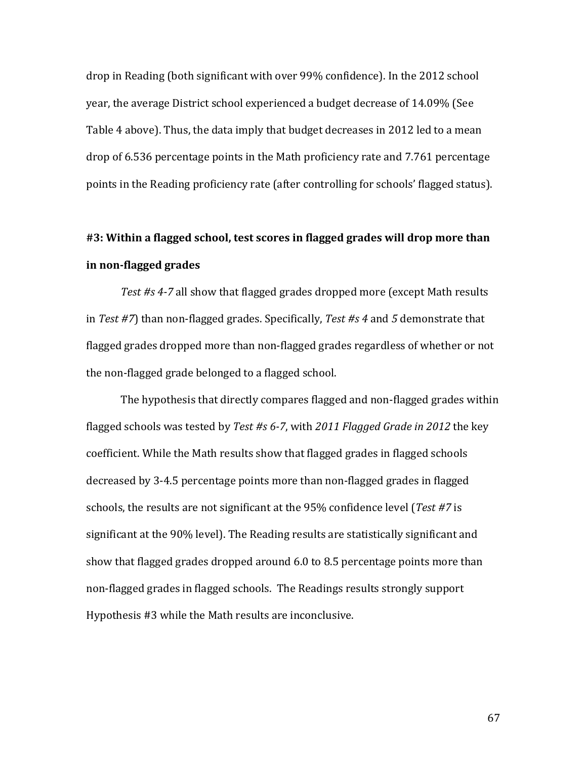drop in Reading (both significant with over 99% confidence). In the 2012 school year, the average District school experienced a budget decrease of 14.09% (See Table 4 above). Thus, the data imply that budget decreases in 2012 led to a mean drop of 6.536 percentage points in the Math proficiency rate and 7.761 percentage points in the Reading proficiency rate (after controlling for schools' flagged status).

**#3: Within a flagged school, test scores in flagged grades will drop more than in non-flagged grades**

*Test #s 4-7* all show that flagged grades dropped more (except Math results in *Test #7*) than non-flagged grades. Specifically, *Test #s 4* and *5* demonstrate that flagged grades dropped more than non-flagged grades regardless of whether or not the non-flagged grade belonged to a flagged school.

The hypothesis that directly compares flagged and non-flagged grades within flagged schools was tested by *Test #s 6-7*, with *2011 Flagged Grade in 2012* the key coefficient. While the Math results show that flagged grades in flagged schools decreased by 3-4.5 percentage points more than non-flagged grades in flagged schools, the results are not significant at the 95% confidence level (*Test #7* is significant at the 90% level). The Reading results are statistically significant and show that flagged grades dropped around 6.0 to 8.5 percentage points more than non-flagged grades in flagged schools. The Readings results strongly support Hypothesis #3 while the Math results are inconclusive.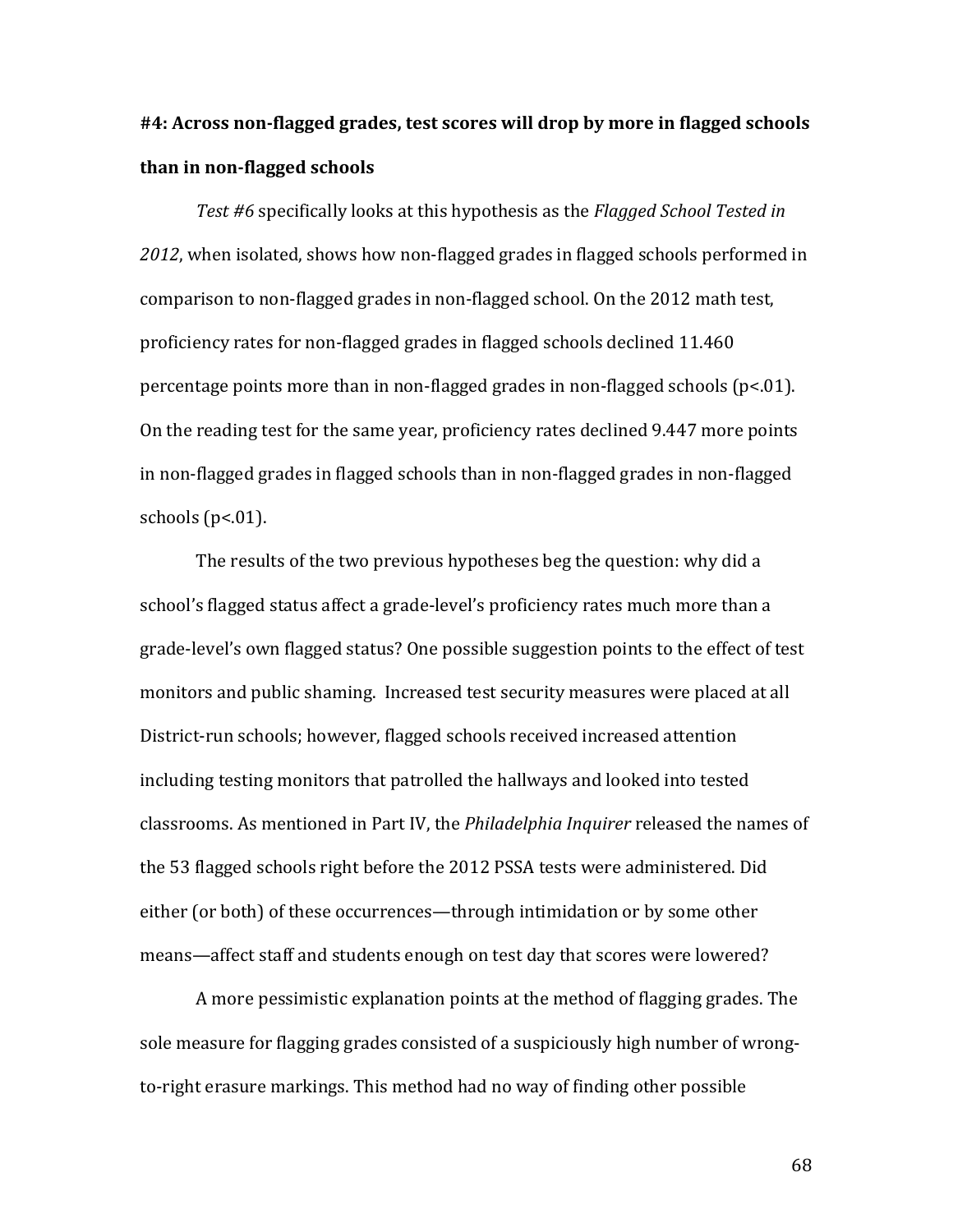**#4: Across non-flagged grades, test scores will drop by more in flagged schools than in non-flagged schools**

*Test #6* specifically looks at this hypothesis as the *Flagged School Tested in 2012*, when isolated, shows how non-flagged grades in flagged schools performed in comparison to non-flagged grades in non-flagged school. On the 2012 math test, proficiency rates for non-flagged grades in flagged schools declined 11.460 percentage points more than in non-flagged grades in non-flagged schools ($p<.01$). On the reading test for the same year, proficiency rates declined 9.447 more points in non-flagged grades in flagged schools than in non-flagged grades in non-flagged schools ($p<.01$).

The results of the two previous hypotheses beg the question: why did a school's flagged status affect a grade-level's proficiency rates much more than a grade-level's own flagged status? One possible suggestion points to the effect of test monitors and public shaming. Increased test security measures were placed at all District-run schools; however, flagged schools received increased attention including testing monitors that patrolled the hallways and looked into tested classrooms. As mentioned in Part IV, the *Philadelphia Inquirer* released the names of the 53 flagged schools right before the 2012 PSSA tests were administered. Did either (or both) of these occurrences—through intimidation or by some other means—affect staff and students enough on test day that scores were lowered?

A more pessimistic explanation points at the method of flagging grades. The sole measure for flagging grades consisted of a suspiciously high number of wrong-to-right erasure markings. This method had no way of finding other possible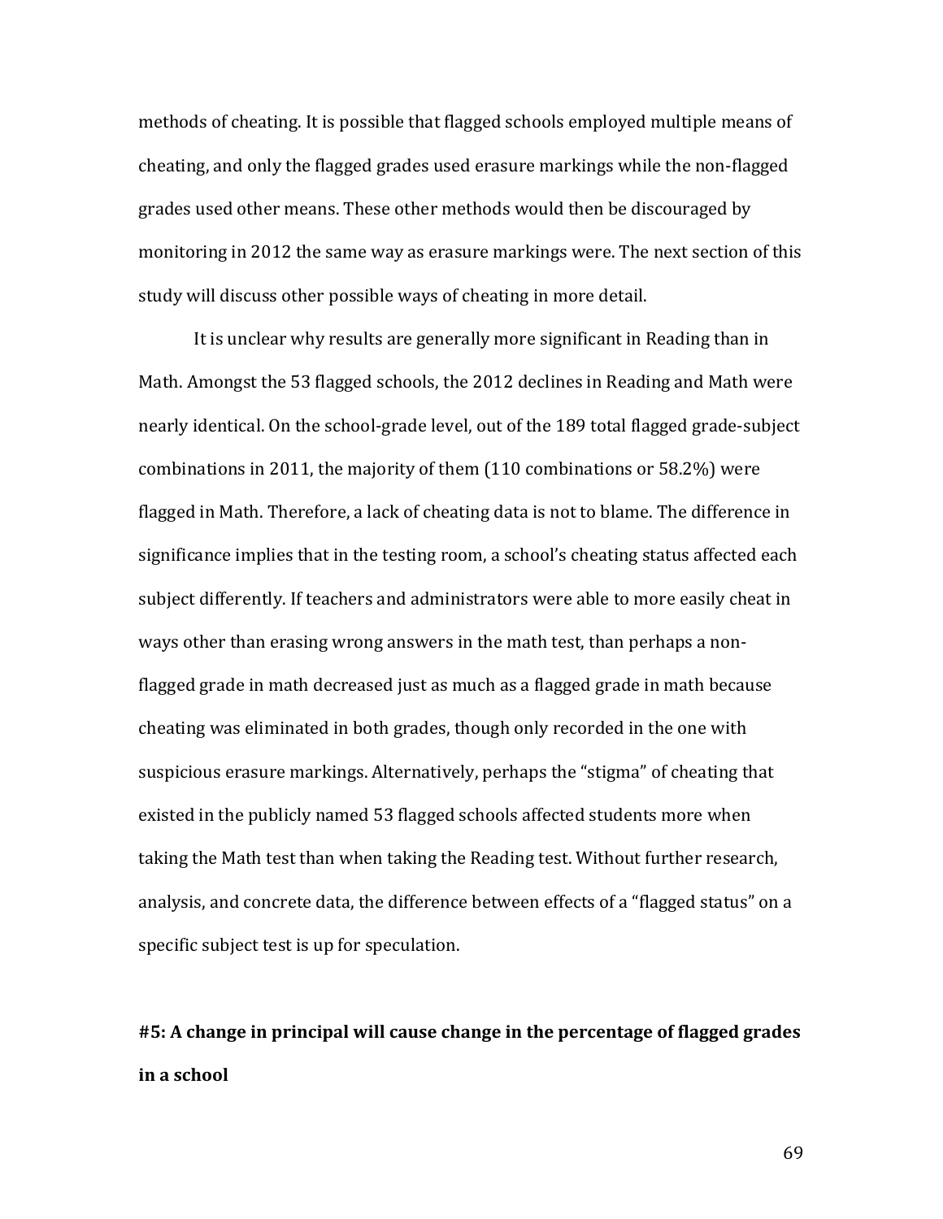methods of cheating. It is possible that flagged schools employed multiple means of cheating, and only the flagged grades used erasure markings while the non-flagged grades used other means. These other methods would then be discouraged by monitoring in 2012 the same way as erasure markings were. The next section of this study will discuss other possible ways of cheating in more detail.

It is unclear why results are generally more significant in Reading than in Math. Amongst the 53 flagged schools, the 2012 declines in Reading and Math were nearly identical. On the school-grade level, out of the 189 total flagged grade-subject combinations in 2011, the majority of them (110 combinations or 58.2%) were flagged in Math. Therefore, a lack of cheating data is not to blame. The difference in significance implies that in the testing room, a school's cheating status affected each subject differently. If teachers and administrators were able to more easily cheat in ways other than erasing wrong answers in the math test, than perhaps a non-flagged grade in math decreased just as much as a flagged grade in math because cheating was eliminated in both grades, though only recorded in the one with suspicious erasure markings. Alternatively, perhaps the "stigma" of cheating that existed in the publicly named 53 flagged schools affected students more when taking the Math test than when taking the Reading test. Without further research, analysis, and concrete data, the difference between effects of a "flagged status" on a specific subject test is up for speculation.

**#5: A change in principal will cause change in the percentage of flagged grades in a school**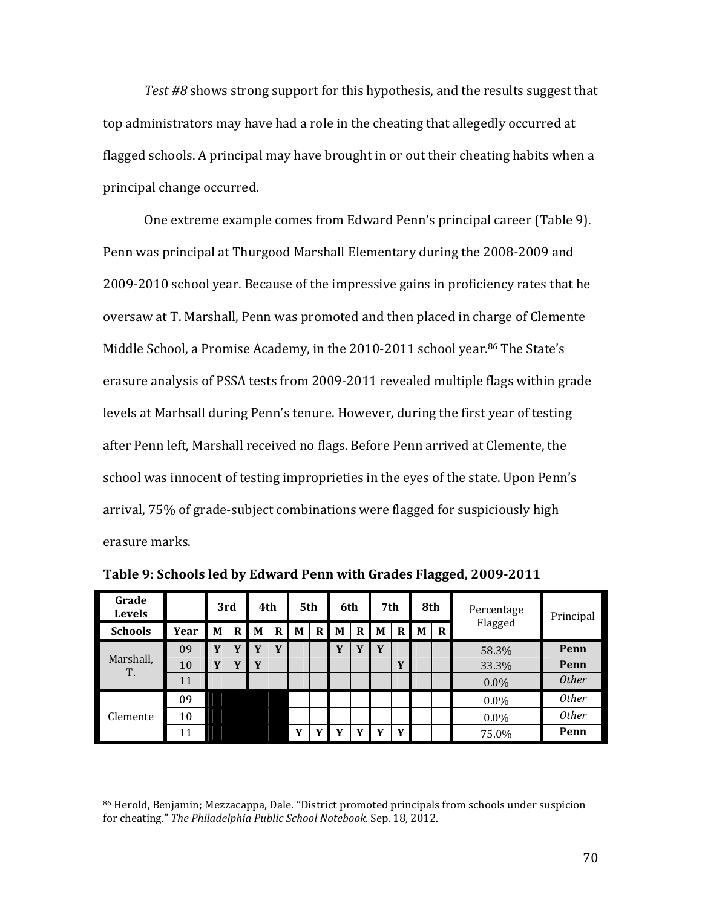*Test #8* shows strong support for this hypothesis, and the results suggest that top administrators may have had a role in the cheating that allegedly occurred at flagged schools. A principal may have brought in or out their cheating habits when a principal change occurred.

One extreme example comes from Edward Penn's principal career (Table 9). Penn was principal at Thurgood Marshall Elementary during the 2008-2009 and 2009-2010 school year. Because of the impressive gains in proficiency rates that he oversaw at T. Marshall, Penn was promoted and then placed in charge of Clemente Middle School, a Promise Academy, in the 2010-2011 school year.[86] The State's erasure analysis of PSSA tests from 2009-2011 revealed multiple flags within grade levels at Marhsall during Penn's tenure. However, during the first year of testing after Penn left, Marshall received no flags. Before Penn arrived at Clemente, the school was innocent of testing improprieties in the eyes of the state. Upon Penn's arrival, 75% of grade-subject combinations were flagged for suspiciously high erasure marks.

**Table 9: Schools led by Edward Penn with Grades Flagged, 2009-2011**

| Grade Levels | | 3rd | | 4th | | 5th | | 6th | | 7th | | 8th | | Percentage Flagged | Principal |
|---|---|---|---|---|---|---|---|---|---|---|---|---|---|---|---|
| **Schools** | **Year** | **M** | **R** | **M** | **R** | **M** | **R** | **M** | **R** | **M** | **R** | **M** | **R** | | |
| Marshall, T. | 09 | **Y** | **Y** | **Y** | **Y** | | | **Y** | **Y** | **Y** | | | | 58.3% | **Penn** |
| | 10 | **Y** | **Y** | **Y** | | | | | | | **Y** | | | 33.3% | **Penn** |
| | 11 | | | | | | | | | | | | | 0.0% | *Other* |
| Clemente | 09 | | | | | | | | | | | | | 0.0% | *Other* |
| | 10 | | | | | | | | | | | | | 0.0% | *Other* |
| | 11 | | | | | **Y** | **Y** | **Y** | **Y** | **Y** | **Y** | | | 75.0% | **Penn** |

[86] Herold, Benjamin; Mezzacappa, Dale. "District promoted principals from schools under suspicion for cheating." *The Philadelphia Public School Notebook*. Sep. 18, 2012.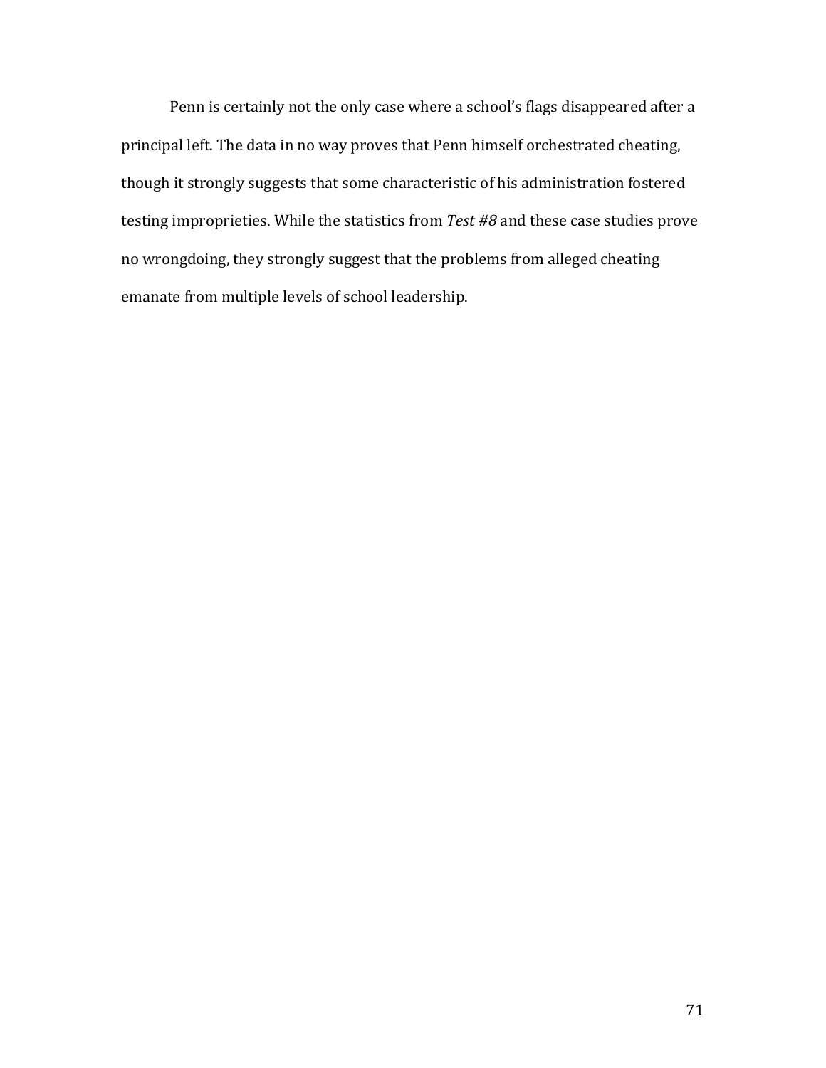Penn is certainly not the only case where a school's flags disappeared after a principal left. The data in no way proves that Penn himself orchestrated cheating, though it strongly suggests that some characteristic of his administration fostered testing improprieties. While the statistics from *Test #8* and these case studies prove no wrongdoing, they strongly suggest that the problems from alleged cheating emanate from multiple levels of school leadership.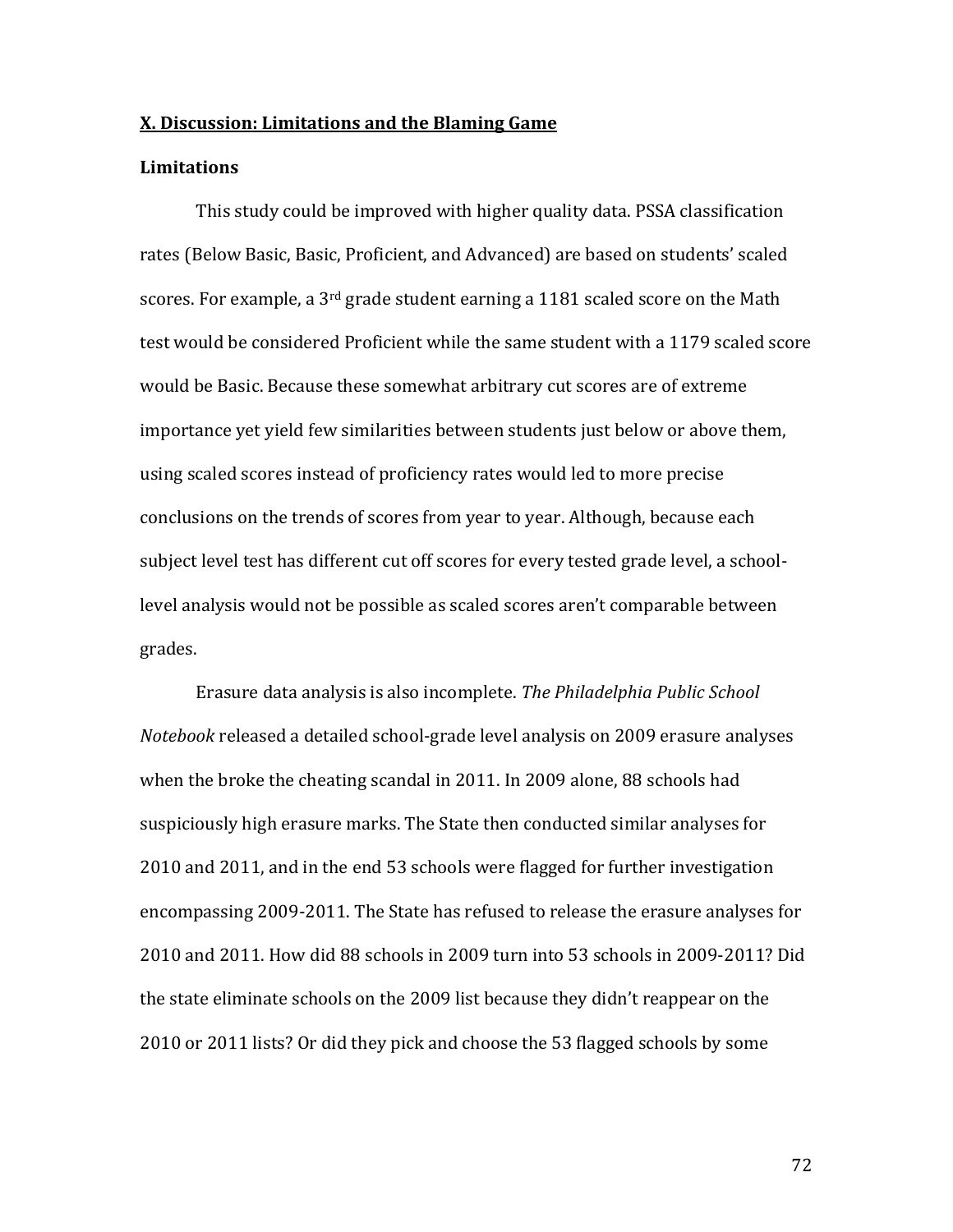## X. Discussion: Limitations and the Blaming Game

### Limitations

This study could be improved with higher quality data. PSSA classification rates (Below Basic, Basic, Proficient, and Advanced) are based on students' scaled scores. For example, a 3rd grade student earning a 1181 scaled score on the Math test would be considered Proficient while the same student with a 1179 scaled score would be Basic. Because these somewhat arbitrary cut scores are of extreme importance yet yield few similarities between students just below or above them, using scaled scores instead of proficiency rates would led to more precise conclusions on the trends of scores from year to year. Although, because each subject level test has different cut off scores for every tested grade level, a school-level analysis would not be possible as scaled scores aren't comparable between grades.

Erasure data analysis is also incomplete. *The Philadelphia Public School Notebook* released a detailed school-grade level analysis on 2009 erasure analyses when the broke the cheating scandal in 2011. In 2009 alone, 88 schools had suspiciously high erasure marks. The State then conducted similar analyses for 2010 and 2011, and in the end 53 schools were flagged for further investigation encompassing 2009-2011. The State has refused to release the erasure analyses for 2010 and 2011. How did 88 schools in 2009 turn into 53 schools in 2009-2011? Did the state eliminate schools on the 2009 list because they didn't reappear on the 2010 or 2011 lists? Or did they pick and choose the 53 flagged schools by some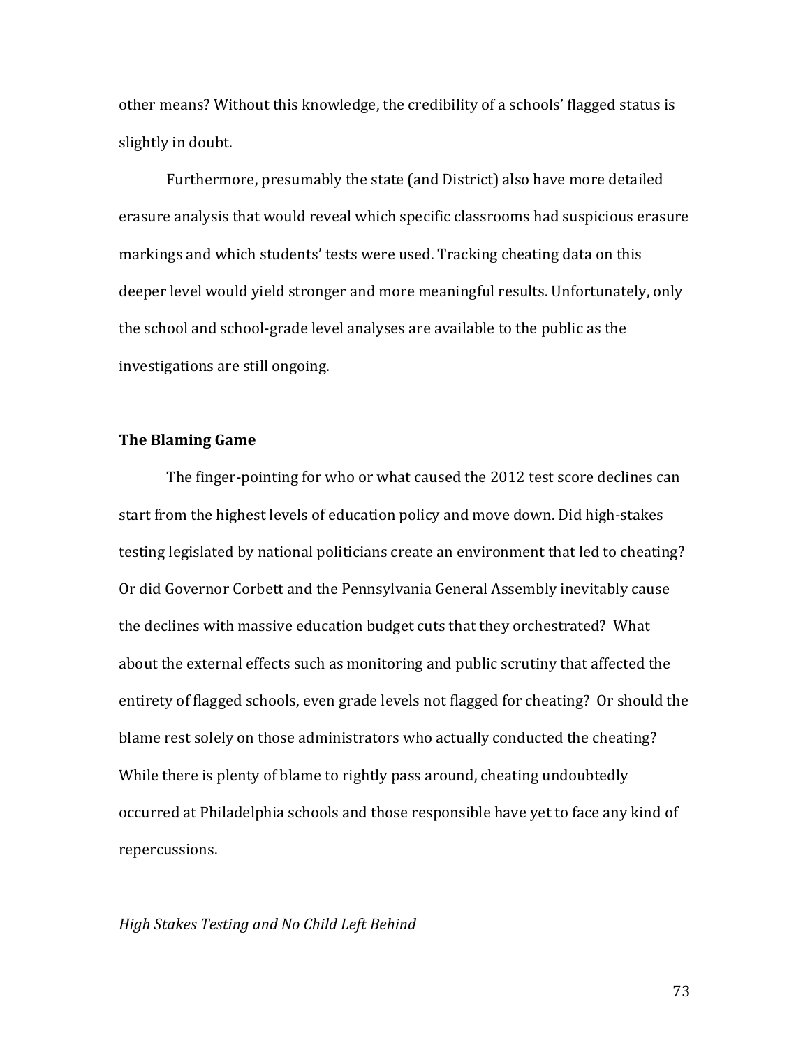other means? Without this knowledge, the credibility of a schools' flagged status is slightly in doubt.

Furthermore, presumably the state (and District) also have more detailed erasure analysis that would reveal which specific classrooms had suspicious erasure markings and which students' tests were used. Tracking cheating data on this deeper level would yield stronger and more meaningful results. Unfortunately, only the school and school-grade level analyses are available to the public as the investigations are still ongoing.

## The Blaming Game

The finger-pointing for who or what caused the 2012 test score declines can start from the highest levels of education policy and move down. Did high-stakes testing legislated by national politicians create an environment that led to cheating? Or did Governor Corbett and the Pennsylvania General Assembly inevitably cause the declines with massive education budget cuts that they orchestrated? What about the external effects such as monitoring and public scrutiny that affected the entirety of flagged schools, even grade levels not flagged for cheating? Or should the blame rest solely on those administrators who actually conducted the cheating? While there is plenty of blame to rightly pass around, cheating undoubtedly occurred at Philadelphia schools and those responsible have yet to face any kind of repercussions.

### *High Stakes Testing and No Child Left Behind*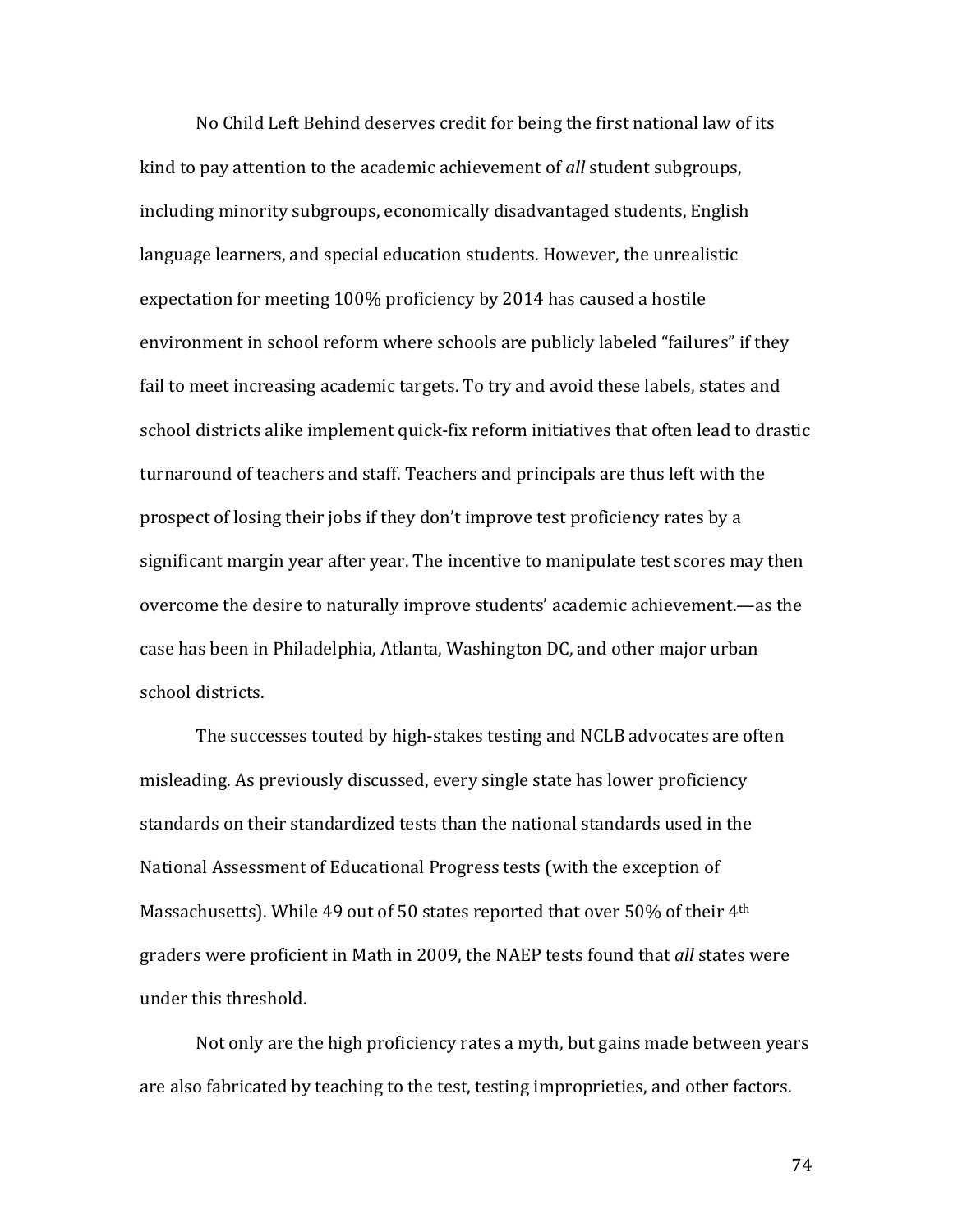No Child Left Behind deserves credit for being the first national law of its kind to pay attention to the academic achievement of *all* student subgroups, including minority subgroups, economically disadvantaged students, English language learners, and special education students. However, the unrealistic expectation for meeting 100% proficiency by 2014 has caused a hostile environment in school reform where schools are publicly labeled "failures" if they fail to meet increasing academic targets. To try and avoid these labels, states and school districts alike implement quick-fix reform initiatives that often lead to drastic turnaround of teachers and staff. Teachers and principals are thus left with the prospect of losing their jobs if they don't improve test proficiency rates by a significant margin year after year. The incentive to manipulate test scores may then overcome the desire to naturally improve students' academic achievement.—as the case has been in Philadelphia, Atlanta, Washington DC, and other major urban school districts.

The successes touted by high-stakes testing and NCLB advocates are often misleading. As previously discussed, every single state has lower proficiency standards on their standardized tests than the national standards used in the National Assessment of Educational Progress tests (with the exception of Massachusetts). While 49 out of 50 states reported that over 50% of their 4th graders were proficient in Math in 2009, the NAEP tests found that *all* states were under this threshold.

Not only are the high proficiency rates a myth, but gains made between years are also fabricated by teaching to the test, testing improprieties, and other factors.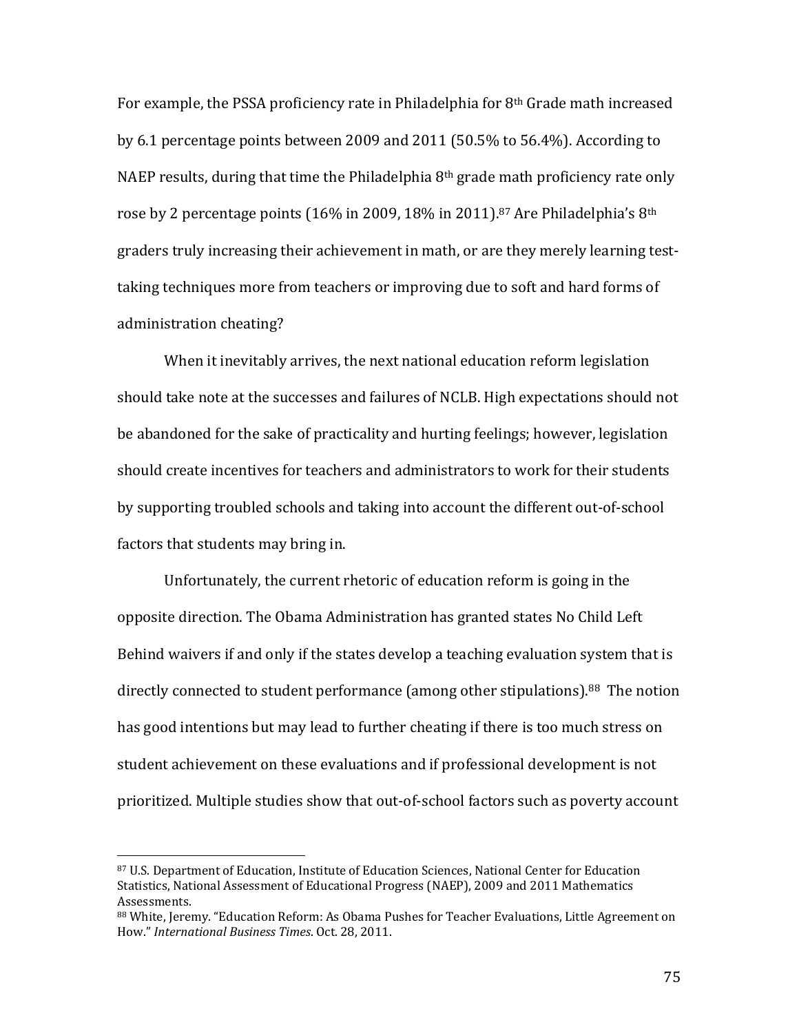For example, the PSSA proficiency rate in Philadelphia for 8th Grade math increased by 6.1 percentage points between 2009 and 2011 (50.5% to 56.4%). According to NAEP results, during that time the Philadelphia 8th grade math proficiency rate only rose by 2 percentage points (16% in 2009, 18% in 2011).[87] Are Philadelphia's 8th graders truly increasing their achievement in math, or are they merely learning test-taking techniques more from teachers or improving due to soft and hard forms of administration cheating?

When it inevitably arrives, the next national education reform legislation should take note at the successes and failures of NCLB. High expectations should not be abandoned for the sake of practicality and hurting feelings; however, legislation should create incentives for teachers and administrators to work for their students by supporting troubled schools and taking into account the different out-of-school factors that students may bring in.

Unfortunately, the current rhetoric of education reform is going in the opposite direction. The Obama Administration has granted states No Child Left Behind waivers if and only if the states develop a teaching evaluation system that is directly connected to student performance (among other stipulations).[88] The notion has good intentions but may lead to further cheating if there is too much stress on student achievement on these evaluations and if professional development is not prioritized. Multiple studies show that out-of-school factors such as poverty account

---

[87] U.S. Department of Education, Institute of Education Sciences, National Center for Education Statistics, National Assessment of Educational Progress (NAEP), 2009 and 2011 Mathematics Assessments.

[88] White, Jeremy. "Education Reform: As Obama Pushes for Teacher Evaluations, Little Agreement on How." *International Business Times*. Oct. 28, 2011.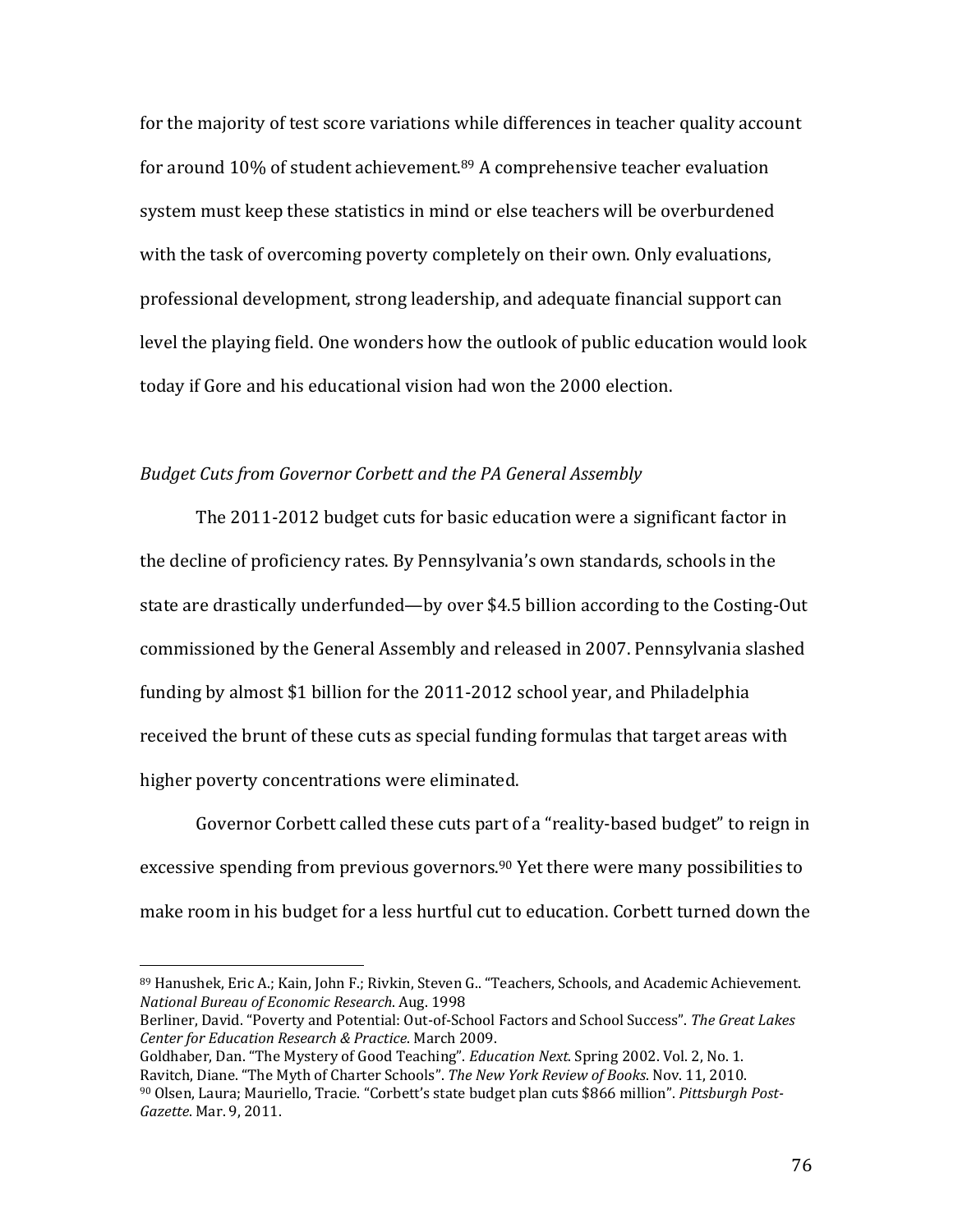for the majority of test score variations while differences in teacher quality account for around 10% of student achievement.[89] A comprehensive teacher evaluation system must keep these statistics in mind or else teachers will be overburdened with the task of overcoming poverty completely on their own. Only evaluations, professional development, strong leadership, and adequate financial support can level the playing field. One wonders how the outlook of public education would look today if Gore and his educational vision had won the 2000 election.

*Budget Cuts from Governor Corbett and the PA General Assembly*

The 2011-2012 budget cuts for basic education were a significant factor in the decline of proficiency rates. By Pennsylvania's own standards, schools in the state are drastically underfunded—by over $4.5 billion according to the Costing-Out commissioned by the General Assembly and released in 2007. Pennsylvania slashed funding by almost $1 billion for the 2011-2012 school year, and Philadelphia received the brunt of these cuts as special funding formulas that target areas with higher poverty concentrations were eliminated.

Governor Corbett called these cuts part of a "reality-based budget" to reign in excessive spending from previous governors.[90] Yet there were many possibilities to make room in his budget for a less hurtful cut to education. Corbett turned down the

---

[89] Hanushek, Eric A.; Kain, John F.; Rivkin, Steven G.. "Teachers, Schools, and Academic Achievement. *National Bureau of Economic Research*. Aug. 1998

Berliner, David. "Poverty and Potential: Out-of-School Factors and School Success". *The Great Lakes Center for Education Research & Practice*. March 2009.

Goldhaber, Dan. "The Mystery of Good Teaching". *Education Next*. Spring 2002. Vol. 2, No. 1.

Ravitch, Diane. "The Myth of Charter Schools". *The New York Review of Books*. Nov. 11, 2010.

[90] Olsen, Laura; Mauriello, Tracie. "Corbett's state budget plan cuts $866 million". *Pittsburgh Post-Gazette*. Mar. 9, 2011.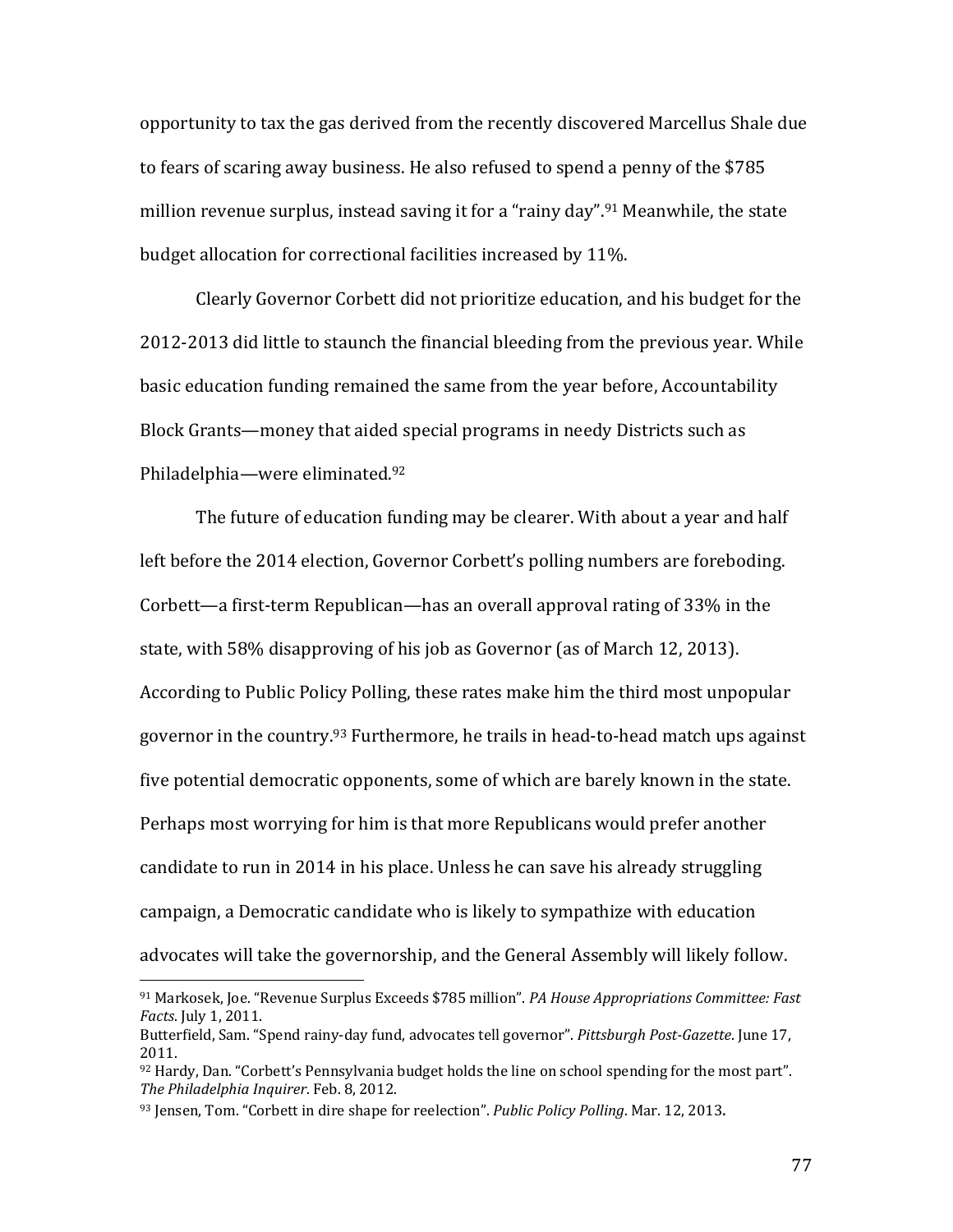opportunity to tax the gas derived from the recently discovered Marcellus Shale due to fears of scaring away business. He also refused to spend a penny of the $785 million revenue surplus, instead saving it for a "rainy day".[91] Meanwhile, the state budget allocation for correctional facilities increased by 11%.

Clearly Governor Corbett did not prioritize education, and his budget for the 2012-2013 did little to staunch the financial bleeding from the previous year. While basic education funding remained the same from the year before, Accountability Block Grants—money that aided special programs in needy Districts such as Philadelphia—were eliminated.[92]

The future of education funding may be clearer. With about a year and half left before the 2014 election, Governor Corbett's polling numbers are foreboding. Corbett—a first-term Republican—has an overall approval rating of 33% in the state, with 58% disapproving of his job as Governor (as of March 12, 2013). According to Public Policy Polling, these rates make him the third most unpopular governor in the country.[93] Furthermore, he trails in head-to-head match ups against five potential democratic opponents, some of which are barely known in the state. Perhaps most worrying for him is that more Republicans would prefer another candidate to run in 2014 in his place. Unless he can save his already struggling campaign, a Democratic candidate who is likely to sympathize with education advocates will take the governorship, and the General Assembly will likely follow.

---

[91] Markosek, Joe. "Revenue Surplus Exceeds $785 million". *PA House Appropriations Committee: Fast Facts*. July 1, 2011.
Butterfield, Sam. "Spend rainy-day fund, advocates tell governor". *Pittsburgh Post-Gazette*. June 17, 2011.

[92] Hardy, Dan. "Corbett's Pennsylvania budget holds the line on school spending for the most part". *The Philadelphia Inquirer*. Feb. 8, 2012.

[93] Jensen, Tom. "Corbett in dire shape for reelection". *Public Policy Polling*. Mar. 12, 2013.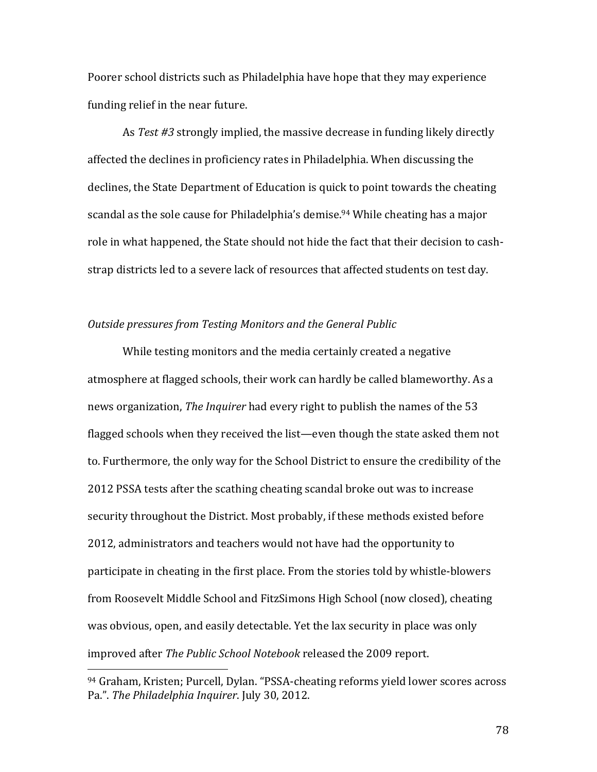Poorer school districts such as Philadelphia have hope that they may experience funding relief in the near future.

As *Test #3* strongly implied, the massive decrease in funding likely directly affected the declines in proficiency rates in Philadelphia. When discussing the declines, the State Department of Education is quick to point towards the cheating scandal as the sole cause for Philadelphia's demise.[94] While cheating has a major role in what happened, the State should not hide the fact that their decision to cash-strap districts led to a severe lack of resources that affected students on test day.

*Outside pressures from Testing Monitors and the General Public*

While testing monitors and the media certainly created a negative atmosphere at flagged schools, their work can hardly be called blameworthy. As a news organization, *The Inquirer* had every right to publish the names of the 53 flagged schools when they received the list—even though the state asked them not to. Furthermore, the only way for the School District to ensure the credibility of the 2012 PSSA tests after the scathing cheating scandal broke out was to increase security throughout the District. Most probably, if these methods existed before 2012, administrators and teachers would not have had the opportunity to participate in cheating in the first place. From the stories told by whistle-blowers from Roosevelt Middle School and FitzSimons High School (now closed), cheating was obvious, open, and easily detectable. Yet the lax security in place was only improved after *The Public School Notebook* released the 2009 report.

---

[94] Graham, Kristen; Purcell, Dylan. "PSSA-cheating reforms yield lower scores across Pa.". *The Philadelphia Inquirer*. July 30, 2012.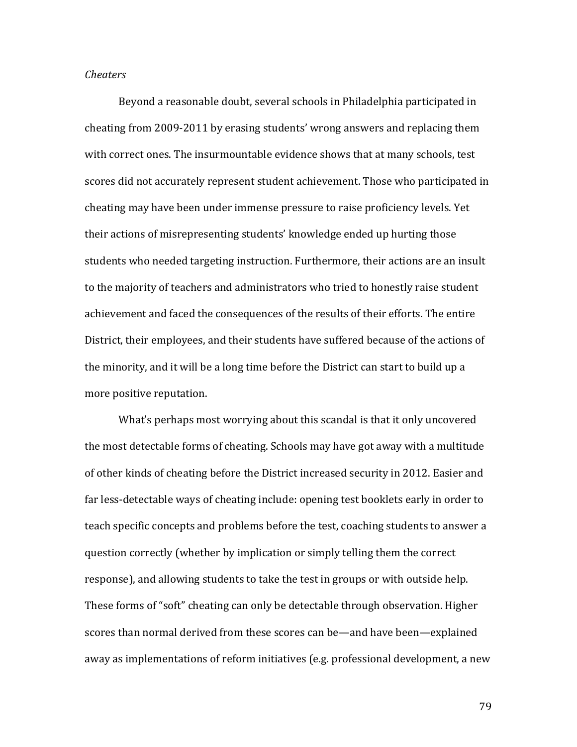*Cheaters*

Beyond a reasonable doubt, several schools in Philadelphia participated in cheating from 2009-2011 by erasing students' wrong answers and replacing them with correct ones. The insurmountable evidence shows that at many schools, test scores did not accurately represent student achievement. Those who participated in cheating may have been under immense pressure to raise proficiency levels. Yet their actions of misrepresenting students' knowledge ended up hurting those students who needed targeting instruction. Furthermore, their actions are an insult to the majority of teachers and administrators who tried to honestly raise student achievement and faced the consequences of the results of their efforts. The entire District, their employees, and their students have suffered because of the actions of the minority, and it will be a long time before the District can start to build up a more positive reputation.

What's perhaps most worrying about this scandal is that it only uncovered the most detectable forms of cheating. Schools may have got away with a multitude of other kinds of cheating before the District increased security in 2012. Easier and far less-detectable ways of cheating include: opening test booklets early in order to teach specific concepts and problems before the test, coaching students to answer a question correctly (whether by implication or simply telling them the correct response), and allowing students to take the test in groups or with outside help. These forms of "soft" cheating can only be detectable through observation. Higher scores than normal derived from these scores can be—and have been—explained away as implementations of reform initiatives (e.g. professional development, a new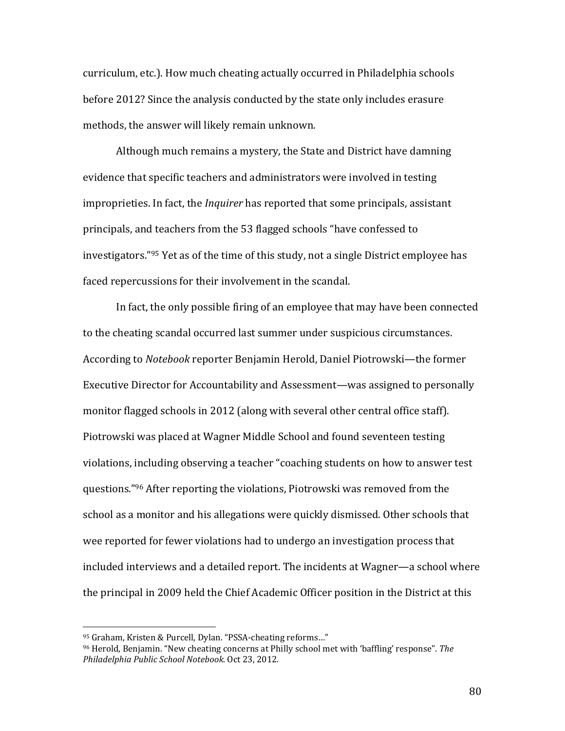curriculum, etc.). How much cheating actually occurred in Philadelphia schools before 2012? Since the analysis conducted by the state only includes erasure methods, the answer will likely remain unknown.

Although much remains a mystery, the State and District have damning evidence that specific teachers and administrators were involved in testing improprieties. In fact, the *Inquirer* has reported that some principals, assistant principals, and teachers from the 53 flagged schools "have confessed to investigators."[95] Yet as of the time of this study, not a single District employee has faced repercussions for their involvement in the scandal.

In fact, the only possible firing of an employee that may have been connected to the cheating scandal occurred last summer under suspicious circumstances. According to *Notebook* reporter Benjamin Herold, Daniel Piotrowski—the former Executive Director for Accountability and Assessment—was assigned to personally monitor flagged schools in 2012 (along with several other central office staff). Piotrowski was placed at Wagner Middle School and found seventeen testing violations, including observing a teacher "coaching students on how to answer test questions."[96] After reporting the violations, Piotrowski was removed from the school as a monitor and his allegations were quickly dismissed. Other schools that wee reported for fewer violations had to undergo an investigation process that included interviews and a detailed report. The incidents at Wagner—a school where the principal in 2009 held the Chief Academic Officer position in the District at this

---

[95] Graham, Kristen & Purcell, Dylan. "PSSA-cheating reforms…"

[96] Herold, Benjamin. "New cheating concerns at Philly school met with 'baffling' response". *The Philadelphia Public School Notebook*. Oct 23, 2012.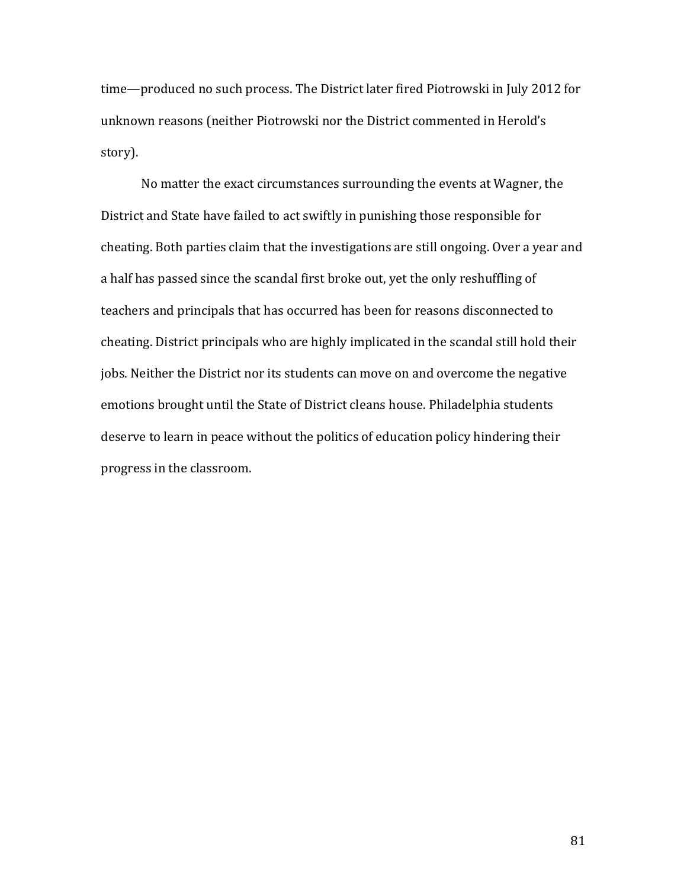time—produced no such process. The District later fired Piotrowski in July 2012 for unknown reasons (neither Piotrowski nor the District commented in Herold's story).

No matter the exact circumstances surrounding the events at Wagner, the District and State have failed to act swiftly in punishing those responsible for cheating. Both parties claim that the investigations are still ongoing. Over a year and a half has passed since the scandal first broke out, yet the only reshuffling of teachers and principals that has occurred has been for reasons disconnected to cheating. District principals who are highly implicated in the scandal still hold their jobs. Neither the District nor its students can move on and overcome the negative emotions brought until the State of District cleans house. Philadelphia students deserve to learn in peace without the politics of education policy hindering their progress in the classroom.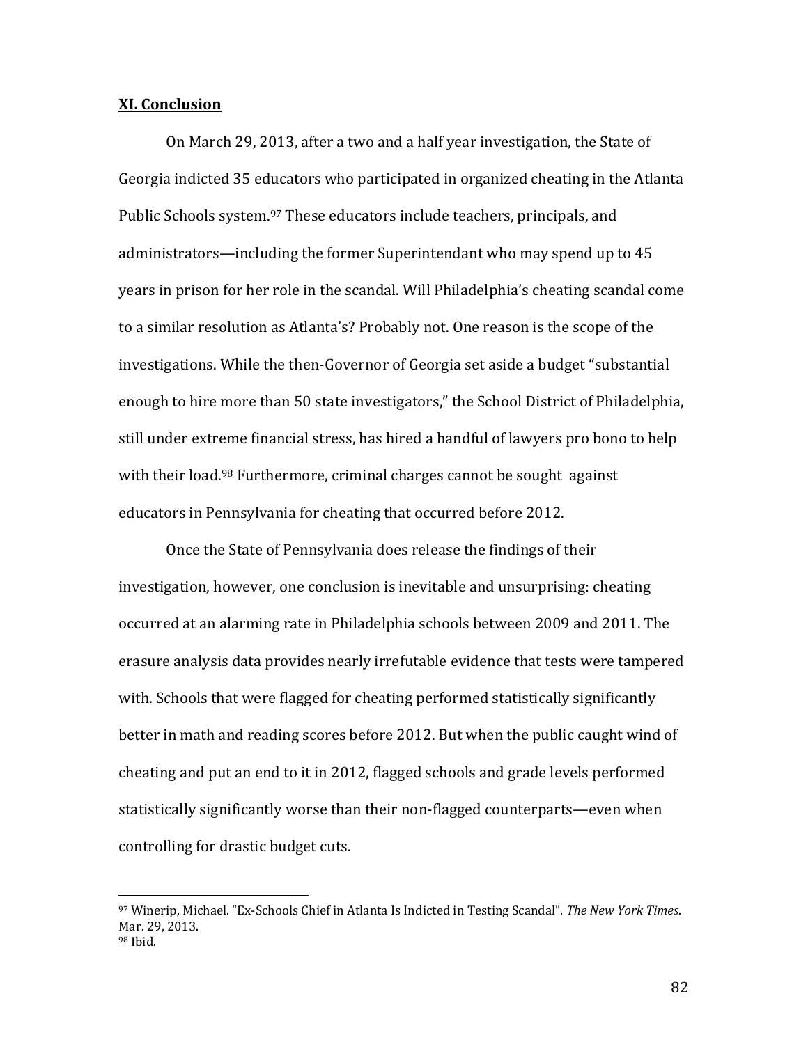## XI. Conclusion

On March 29, 2013, after a two and a half year investigation, the State of Georgia indicted 35 educators who participated in organized cheating in the Atlanta Public Schools system.[97] These educators include teachers, principals, and administrators—including the former Superintendant who may spend up to 45 years in prison for her role in the scandal. Will Philadelphia's cheating scandal come to a similar resolution as Atlanta's? Probably not. One reason is the scope of the investigations. While the then-Governor of Georgia set aside a budget "substantial enough to hire more than 50 state investigators," the School District of Philadelphia, still under extreme financial stress, has hired a handful of lawyers pro bono to help with their load.[98] Furthermore, criminal charges cannot be sought against educators in Pennsylvania for cheating that occurred before 2012.

Once the State of Pennsylvania does release the findings of their investigation, however, one conclusion is inevitable and unsurprising: cheating occurred at an alarming rate in Philadelphia schools between 2009 and 2011. The erasure analysis data provides nearly irrefutable evidence that tests were tampered with. Schools that were flagged for cheating performed statistically significantly better in math and reading scores before 2012. But when the public caught wind of cheating and put an end to it in 2012, flagged schools and grade levels performed statistically significantly worse than their non-flagged counterparts—even when controlling for drastic budget cuts.

---

[97] Winerip, Michael. "Ex-Schools Chief in Atlanta Is Indicted in Testing Scandal". *The New York Times*. Mar. 29, 2013.

[98] Ibid.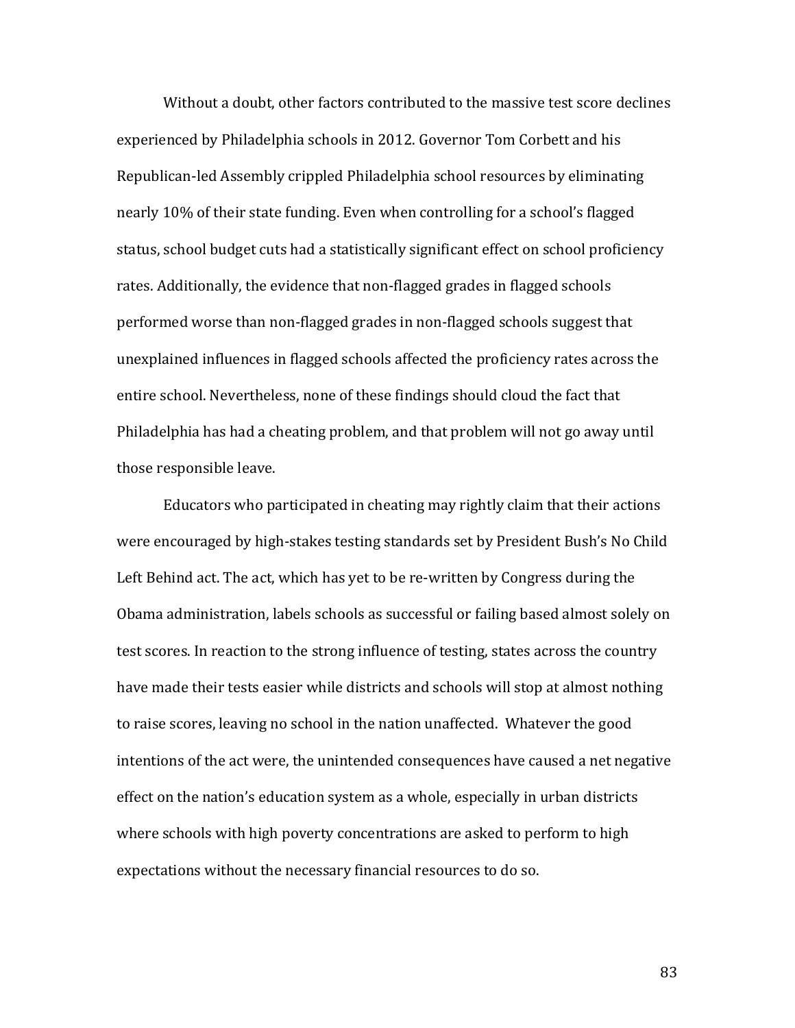Without a doubt, other factors contributed to the massive test score declines experienced by Philadelphia schools in 2012. Governor Tom Corbett and his Republican-led Assembly crippled Philadelphia school resources by eliminating nearly 10% of their state funding. Even when controlling for a school's flagged status, school budget cuts had a statistically significant effect on school proficiency rates. Additionally, the evidence that non-flagged grades in flagged schools performed worse than non-flagged grades in non-flagged schools suggest that unexplained influences in flagged schools affected the proficiency rates across the entire school. Nevertheless, none of these findings should cloud the fact that Philadelphia has had a cheating problem, and that problem will not go away until those responsible leave.

Educators who participated in cheating may rightly claim that their actions were encouraged by high-stakes testing standards set by President Bush's No Child Left Behind act. The act, which has yet to be re-written by Congress during the Obama administration, labels schools as successful or failing based almost solely on test scores. In reaction to the strong influence of testing, states across the country have made their tests easier while districts and schools will stop at almost nothing to raise scores, leaving no school in the nation unaffected. Whatever the good intentions of the act were, the unintended consequences have caused a net negative effect on the nation's education system as a whole, especially in urban districts where schools with high poverty concentrations are asked to perform to high expectations without the necessary financial resources to do so.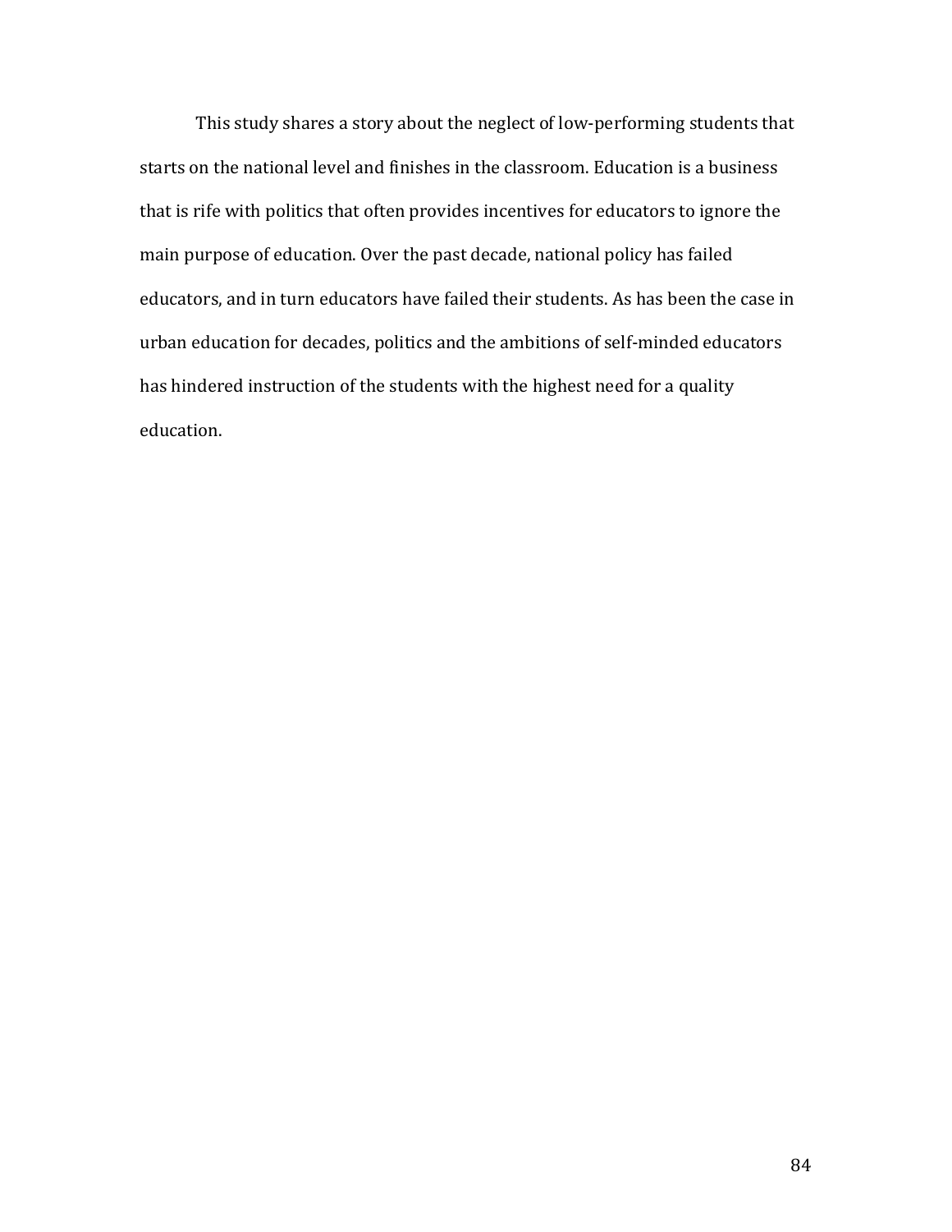This study shares a story about the neglect of low-performing students that starts on the national level and finishes in the classroom. Education is a business that is rife with politics that often provides incentives for educators to ignore the main purpose of education. Over the past decade, national policy has failed educators, and in turn educators have failed their students. As has been the case in urban education for decades, politics and the ambitions of self-minded educators has hindered instruction of the students with the highest need for a quality education.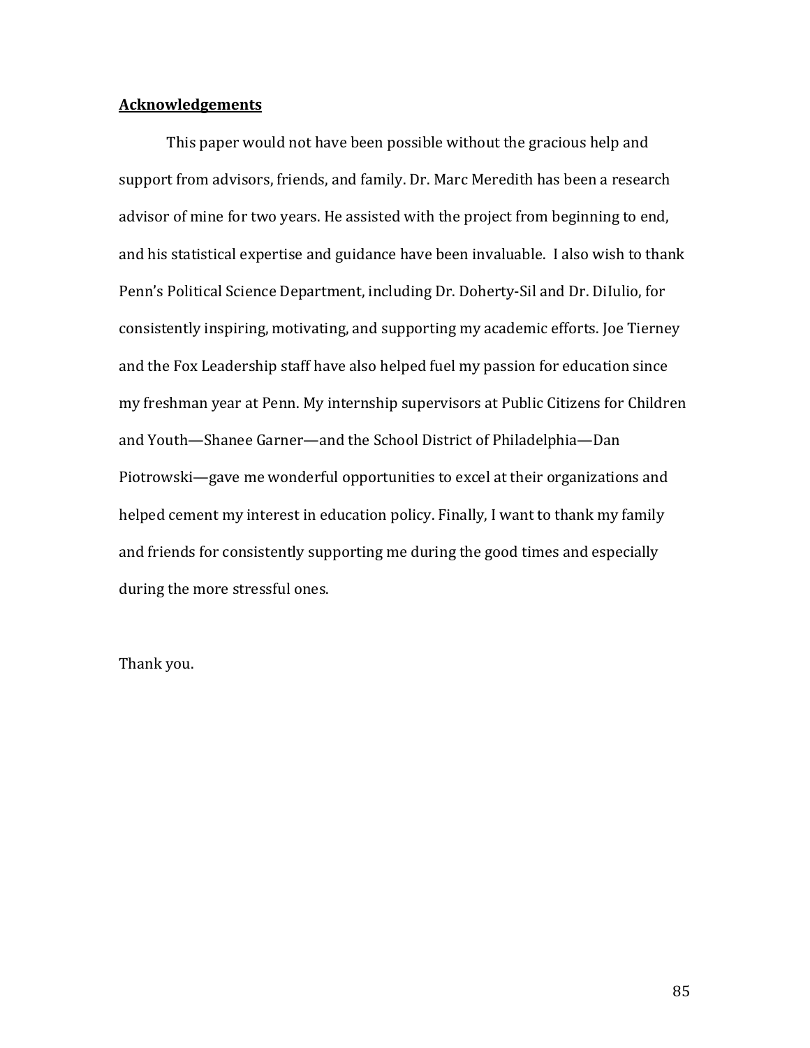## Acknowledgements

This paper would not have been possible without the gracious help and support from advisors, friends, and family. Dr. Marc Meredith has been a research advisor of mine for two years. He assisted with the project from beginning to end, and his statistical expertise and guidance have been invaluable. I also wish to thank Penn's Political Science Department, including Dr. Doherty-Sil and Dr. DiIulio, for consistently inspiring, motivating, and supporting my academic efforts. Joe Tierney and the Fox Leadership staff have also helped fuel my passion for education since my freshman year at Penn. My internship supervisors at Public Citizens for Children and Youth—Shanee Garner—and the School District of Philadelphia—Dan Piotrowski—gave me wonderful opportunities to excel at their organizations and helped cement my interest in education policy. Finally, I want to thank my family and friends for consistently supporting me during the good times and especially during the more stressful ones.

Thank you.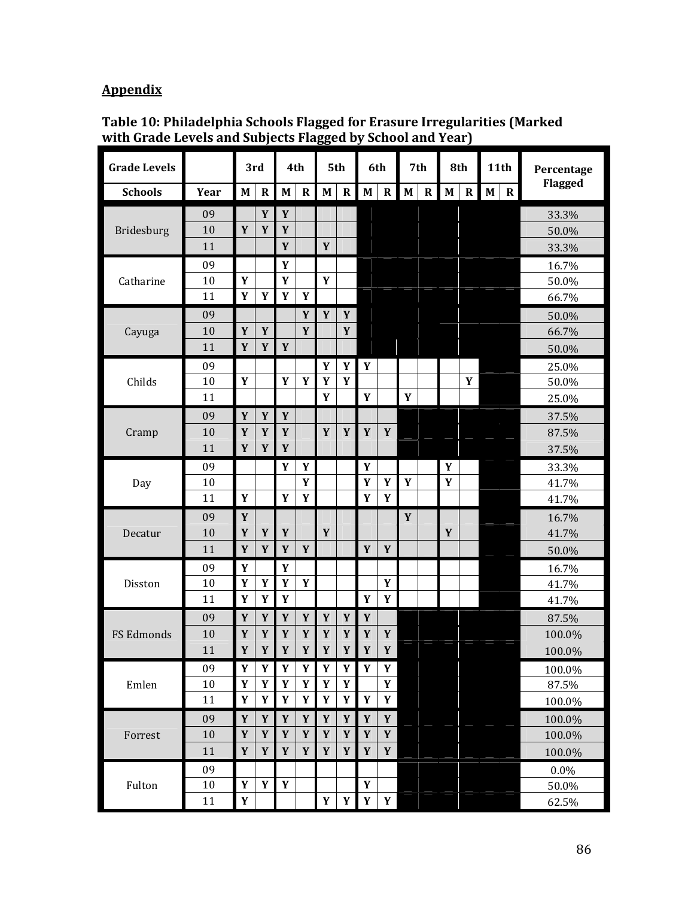## Appendix

**Table 10: Philadelphia Schools Flagged for Erasure Irregularities (Marked with Grade Levels and Subjects Flagged by School and Year)**

| Grade Levels | | 3rd | | 4th | | 5th | | 6th | | 7th | | 8th | | 11th | | Percentage Flagged |
|---|---|---|---|---|---|---|---|---|---|---|---|---|---|---|---|---|
| **Schools** | **Year** | **M** | **R** | **M** | **R** | **M** | **R** | **M** | **R** | **M** | **R** | **M** | **R** | **M** | **R** | |
| Bridesburg | 09 | | Y | Y | | | | | | | | | | | | 33.3% |
| | 10 | Y | Y | Y | | | | | | | | | | | | 50.0% |
| | 11 | | | Y | | Y | | | | | | | | | | 33.3% |
| Catharine | 09 | | | Y | | | | | | | | | | | | 16.7% |
| | 10 | Y | | Y | | Y | | | | | | | | | | 50.0% |
| | 11 | Y | Y | Y | Y | | | | | | | | | | | 66.7% |
| Cayuga | 09 | | | | Y | Y | Y | | | | | | | | | 50.0% |
| | 10 | Y | Y | | Y | | Y | | | | | | | | | 66.7% |
| | 11 | Y | Y | Y | | | | | | | | | | | | 50.0% |
| Childs | 09 | | | | | Y | Y | Y | | | | | | | | 25.0% |
| | 10 | Y | | Y | Y | Y | Y | | | | | | Y | | | 50.0% |
| | 11 | | | | | Y | | Y | | Y | | | | | | 25.0% |
| Cramp | 09 | Y | Y | Y | | | | | | | | | | | | 37.5% |
| | 10 | Y | Y | Y | | Y | Y | Y | Y | | | | | | | 87.5% |
| | 11 | Y | Y | Y | | | | | | | | | | | | 37.5% |
| Day | 09 | | | Y | Y | | | Y | | | | Y | | | | 33.3% |
| | 10 | | | | Y | | | Y | Y | Y | | Y | | | | 41.7% |
| | 11 | Y | | Y | Y | | | Y | Y | | | | | | | 41.7% |
| Decatur | 09 | Y | | | | | | | | Y | | | | | | 16.7% |
| | 10 | Y | Y | Y | | Y | | | | | | Y | | | | 41.7% |
| | 11 | Y | Y | Y | Y | | | Y | Y | | | | | | | 50.0% |
| Disston | 09 | Y | | Y | | | | | | | | | | | | 16.7% |
| | 10 | Y | Y | Y | Y | | | | Y | | | | | | | 41.7% |
| | 11 | Y | Y | Y | | | | Y | Y | | | | | | | 41.7% |
| FS Edmonds | 09 | Y | Y | Y | Y | Y | Y | Y | | | | | | | | 87.5% |
| | 10 | Y | Y | Y | Y | Y | Y | Y | Y | | | | | | | 100.0% |
| | 11 | Y | Y | Y | Y | Y | Y | Y | Y | | | | | | | 100.0% |
| Emlen | 09 | Y | Y | Y | Y | Y | Y | Y | Y | | | | | | | 100.0% |
| | 10 | Y | Y | Y | Y | Y | Y | | Y | | | | | | | 87.5% |
| | 11 | Y | Y | Y | Y | Y | Y | Y | Y | | | | | | | 100.0% |
| Forrest | 09 | Y | Y | Y | Y | Y | Y | Y | Y | | | | | | | 100.0% |
| | 10 | Y | Y | Y | Y | Y | Y | Y | Y | | | | | | | 100.0% |
| | 11 | Y | Y | Y | Y | Y | Y | Y | Y | | | | | | | 100.0% |
| Fulton | 09 | | | | | | | | | | | | | | | 0.0% |
| | 10 | Y | Y | Y | | | | Y | | | | | | | | 50.0% |
| | 11 | Y | | | | Y | Y | Y | Y | | | | | | | 62.5% |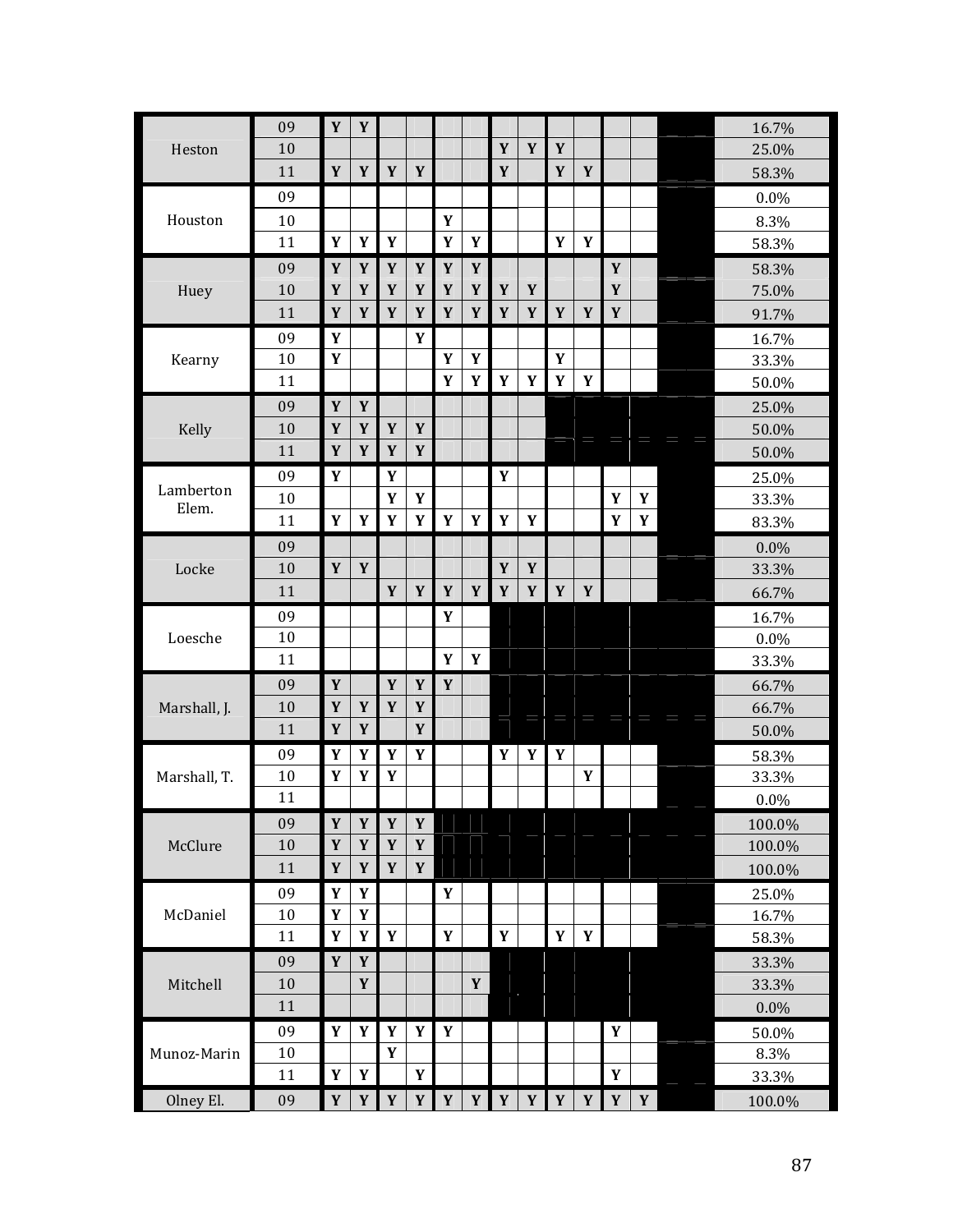| School | Year | | | | | | | | | | | | | | % |
|---|---|---|---|---|---|---|---|---|---|---|---|---|---|---|---|
| Heston | 09 | Y | Y | | | | | | | | | | | | 16.7% |
| | 10 | | | | | | | Y | Y | Y | | | | | 25.0% |
| | 11 | Y | Y | Y | Y | | | Y | | Y | Y | | | | 58.3% |
| Houston | 09 | | | | | | | | | | | | | | 0.0% |
| | 10 | | | | | Y | | | | | | | | | 8.3% |
| | 11 | Y | Y | Y | | Y | Y | | | Y | Y | | | | 58.3% |
| Huey | 09 | Y | Y | Y | Y | Y | Y | | | | | Y | | | 58.3% |
| | 10 | Y | Y | Y | Y | Y | Y | Y | Y | | | Y | | | 75.0% |
| | 11 | Y | Y | Y | Y | Y | Y | Y | Y | Y | Y | Y | | | 91.7% |
| Kearny | 09 | Y | | | Y | | | | | | | | | | 16.7% |
| | 10 | Y | | | | Y | Y | | | Y | | | | | 33.3% |
| | 11 | | | | | Y | Y | Y | Y | Y | Y | | | | 50.0% |
| Kelly | 09 | Y | Y | | | | | | | | | | | | 25.0% |
| | 10 | Y | Y | Y | Y | | | | | | | | | | 50.0% |
| | 11 | Y | Y | Y | Y | | | | | | | | | | 50.0% |
| Lamberton Elem. | 09 | Y | | Y | | | | Y | | | | | | | 25.0% |
| | 10 | | | Y | Y | | | | | | | Y | Y | | 33.3% |
| | 11 | Y | Y | Y | Y | Y | Y | Y | Y | | | Y | Y | | 83.3% |
| Locke | 09 | | | | | | | | | | | | | | 0.0% |
| | 10 | Y | Y | | | | | Y | Y | | | | | | 33.3% |
| | 11 | | | Y | Y | Y | Y | Y | Y | Y | Y | | | | 66.7% |
| Loesche | 09 | | | | | Y | | | | | | | | | 16.7% |
| | 10 | | | | | | | | | | | | | | 0.0% |
| | 11 | | | | | Y | Y | | | | | | | | 33.3% |
| Marshall, J. | 09 | Y | | Y | Y | Y | | | | | | | | | 66.7% |
| | 10 | Y | Y | Y | Y | | | | | | | | | | 66.7% |
| | 11 | Y | Y | | Y | | | | | | | | | | 50.0% |
| Marshall, T. | 09 | Y | Y | Y | Y | | | Y | Y | Y | | | | | 58.3% |
| | 10 | Y | Y | Y | | | | | | | Y | | | | 33.3% |
| | 11 | | | | | | | | | | | | | | 0.0% |
| McClure | 09 | Y | Y | Y | Y | | | | | | | | | | 100.0% |
| | 10 | Y | Y | Y | Y | | | | | | | | | | 100.0% |
| | 11 | Y | Y | Y | Y | | | | | | | | | | 100.0% |
| McDaniel | 09 | Y | Y | | | Y | | | | | | | | | 25.0% |
| | 10 | Y | Y | | | | | | | | | | | | 16.7% |
| | 11 | Y | Y | Y | | Y | | Y | | Y | Y | | | | 58.3% |
| Mitchell | 09 | Y | Y | | | | | | | | | | | | 33.3% |
| | 10 | | Y | | | | Y | | | | | | | | 33.3% |
| | 11 | | | | | | | | | | | | | | 0.0% |
| Munoz-Marin | 09 | Y | Y | Y | Y | Y | | | | | | Y | | | 50.0% |
| | 10 | | | Y | | | | | | | | | | | 8.3% |
| | 11 | Y | Y | | Y | | | | | | | Y | | | 33.3% |
| Olney El. | 09 | Y | Y | Y | Y | Y | Y | Y | Y | Y | Y | Y | Y | | 100.0% |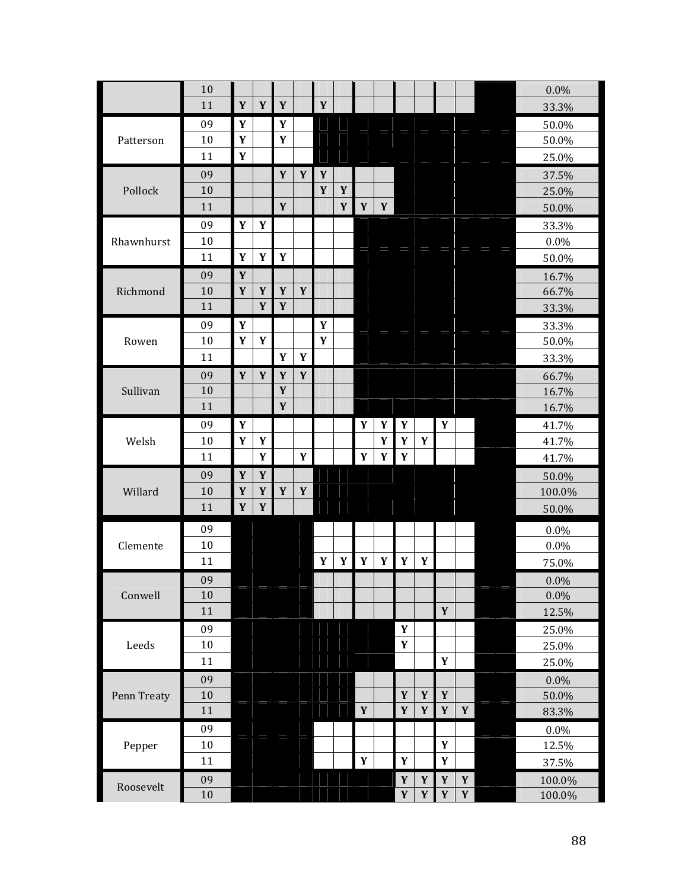| | | | | | | | | | | | | | | |
|---|---|---|---|---|---|---|---|---|---|---|---|---|---|---|
| | 10 | | | | | | | | | | | | | 0.0% |
| | 11 | Y | Y | Y | | Y | | | | | | | | 33.3% |
| Patterson | 09 | Y | | Y | | | | | | | | | | 50.0% |
| | 10 | Y | | Y | | | | | | | | | | 50.0% |
| | 11 | Y | | | | | | | | | | | | 25.0% |
| Pollock | 09 | | | Y | Y | Y | | | | | | | | 37.5% |
| | 10 | | | | | Y | Y | | | | | | | 25.0% |
| | 11 | | | Y | | | Y | Y | Y | | | | | 50.0% |
| Rhawnhurst | 09 | Y | Y | | | | | | | | | | | 33.3% |
| | 10 | | | | | | | | | | | | | 0.0% |
| | 11 | Y | Y | Y | | | | | | | | | | 50.0% |
| Richmond | 09 | Y | | | | | | | | | | | | 16.7% |
| | 10 | Y | Y | Y | Y | | | | | | | | | 66.7% |
| | 11 | | Y | Y | | | | | | | | | | 33.3% |
| Rowen | 09 | Y | | | | Y | | | | | | | | 33.3% |
| | 10 | Y | Y | | | Y | | | | | | | | 50.0% |
| | 11 | | | Y | Y | | | | | | | | | 33.3% |
| Sullivan | 09 | Y | Y | Y | Y | | | | | | | | | 66.7% |
| | 10 | | | Y | | | | | | | | | | 16.7% |
| | 11 | | | Y | | | | | | | | | | 16.7% |
| Welsh | 09 | Y | | | | | | Y | Y | Y | | Y | | 41.7% |
| | 10 | Y | Y | | | | | | Y | Y | Y | | | 41.7% |
| | 11 | | Y | | Y | | | Y | Y | Y | | | | 41.7% |
| Willard | 09 | Y | Y | | | | | | | | | | | 50.0% |
| | 10 | Y | Y | Y | Y | | | | | | | | | 100.0% |
| | 11 | Y | Y | | | | | | | | | | | 50.0% |
| Clemente | 09 | | | | | | | | | | | | | 0.0% |
| | 10 | | | | | | | | | | | | | 0.0% |
| | 11 | | | | | Y | Y | Y | Y | Y | Y | | | 75.0% |
| Conwell | 09 | | | | | | | | | | | | | 0.0% |
| | 10 | | | | | | | | | | | | | 0.0% |
| | 11 | | | | | | | | | | | Y | | 12.5% |
| Leeds | 09 | | | | | | | | | Y | | | | 25.0% |
| | 10 | | | | | | | | | Y | | | | 25.0% |
| | 11 | | | | | | | | | | | Y | | 25.0% |
| Penn Treaty | 09 | | | | | | | | | | | | | 0.0% |
| | 10 | | | | | | | | | Y | Y | Y | | 50.0% |
| | 11 | | | | | | | Y | | Y | Y | Y | Y | 83.3% |
| Pepper | 09 | | | | | | | | | | | | | 0.0% |
| | 10 | | | | | | | | | | | Y | | 12.5% |
| | 11 | | | | | | | Y | | Y | | Y | | 37.5% |
| Roosevelt | 09 | | | | | | | | | Y | Y | Y | Y | 100.0% |
| | 10 | | | | | | | | | Y | Y | Y | Y | 100.0% |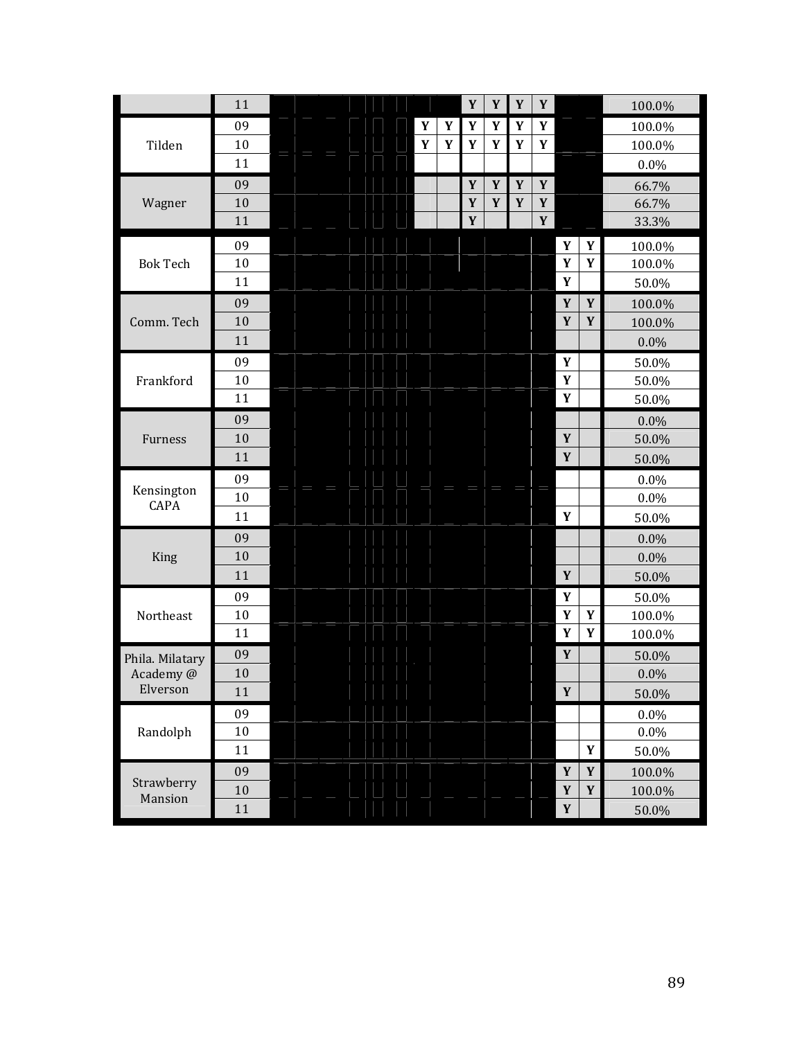| School | Grade | | | | | | | | | |
|---|---|---|---|---|---|---|---|---|---|---|
| | 11 | | | Y | Y | Y | Y | | | 100.0% |
| Tilden | 09 | Y | Y | Y | Y | Y | Y | | | 100.0% |
| | 10 | Y | Y | Y | Y | Y | Y | | | 100.0% |
| | 11 | | | | | | | | | 0.0% |
| Wagner | 09 | | | Y | Y | Y | Y | | | 66.7% |
| | 10 | | | Y | Y | Y | Y | | | 66.7% |
| | 11 | | | Y | | | Y | | | 33.3% |
| Bok Tech | 09 | | | | | | | Y | Y | 100.0% |
| | 10 | | | | | | | Y | Y | 100.0% |
| | 11 | | | | | | | Y | | 50.0% |
| Comm. Tech | 09 | | | | | | | Y | Y | 100.0% |
| | 10 | | | | | | | Y | Y | 100.0% |
| | 11 | | | | | | | | | 0.0% |
| Frankford | 09 | | | | | | | Y | | 50.0% |
| | 10 | | | | | | | Y | | 50.0% |
| | 11 | | | | | | | Y | | 50.0% |
| Furness | 09 | | | | | | | | | 0.0% |
| | 10 | | | | | | | Y | | 50.0% |
| | 11 | | | | | | | Y | | 50.0% |
| Kensington CAPA | 09 | | | | | | | | | 0.0% |
| | 10 | | | | | | | | | 0.0% |
| | 11 | | | | | | | Y | | 50.0% |
| King | 09 | | | | | | | | | 0.0% |
| | 10 | | | | | | | | | 0.0% |
| | 11 | | | | | | | Y | | 50.0% |
| Northeast | 09 | | | | | | | Y | | 50.0% |
| | 10 | | | | | | | Y | Y | 100.0% |
| | 11 | | | | | | | Y | Y | 100.0% |
| Phila. Milatary Academy @ Elverson | 09 | | | | | | | Y | | 50.0% |
| | 10 | | | | | | | | | 0.0% |
| | 11 | | | | | | | Y | | 50.0% |
| Randolph | 09 | | | | | | | | | 0.0% |
| | 10 | | | | | | | | | 0.0% |
| | 11 | | | | | | | | Y | 50.0% |
| Strawberry Mansion | 09 | | | | | | | Y | Y | 100.0% |
| | 10 | | | | | | | Y | Y | 100.0% |
| | 11 | | | | | | | Y | | 50.0% |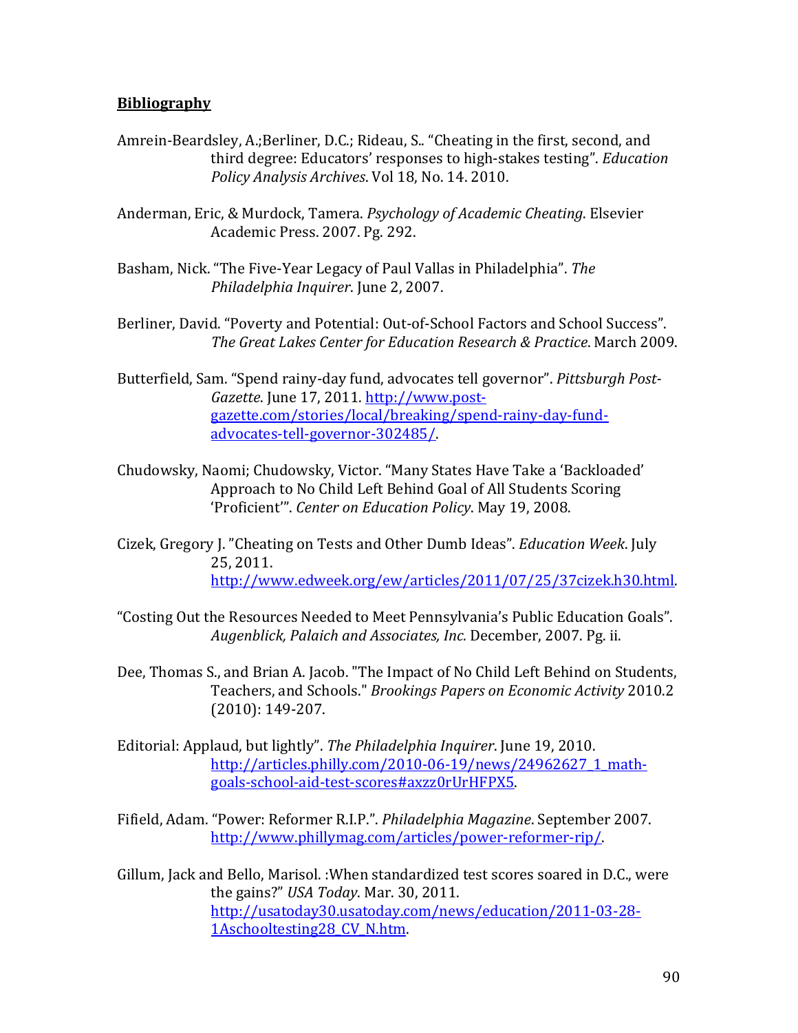**Bibliography**

Amrein-Beardsley, A.;Berliner, D.C.; Rideau, S.. “Cheating in the first, second, and third degree: Educators’ responses to high-stakes testing”. *Education Policy Analysis Archives*. Vol 18, No. 14. 2010.

Anderman, Eric, & Murdock, Tamera. *Psychology of Academic Cheating*. Elsevier Academic Press. 2007. Pg. 292.

Basham, Nick. “The Five-Year Legacy of Paul Vallas in Philadelphia”. *The Philadelphia Inquirer*. June 2, 2007.

Berliner, David. “Poverty and Potential: Out-of-School Factors and School Success”. *The Great Lakes Center for Education Research & Practice*. March 2009.

Butterfield, Sam. “Spend rainy-day fund, advocates tell governor”. *Pittsburgh Post-Gazette*. June 17, 2011. http://www.post-gazette.com/stories/local/breaking/spend-rainy-day-fund-advocates-tell-governor-302485/.

Chudowsky, Naomi; Chudowsky, Victor. “Many States Have Take a ‘Backloaded’ Approach to No Child Left Behind Goal of All Students Scoring ‘Proficient’”. *Center on Education Policy*. May 19, 2008.

Cizek, Gregory J. ”Cheating on Tests and Other Dumb Ideas”. *Education Week*. July 25, 2011. http://www.edweek.org/ew/articles/2011/07/25/37cizek.h30.html.

“Costing Out the Resources Needed to Meet Pennsylvania’s Public Education Goals”. *Augenblick, Palaich and Associates, Inc.* December, 2007. Pg. ii.

Dee, Thomas S., and Brian A. Jacob. "The Impact of No Child Left Behind on Students, Teachers, and Schools." *Brookings Papers on Economic Activity* 2010.2 (2010): 149-207.

Editorial: Applaud, but lightly”. *The Philadelphia Inquirer*. June 19, 2010. http://articles.philly.com/2010-06-19/news/24962627_1_math-goals-school-aid-test-scores#axzz0rUrHFPX5.

Fifield, Adam. “Power: Reformer R.I.P.”. *Philadelphia Magazine*. September 2007. http://www.phillymag.com/articles/power-reformer-rip/.

Gillum, Jack and Bello, Marisol. :When standardized test scores soared in D.C., were the gains?” *USA Today*. Mar. 30, 2011. http://usatoday30.usatoday.com/news/education/2011-03-28-1Aschooltesting28_CV_N.htm.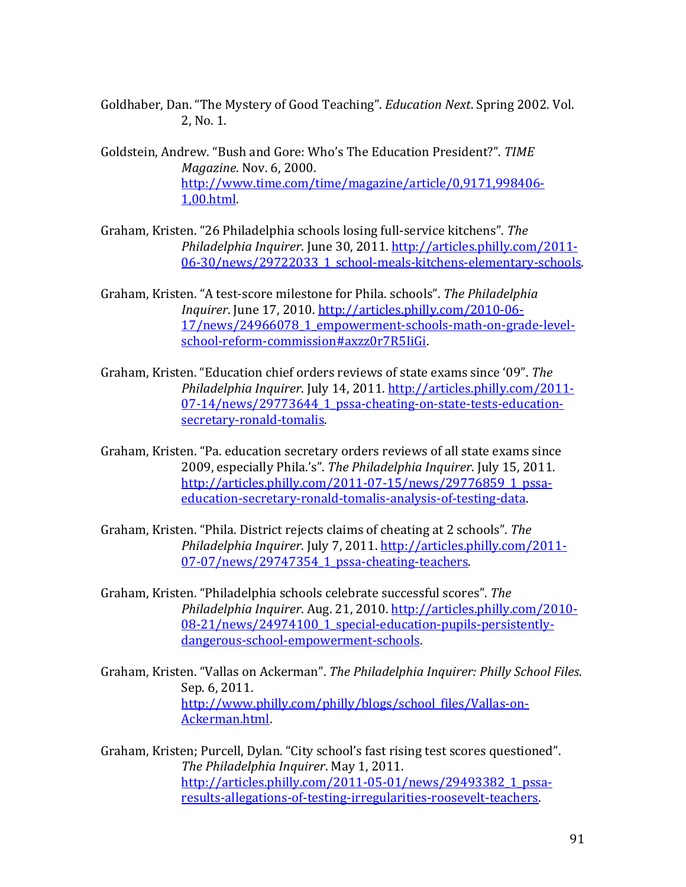Goldhaber, Dan. “The Mystery of Good Teaching”. *Education Next*. Spring 2002. Vol. 2, No. 1.

Goldstein, Andrew. “Bush and Gore: Who’s The Education President?”. *TIME Magazine*. Nov. 6, 2000. http://www.time.com/time/magazine/article/0,9171,998406-1,00.html.

Graham, Kristen. “26 Philadelphia schools losing full-service kitchens”. *The Philadelphia Inquirer*. June 30, 2011. http://articles.philly.com/2011-06-30/news/29722033_1_school-meals-kitchens-elementary-schools.

Graham, Kristen. “A test-score milestone for Phila. schools”. *The Philadelphia Inquirer*. June 17, 2010. http://articles.philly.com/2010-06-17/news/24966078_1_empowerment-schools-math-on-grade-level-school-reform-commission#axzz0r7R5IiGi.

Graham, Kristen. “Education chief orders reviews of state exams since ‘09”. *The Philadelphia Inquirer*. July 14, 2011. http://articles.philly.com/2011-07-14/news/29773644_1_pssa-cheating-on-state-tests-education-secretary-ronald-tomalis.

Graham, Kristen. “Pa. education secretary orders reviews of all state exams since 2009, especially Phila.’s”. *The Philadelphia Inquirer*. July 15, 2011. http://articles.philly.com/2011-07-15/news/29776859_1_pssa-education-secretary-ronald-tomalis-analysis-of-testing-data.

Graham, Kristen. “Phila. District rejects claims of cheating at 2 schools”. *The Philadelphia Inquirer*. July 7, 2011. http://articles.philly.com/2011-07-07/news/29747354_1_pssa-cheating-teachers.

Graham, Kristen. “Philadelphia schools celebrate successful scores”. *The Philadelphia Inquirer*. Aug. 21, 2010. http://articles.philly.com/2010-08-21/news/24974100_1_special-education-pupils-persistently-dangerous-school-empowerment-schools.

Graham, Kristen. “Vallas on Ackerman”. *The Philadelphia Inquirer: Philly School Files*. Sep. 6, 2011. http://www.philly.com/philly/blogs/school_files/Vallas-on-Ackerman.html.

Graham, Kristen; Purcell, Dylan. “City school’s fast rising test scores questioned”. *The Philadelphia Inquirer*. May 1, 2011. http://articles.philly.com/2011-05-01/news/29493382_1_pssa-results-allegations-of-testing-irregularities-roosevelt-teachers.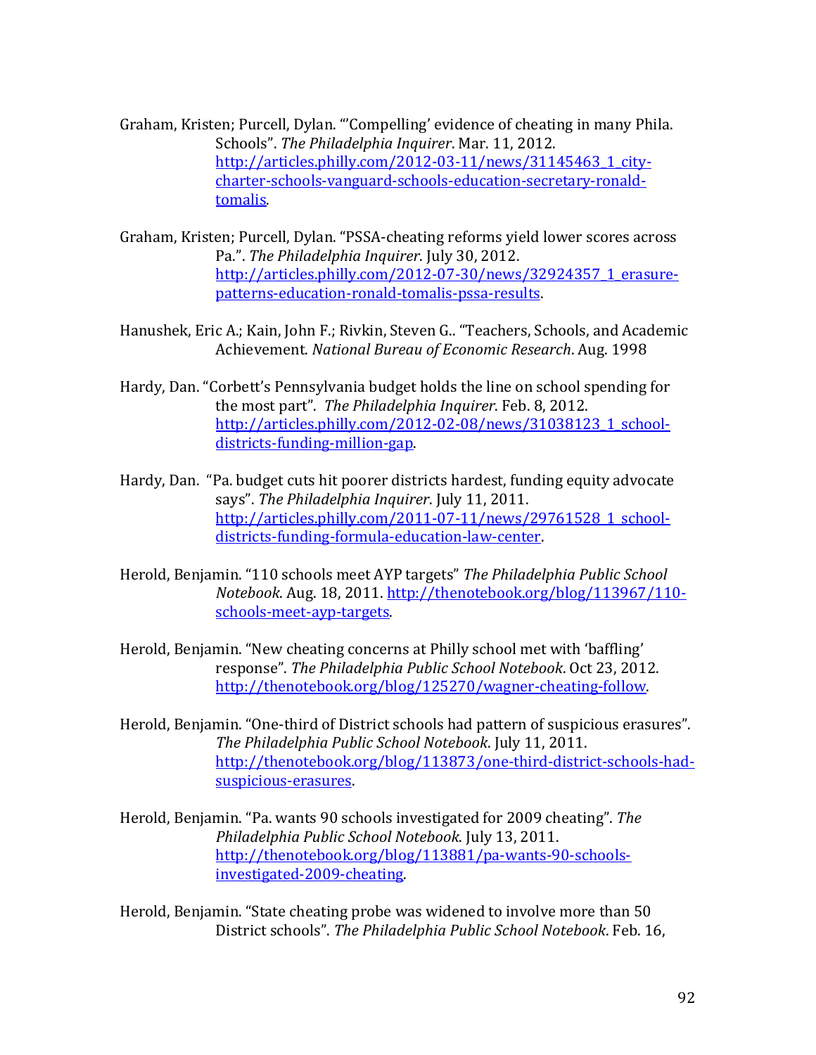Graham, Kristen; Purcell, Dylan. "'Compelling' evidence of cheating in many Phila. Schools". *The Philadelphia Inquirer*. Mar. 11, 2012. [http://articles.philly.com/2012-03-11/news/31145463_1_city-charter-schools-vanguard-schools-education-secretary-ronald-tomalis](http://articles.philly.com/2012-03-11/news/31145463_1_city-charter-schools-vanguard-schools-education-secretary-ronald-tomalis).

Graham, Kristen; Purcell, Dylan. "PSSA-cheating reforms yield lower scores across Pa.". *The Philadelphia Inquirer*. July 30, 2012. [http://articles.philly.com/2012-07-30/news/32924357_1_erasure-patterns-education-ronald-tomalis-pssa-results](http://articles.philly.com/2012-07-30/news/32924357_1_erasure-patterns-education-ronald-tomalis-pssa-results).

Hanushek, Eric A.; Kain, John F.; Rivkin, Steven G.. "Teachers, Schools, and Academic Achievement. *National Bureau of Economic Research*. Aug. 1998

Hardy, Dan. "Corbett's Pennsylvania budget holds the line on school spending for the most part". *The Philadelphia Inquirer*. Feb. 8, 2012. [http://articles.philly.com/2012-02-08/news/31038123_1_school-districts-funding-million-gap](http://articles.philly.com/2012-02-08/news/31038123_1_school-districts-funding-million-gap).

Hardy, Dan. "Pa. budget cuts hit poorer districts hardest, funding equity advocate says". *The Philadelphia Inquirer*. July 11, 2011. [http://articles.philly.com/2011-07-11/news/29761528_1_school-districts-funding-formula-education-law-center](http://articles.philly.com/2011-07-11/news/29761528_1_school-districts-funding-formula-education-law-center).

Herold, Benjamin. "110 schools meet AYP targets" *The Philadelphia Public School Notebook*. Aug. 18, 2011. [http://thenotebook.org/blog/113967/110-schools-meet-ayp-targets](http://thenotebook.org/blog/113967/110-schools-meet-ayp-targets).

Herold, Benjamin. "New cheating concerns at Philly school met with 'baffling' response". *The Philadelphia Public School Notebook*. Oct 23, 2012. [http://thenotebook.org/blog/125270/wagner-cheating-follow](http://thenotebook.org/blog/125270/wagner-cheating-follow).

Herold, Benjamin. "One-third of District schools had pattern of suspicious erasures". *The Philadelphia Public School Notebook*. July 11, 2011. [http://thenotebook.org/blog/113873/one-third-district-schools-had-suspicious-erasures](http://thenotebook.org/blog/113873/one-third-district-schools-had-suspicious-erasures).

Herold, Benjamin. "Pa. wants 90 schools investigated for 2009 cheating". *The Philadelphia Public School Notebook*. July 13, 2011. [http://thenotebook.org/blog/113881/pa-wants-90-schools-investigated-2009-cheating](http://thenotebook.org/blog/113881/pa-wants-90-schools-investigated-2009-cheating).

Herold, Benjamin. "State cheating probe was widened to involve more than 50 District schools". *The Philadelphia Public School Notebook*. Feb. 16,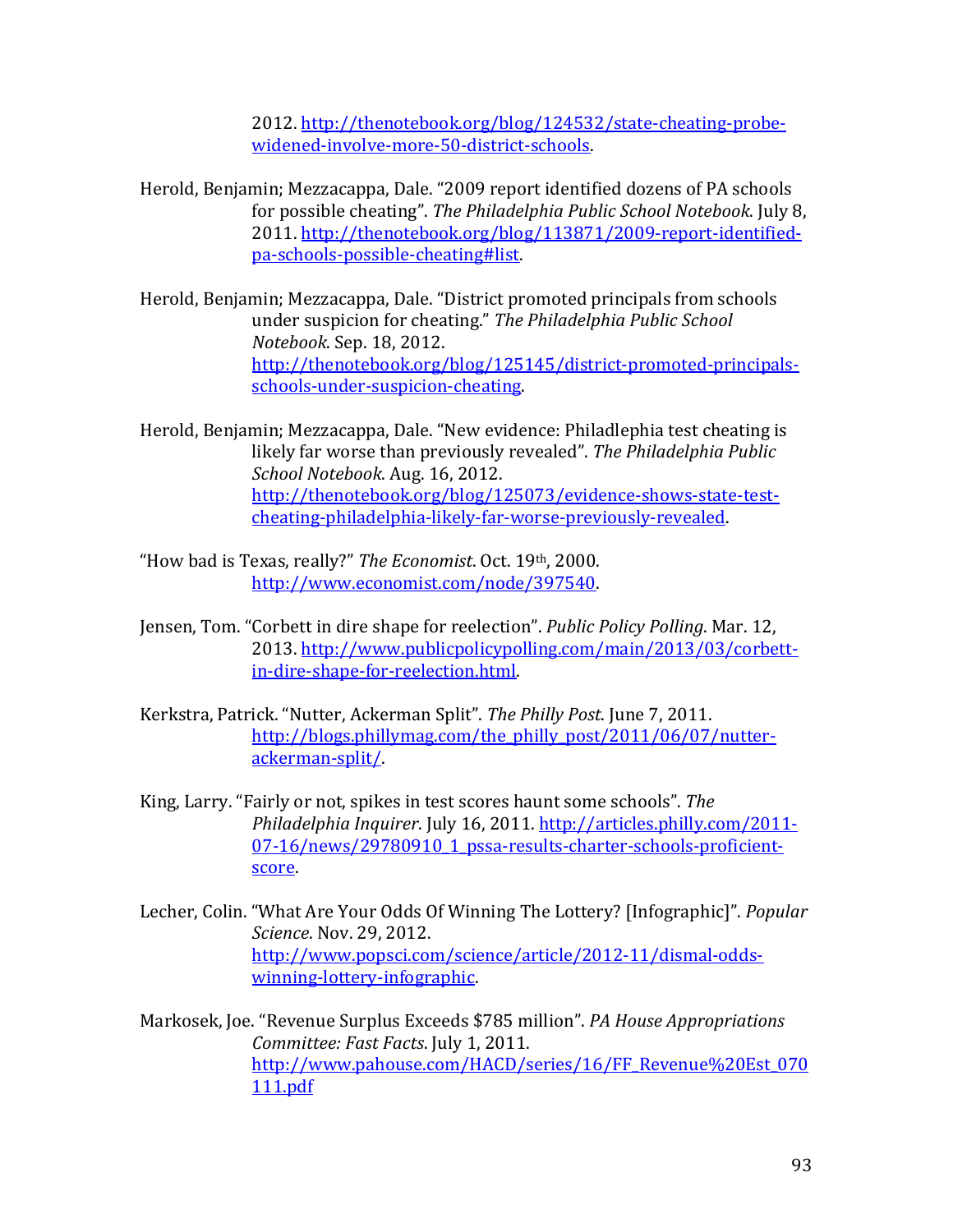2012. http://thenotebook.org/blog/124532/state-cheating-probe-widened-involve-more-50-district-schools.

Herold, Benjamin; Mezzacappa, Dale. "2009 report identified dozens of PA schools for possible cheating". *The Philadelphia Public School Notebook*. July 8, 2011. http://thenotebook.org/blog/113871/2009-report-identified-pa-schools-possible-cheating#list.

Herold, Benjamin; Mezzacappa, Dale. "District promoted principals from schools under suspicion for cheating." *The Philadelphia Public School Notebook*. Sep. 18, 2012. http://thenotebook.org/blog/125145/district-promoted-principals-schools-under-suspicion-cheating.

Herold, Benjamin; Mezzacappa, Dale. "New evidence: Philadlephia test cheating is likely far worse than previously revealed". *The Philadelphia Public School Notebook*. Aug. 16, 2012. http://thenotebook.org/blog/125073/evidence-shows-state-test-cheating-philadelphia-likely-far-worse-previously-revealed.

"How bad is Texas, really?" *The Economist*. Oct. 19th, 2000. http://www.economist.com/node/397540.

Jensen, Tom. "Corbett in dire shape for reelection". *Public Policy Polling*. Mar. 12, 2013. http://www.publicpolicypolling.com/main/2013/03/corbett-in-dire-shape-for-reelection.html.

Kerkstra, Patrick. "Nutter, Ackerman Split". *The Philly Post*. June 7, 2011. http://blogs.phillymag.com/the_philly_post/2011/06/07/nutter-ackerman-split/.

King, Larry. "Fairly or not, spikes in test scores haunt some schools". *The Philadelphia Inquirer*. July 16, 2011. http://articles.philly.com/2011-07-16/news/29780910_1_pssa-results-charter-schools-proficient-score.

Lecher, Colin. "What Are Your Odds Of Winning The Lottery? [Infographic]". *Popular Science*. Nov. 29, 2012. http://www.popsci.com/science/article/2012-11/dismal-odds-winning-lottery-infographic.

Markosek, Joe. "Revenue Surplus Exceeds $785 million". *PA House Appropriations Committee: Fast Facts*. July 1, 2011. http://www.pahouse.com/HACD/series/16/FF_Revenue%20Est_070111.pdf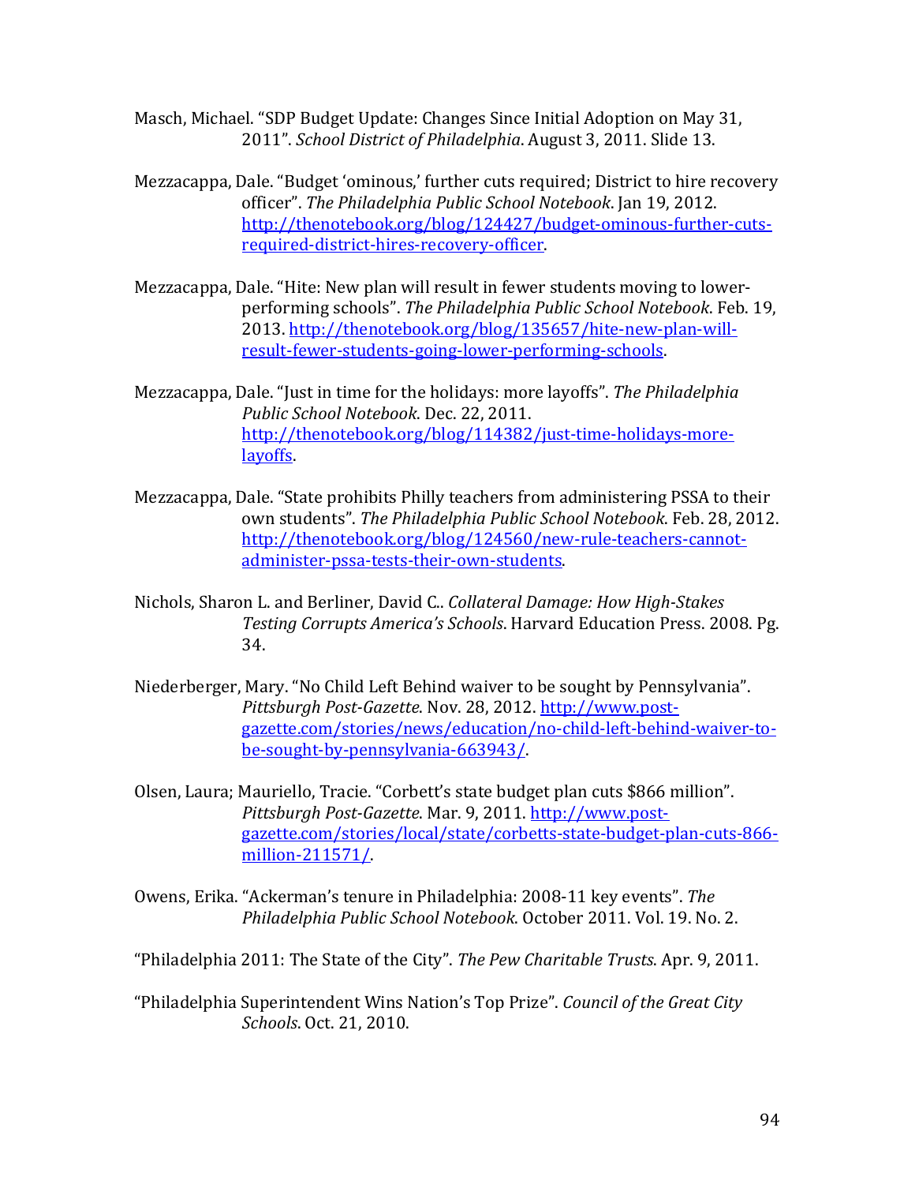Masch, Michael. "SDP Budget Update: Changes Since Initial Adoption on May 31, 2011". *School District of Philadelphia*. August 3, 2011. Slide 13.

Mezzacappa, Dale. "Budget 'ominous,' further cuts required; District to hire recovery officer". *The Philadelphia Public School Notebook*. Jan 19, 2012. http://thenotebook.org/blog/124427/budget-ominous-further-cuts-required-district-hires-recovery-officer.

Mezzacappa, Dale. "Hite: New plan will result in fewer students moving to lower-performing schools". *The Philadelphia Public School Notebook*. Feb. 19, 2013. http://thenotebook.org/blog/135657/hite-new-plan-will-result-fewer-students-going-lower-performing-schools.

Mezzacappa, Dale. "Just in time for the holidays: more layoffs". *The Philadelphia Public School Notebook*. Dec. 22, 2011. http://thenotebook.org/blog/114382/just-time-holidays-more-layoffs.

Mezzacappa, Dale. "State prohibits Philly teachers from administering PSSA to their own students". *The Philadelphia Public School Notebook*. Feb. 28, 2012. http://thenotebook.org/blog/124560/new-rule-teachers-cannot-administer-pssa-tests-their-own-students.

Nichols, Sharon L. and Berliner, David C.. *Collateral Damage: How High-Stakes Testing Corrupts America's Schools*. Harvard Education Press. 2008. Pg. 34.

Niederberger, Mary. "No Child Left Behind waiver to be sought by Pennsylvania". *Pittsburgh Post-Gazette*. Nov. 28, 2012. http://www.post-gazette.com/stories/news/education/no-child-left-behind-waiver-to-be-sought-by-pennsylvania-663943/.

Olsen, Laura; Mauriello, Tracie. "Corbett's state budget plan cuts $866 million". *Pittsburgh Post-Gazette*. Mar. 9, 2011. http://www.post-gazette.com/stories/local/state/corbetts-state-budget-plan-cuts-866-million-211571/.

Owens, Erika. "Ackerman's tenure in Philadelphia: 2008-11 key events". *The Philadelphia Public School Notebook*. October 2011. Vol. 19. No. 2.

"Philadelphia 2011: The State of the City". *The Pew Charitable Trusts*. Apr. 9, 2011.

"Philadelphia Superintendent Wins Nation's Top Prize". *Council of the Great City Schools*. Oct. 21, 2010.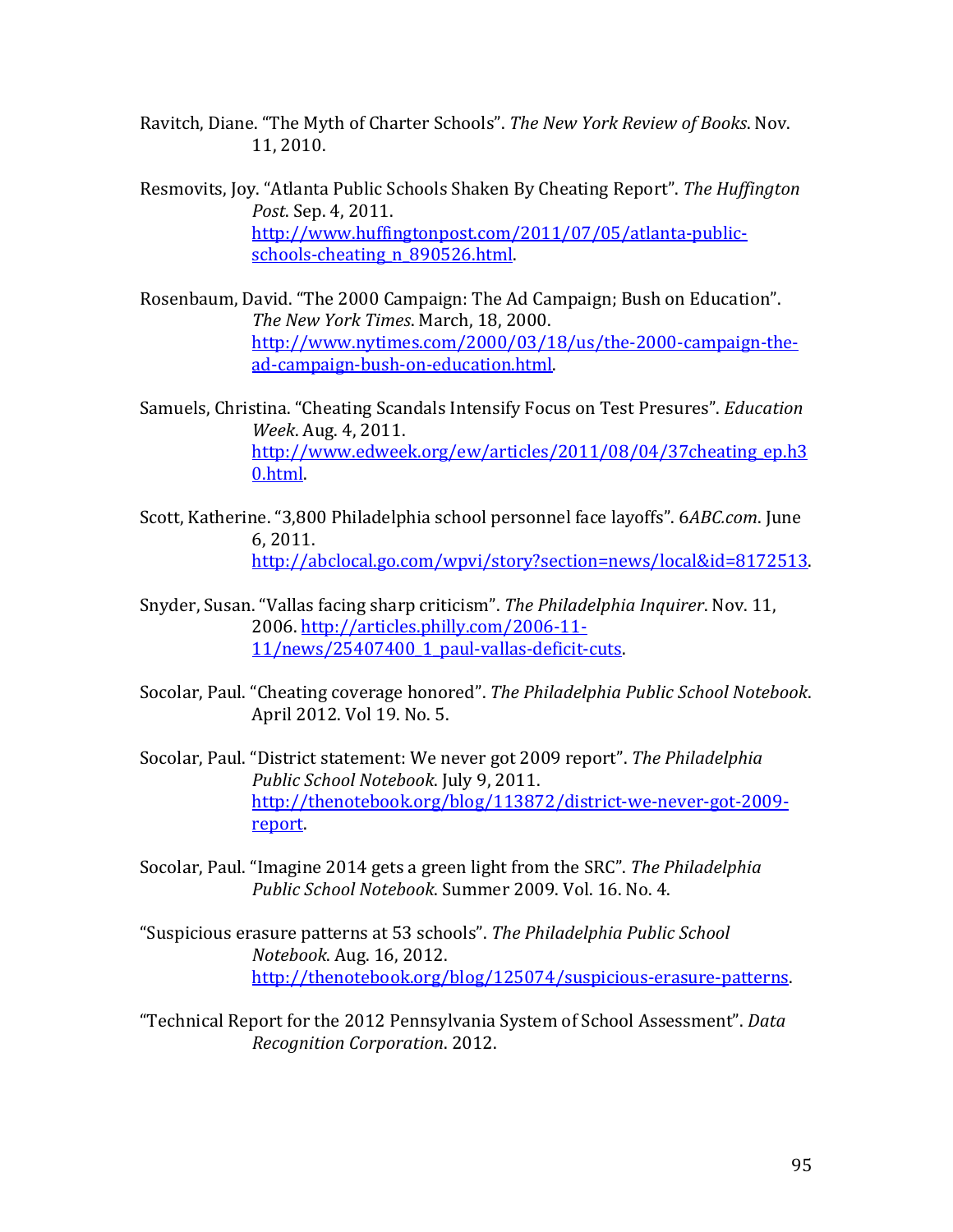Ravitch, Diane. "The Myth of Charter Schools". *The New York Review of Books*. Nov. 11, 2010.

Resmovits, Joy. "Atlanta Public Schools Shaken By Cheating Report". *The Huffington Post*. Sep. 4, 2011. http://www.huffingtonpost.com/2011/07/05/atlanta-public-schools-cheating_n_890526.html.

Rosenbaum, David. "The 2000 Campaign: The Ad Campaign; Bush on Education". *The New York Times*. March, 18, 2000. http://www.nytimes.com/2000/03/18/us/the-2000-campaign-the-ad-campaign-bush-on-education.html.

Samuels, Christina. "Cheating Scandals Intensify Focus on Test Presures". *Education Week*. Aug. 4, 2011. http://www.edweek.org/ew/articles/2011/08/04/37cheating_ep.h30.html.

Scott, Katherine. "3,800 Philadelphia school personnel face layoffs". 6*ABC.com*. June 6, 2011. http://abclocal.go.com/wpvi/story?section=news/local&id=8172513.

Snyder, Susan. "Vallas facing sharp criticism". *The Philadelphia Inquirer*. Nov. 11, 2006. http://articles.philly.com/2006-11-11/news/25407400_1_paul-vallas-deficit-cuts.

Socolar, Paul. "Cheating coverage honored". *The Philadelphia Public School Notebook*. April 2012. Vol 19. No. 5.

Socolar, Paul. "District statement: We never got 2009 report". *The Philadelphia Public School Notebook*. July 9, 2011. http://thenotebook.org/blog/113872/district-we-never-got-2009-report.

Socolar, Paul. "Imagine 2014 gets a green light from the SRC". *The Philadelphia Public School Notebook*. Summer 2009. Vol. 16. No. 4.

"Suspicious erasure patterns at 53 schools". *The Philadelphia Public School Notebook*. Aug. 16, 2012. http://thenotebook.org/blog/125074/suspicious-erasure-patterns.

"Technical Report for the 2012 Pennsylvania System of School Assessment". *Data Recognition Corporation*. 2012.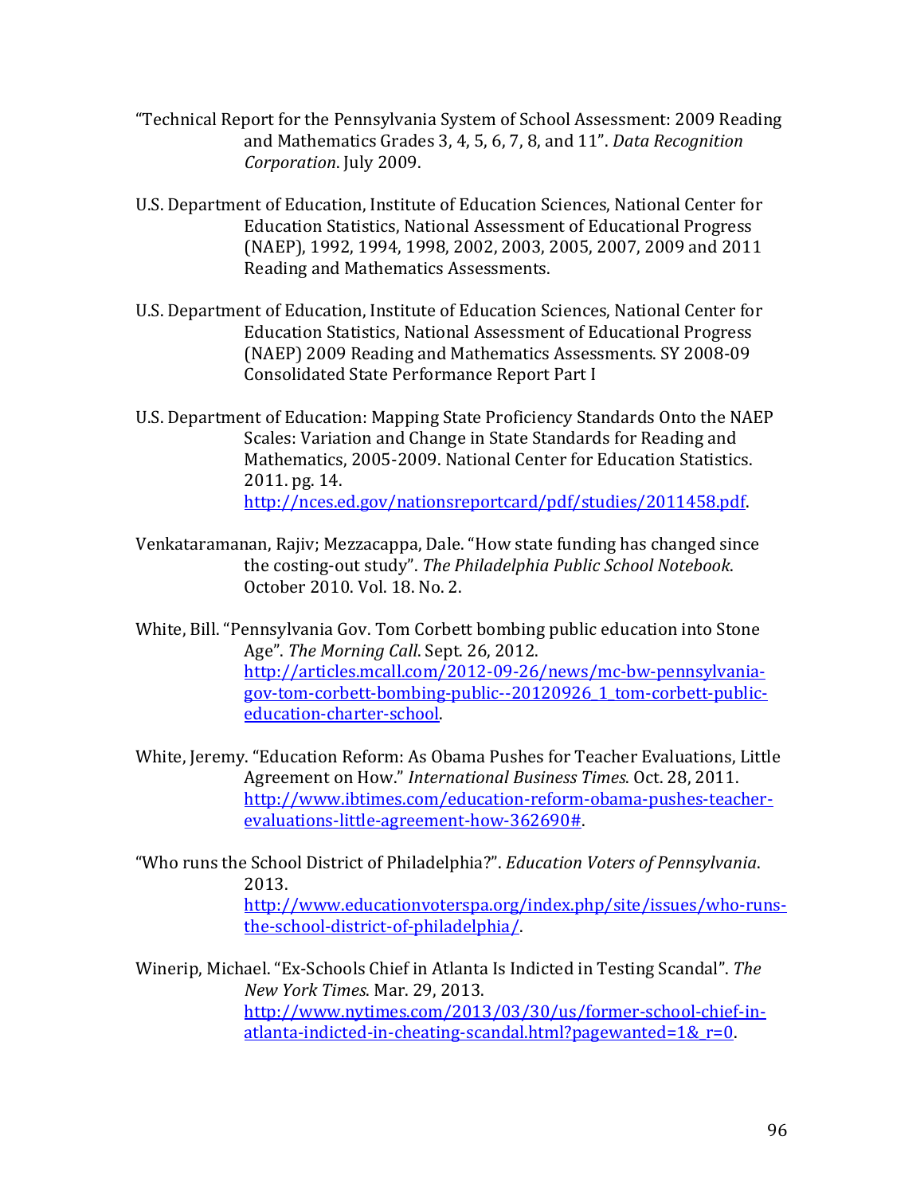"Technical Report for the Pennsylvania System of School Assessment: 2009 Reading and Mathematics Grades 3, 4, 5, 6, 7, 8, and 11". *Data Recognition Corporation*. July 2009.

U.S. Department of Education, Institute of Education Sciences, National Center for Education Statistics, National Assessment of Educational Progress (NAEP), 1992, 1994, 1998, 2002, 2003, 2005, 2007, 2009 and 2011 Reading and Mathematics Assessments.

U.S. Department of Education, Institute of Education Sciences, National Center for Education Statistics, National Assessment of Educational Progress (NAEP) 2009 Reading and Mathematics Assessments. SY 2008-09 Consolidated State Performance Report Part I

U.S. Department of Education: Mapping State Proficiency Standards Onto the NAEP Scales: Variation and Change in State Standards for Reading and Mathematics, 2005-2009. National Center for Education Statistics. 2011. pg. 14. http://nces.ed.gov/nationsreportcard/pdf/studies/2011458.pdf.

Venkataramanan, Rajiv; Mezzacappa, Dale. "How state funding has changed since the costing-out study". *The Philadelphia Public School Notebook*. October 2010. Vol. 18. No. 2.

White, Bill. "Pennsylvania Gov. Tom Corbett bombing public education into Stone Age". *The Morning Call*. Sept. 26, 2012. http://articles.mcall.com/2012-09-26/news/mc-bw-pennsylvania-gov-tom-corbett-bombing-public--20120926_1_tom-corbett-public-education-charter-school.

White, Jeremy. "Education Reform: As Obama Pushes for Teacher Evaluations, Little Agreement on How." *International Business Times*. Oct. 28, 2011. http://www.ibtimes.com/education-reform-obama-pushes-teacher-evaluations-little-agreement-how-362690#.

"Who runs the School District of Philadelphia?". *Education Voters of Pennsylvania*. 2013. http://www.educationvoterspa.org/index.php/site/issues/who-runs-the-school-district-of-philadelphia/.

Winerip, Michael. "Ex-Schools Chief in Atlanta Is Indicted in Testing Scandal". *The New York Times*. Mar. 29, 2013. http://www.nytimes.com/2013/03/30/us/former-school-chief-in-atlanta-indicted-in-cheating-scandal.html?pagewanted=1&_r=0.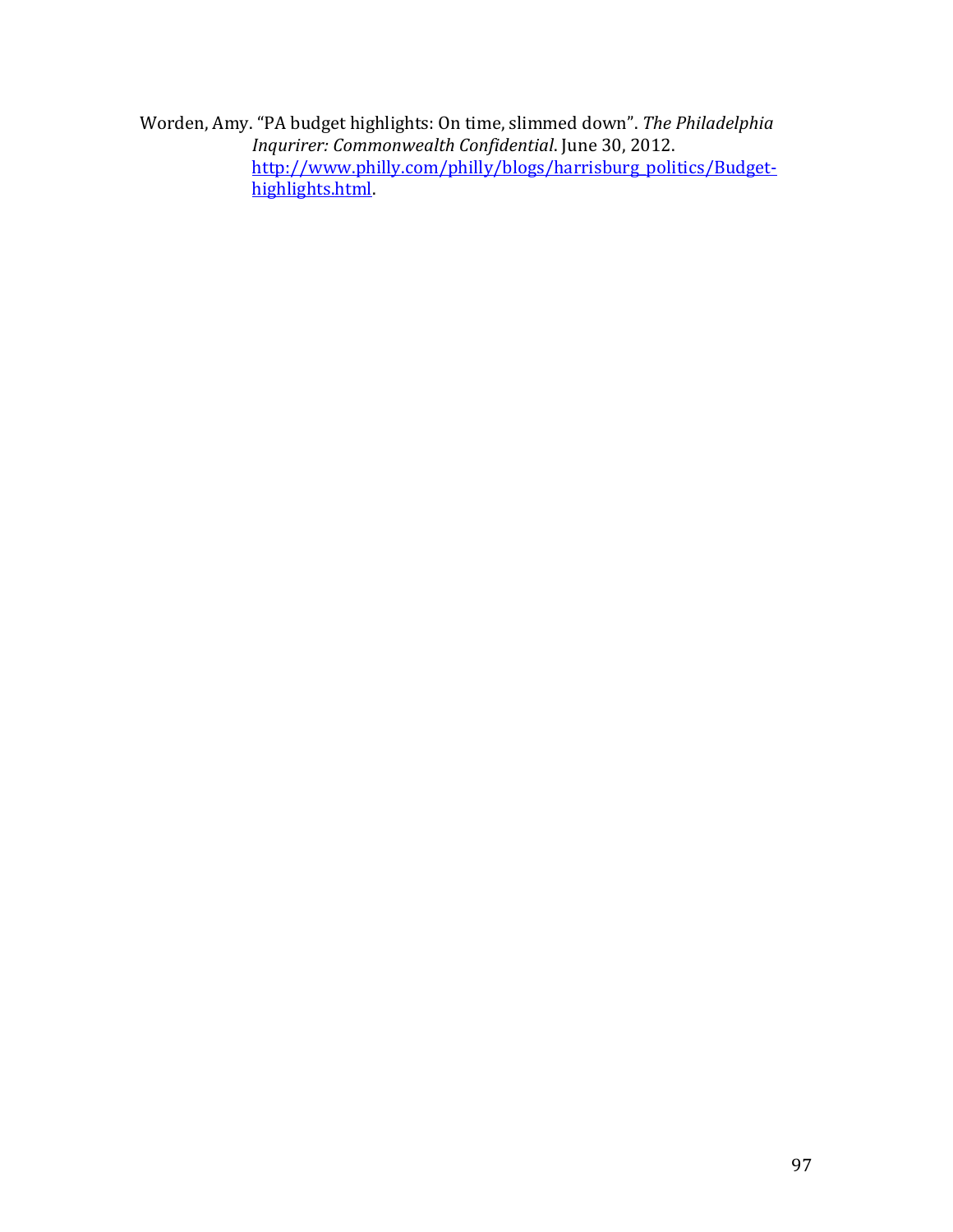Worden, Amy. "PA budget highlights: On time, slimmed down". *The Philadelphia Inqurirer: Commonwealth Confidential*. June 30, 2012. http://www.philly.com/philly/blogs/harrisburg_politics/Budget-highlights.html.